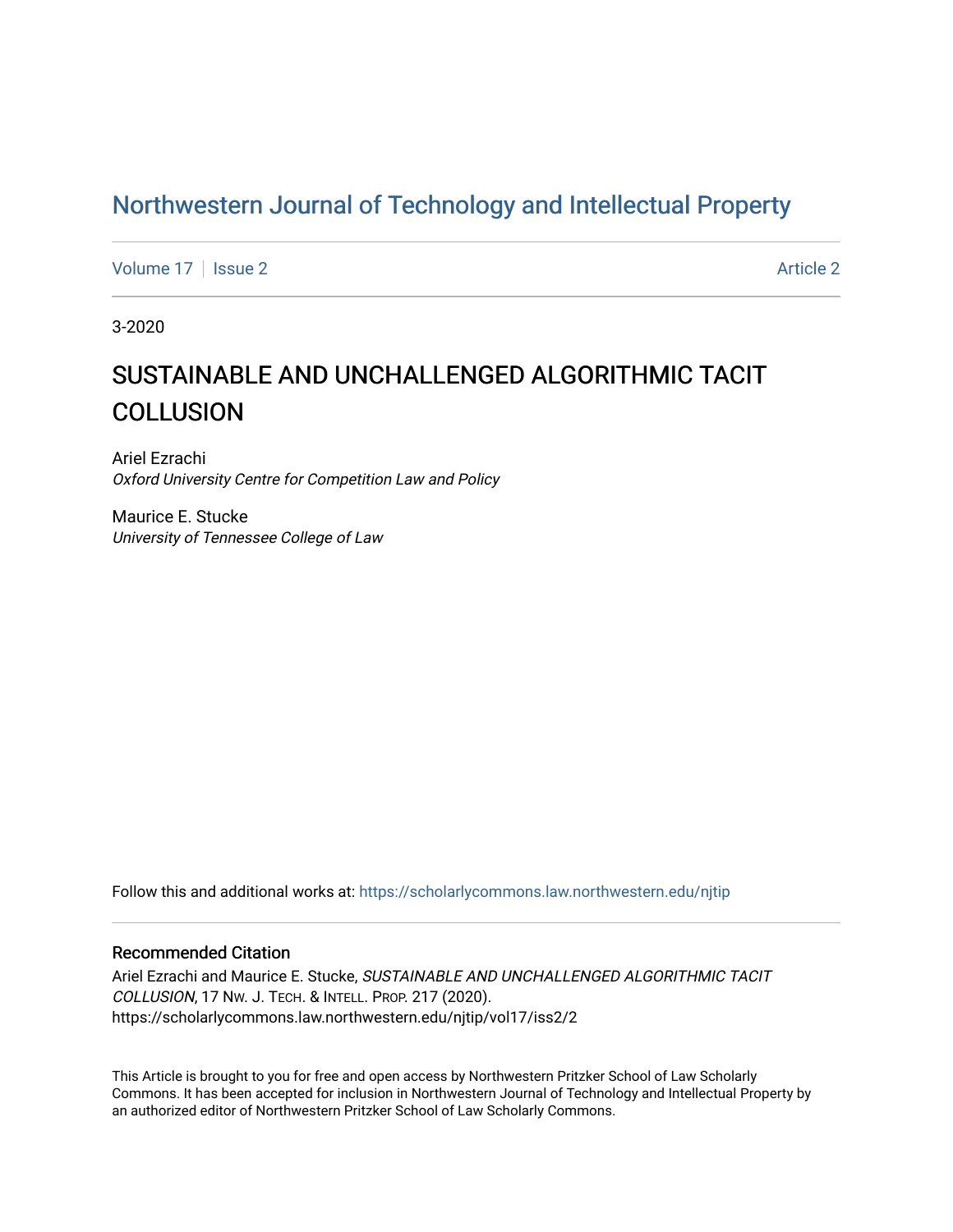# Northwestern Journal of Technology and Intellectual Property

Volume 17 | Issue 2 | Article 2

3-2020

## SUSTAINABLE AND UNCHALLENGED ALGORITHMIC TACIT COLLUSION

Ariel Ezrachi
*Oxford University Centre for Competition Law and Policy*

Maurice E. Stucke
*University of Tennessee College of Law*

Follow this and additional works at: https://scholarlycommons.law.northwestern.edu/njtip

### Recommended Citation

Ariel Ezrachi and Maurice E. Stucke, *SUSTAINABLE AND UNCHALLENGED ALGORITHMIC TACIT COLLUSION*, 17 Nw. J. Tech. & Intell. Prop. 217 (2020).
https://scholarlycommons.law.northwestern.edu/njtip/vol17/iss2/2

This Article is brought to you for free and open access by Northwestern Pritzker School of Law Scholarly Commons. It has been accepted for inclusion in Northwestern Journal of Technology and Intellectual Property by an authorized editor of Northwestern Pritzker School of Law Scholarly Commons.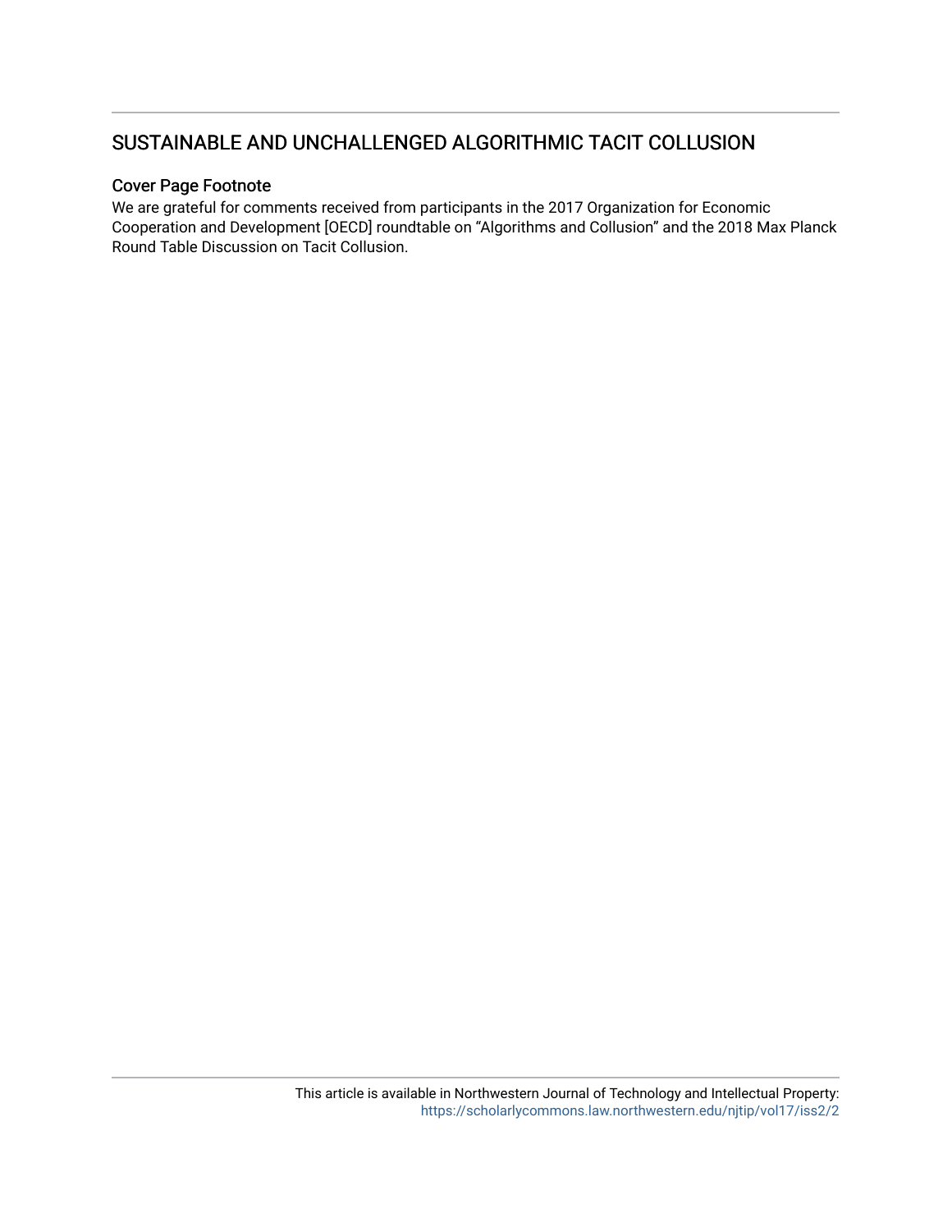# SUSTAINABLE AND UNCHALLENGED ALGORITHMIC TACIT COLLUSION

## Cover Page Footnote

We are grateful for comments received from participants in the 2017 Organization for Economic Cooperation and Development [OECD] roundtable on "Algorithms and Collusion" and the 2018 Max Planck Round Table Discussion on Tacit Collusion.

This article is available in Northwestern Journal of Technology and Intellectual Property: https://scholarlycommons.law.northwestern.edu/njtip/vol17/iss2/2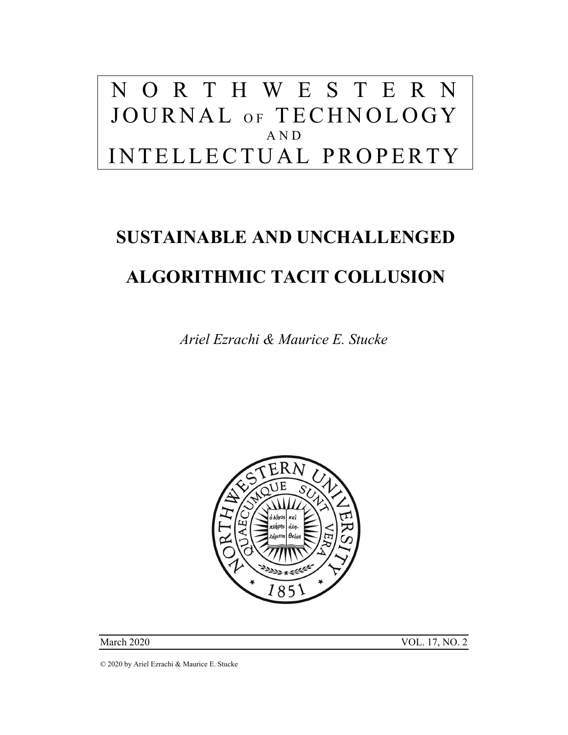# NORTHWESTERN JOURNAL OF TECHNOLOGY AND INTELLECTUAL PROPERTY

# SUSTAINABLE AND UNCHALLENGED ALGORITHMIC TACIT COLLUSION

*Ariel Ezrachi & Maurice E. Stucke*

March 2020 VOL. 17, NO. 2

© 2020 by Ariel Ezrachi & Maurice E. Stucke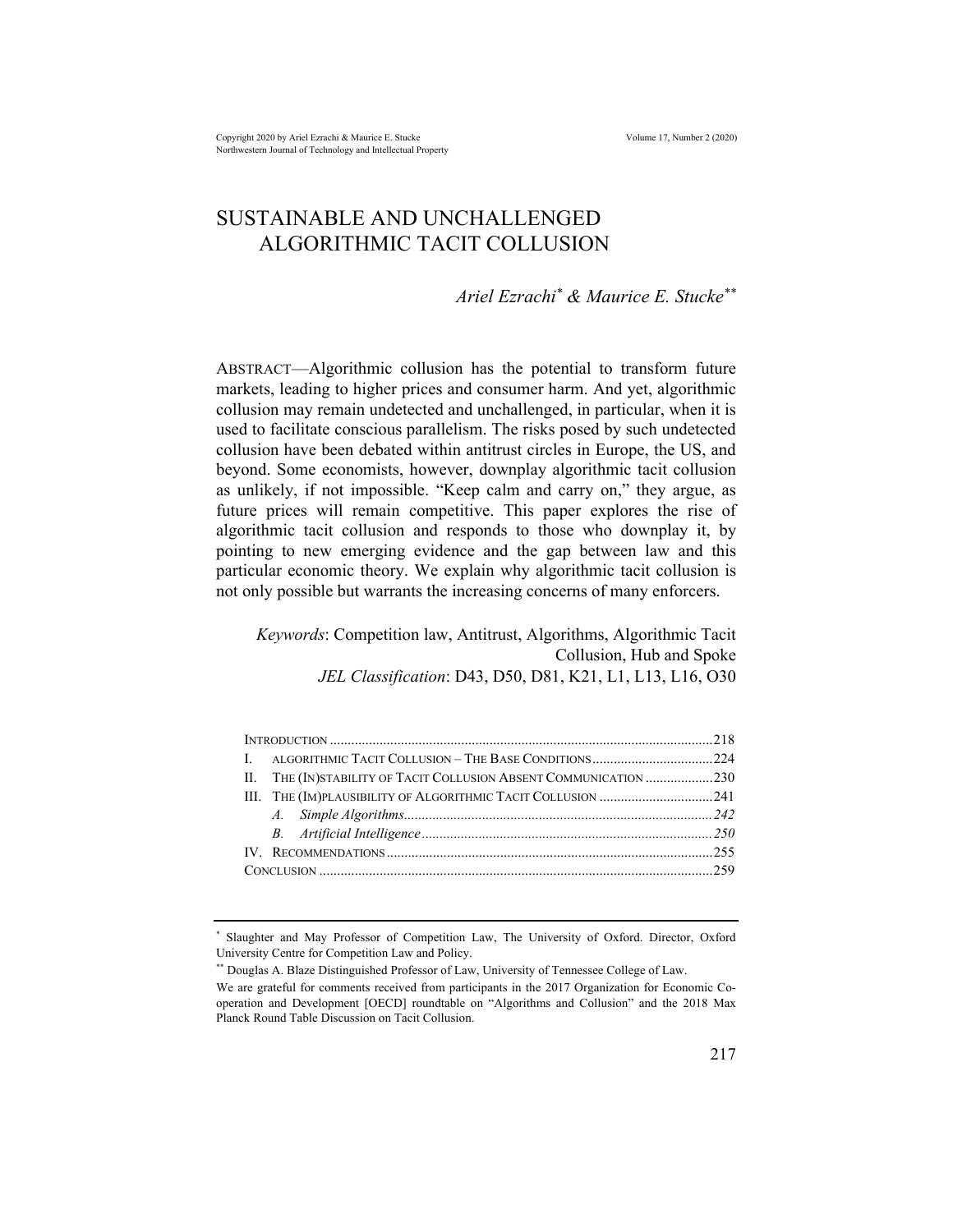# SUSTAINABLE AND UNCHALLENGED ALGORITHMIC TACIT COLLUSION

*Ariel Ezrachi*[*] *& Maurice E. Stucke*[**]

ABSTRACT—Algorithmic collusion has the potential to transform future markets, leading to higher prices and consumer harm. And yet, algorithmic collusion may remain undetected and unchallenged, in particular, when it is used to facilitate conscious parallelism. The risks posed by such undetected collusion have been debated within antitrust circles in Europe, the US, and beyond. Some economists, however, downplay algorithmic tacit collusion as unlikely, if not impossible. "Keep calm and carry on," they argue, as future prices will remain competitive. This paper explores the rise of algorithmic tacit collusion and responds to those who downplay it, by pointing to new emerging evidence and the gap between law and this particular economic theory. We explain why algorithmic tacit collusion is not only possible but warrants the increasing concerns of many enforcers.

*Keywords*: Competition law, Antitrust, Algorithms, Algorithmic Tacit Collusion, Hub and Spoke

*JEL Classification*: D43, D50, D81, K21, L1, L13, L16, O30

INTRODUCTION .......................................................................................................218
I. ALGORITHMIC TACIT COLLUSION – THE BASE CONDITIONS ................................224
II. THE (IN)STABILITY OF TACIT COLLUSION ABSENT COMMUNICATION ..................230
III. THE (IM)PLAUSIBILITY OF ALGORITHMIC TACIT COLLUSION ...............................241
*A. Simple Algorithms*......................................................................................242
*B. Artificial Intelligence*.................................................................................250
IV. RECOMMENDATIONS ...........................................................................................255
CONCLUSION .............................................................................................................259

---

[*] Slaughter and May Professor of Competition Law, The University of Oxford. Director, Oxford University Centre for Competition Law and Policy.

[**] Douglas A. Blaze Distinguished Professor of Law, University of Tennessee College of Law.

We are grateful for comments received from participants in the 2017 Organization for Economic Co-operation and Development [OECD] roundtable on "Algorithms and Collusion" and the 2018 Max Planck Round Table Discussion on Tacit Collusion.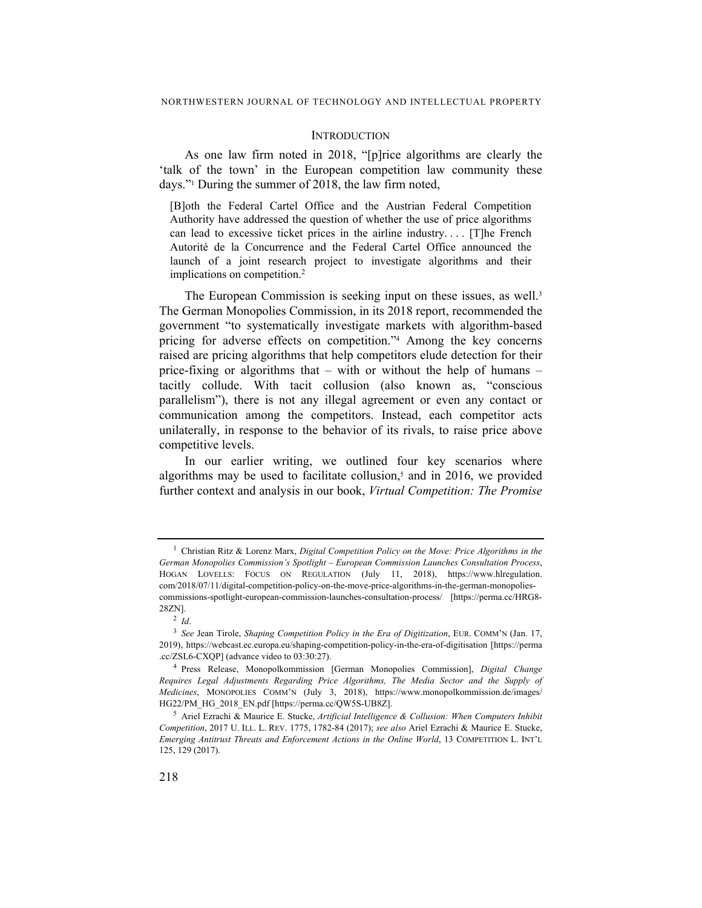## INTRODUCTION

As one law firm noted in 2018, "[p]rice algorithms are clearly the 'talk of the town' in the European competition law community these days."[1] During the summer of 2018, the law firm noted,

> [B]oth the Federal Cartel Office and the Austrian Federal Competition Authority have addressed the question of whether the use of price algorithms can lead to excessive ticket prices in the airline industry. . . . [T]he French Autorité de la Concurrence and the Federal Cartel Office announced the launch of a joint research project to investigate algorithms and their implications on competition.[2]

The European Commission is seeking input on these issues, as well.[3] The German Monopolies Commission, in its 2018 report, recommended the government "to systematically investigate markets with algorithm-based pricing for adverse effects on competition."[4] Among the key concerns raised are pricing algorithms that help competitors elude detection for their price-fixing or algorithms that – with or without the help of humans – tacitly collude. With tacit collusion (also known as, "conscious parallelism"), there is not any illegal agreement or even any contact or communication among the competitors. Instead, each competitor acts unilaterally, in response to the behavior of its rivals, to raise price above competitive levels.

In our earlier writing, we outlined four key scenarios where algorithms may be used to facilitate collusion,[5] and in 2016, we provided further context and analysis in our book, *Virtual Competition: The Promise*

---

[1] Christian Ritz & Lorenz Marx, *Digital Competition Policy on the Move: Price Algorithms in the German Monopolies Commission's Spotlight – European Commission Launches Consultation Process*, HOGAN LOVELLS: FOCUS ON REGULATION (July 11, 2018), https://www.hlregulation.com/2018/07/11/digital-competition-policy-on-the-move-price-algorithms-in-the-german-monopolies-commissions-spotlight-european-commission-launches-consultation-process/ [https://perma.cc/HRG8-28ZN].

[2] *Id*.

[3] *See* Jean Tirole, *Shaping Competition Policy in the Era of Digitization*, EUR. COMM'N (Jan. 17, 2019), https://webcast.ec.europa.eu/shaping-competition-policy-in-the-era-of-digitisation [https://perma.cc/ZSL6-CXQP] (advance video to 03:30:27).

[4] Press Release, Monopolkommission [German Monopolies Commission], *Digital Change Requires Legal Adjustments Regarding Price Algorithms, The Media Sector and the Supply of Medicines*, MONOPOLIES COMM'N (July 3, 2018), https://www.monopolkommission.de/images/HG22/PM_HG_2018_EN.pdf [https://perma.cc/QW5S-UB8Z].

[5] Ariel Ezrachi & Maurice E. Stucke, *Artificial Intelligence & Collusion: When Computers Inhibit Competition*, 2017 U. ILL. L. REV. 1775, 1782-84 (2017); *see also* Ariel Ezrachi & Maurice E. Stucke, *Emerging Antitrust Threats and Enforcement Actions in the Online World*, 13 COMPETITION L. INT'L 125, 129 (2017).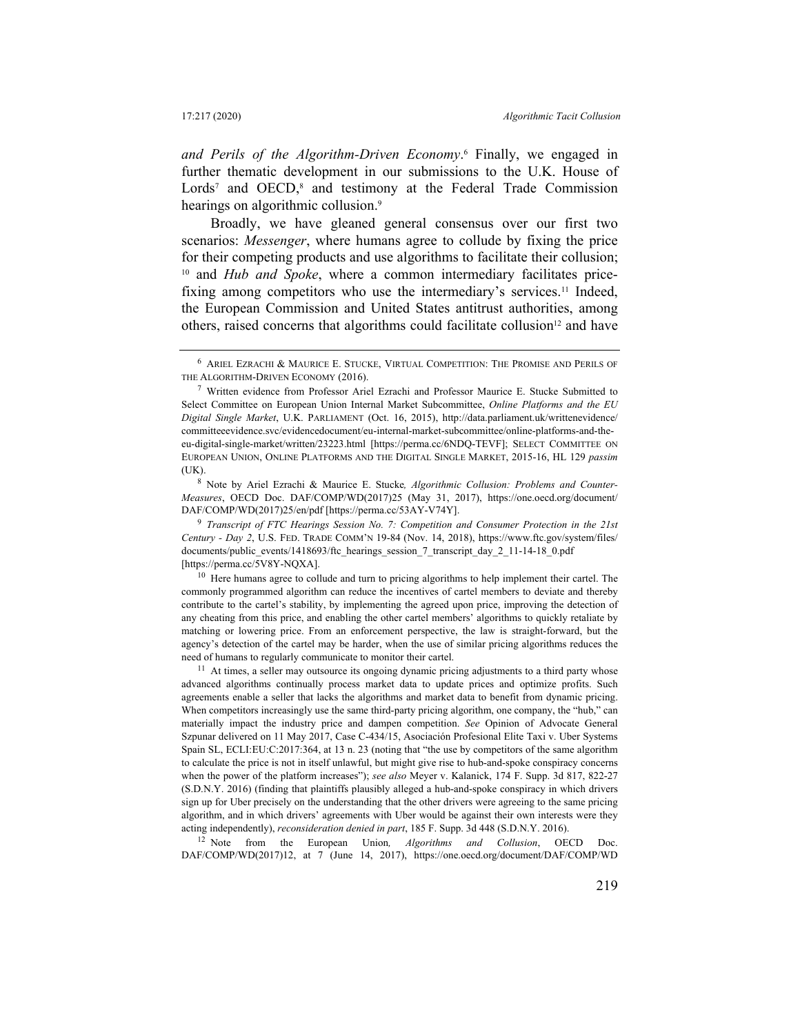*and Perils of the Algorithm-Driven Economy*.[6] Finally, we engaged in further thematic development in our submissions to the U.K. House of Lords[7] and OECD,[8] and testimony at the Federal Trade Commission hearings on algorithmic collusion.[9]

Broadly, we have gleaned general consensus over our first two scenarios: *Messenger*, where humans agree to collude by fixing the price for their competing products and use algorithms to facilitate their collusion;[10] and *Hub and Spoke*, where a common intermediary facilitates price-fixing among competitors who use the intermediary's services.[11] Indeed, the European Commission and United States antitrust authorities, among others, raised concerns that algorithms could facilitate collusion[12] and have

---

[6] ARIEL EZRACHI & MAURICE E. STUCKE, VIRTUAL COMPETITION: THE PROMISE AND PERILS OF THE ALGORITHM-DRIVEN ECONOMY (2016).

[7] Written evidence from Professor Ariel Ezrachi and Professor Maurice E. Stucke Submitted to Select Committee on European Union Internal Market Subcommittee, *Online Platforms and the EU Digital Single Market*, U.K. PARLIAMENT (Oct. 16, 2015), http://data.parliament.uk/writtenevidence/committeeevidence.svc/evidencedocument/eu-internal-market-subcommittee/online-platforms-and-the-eu-digital-single-market/written/23223.html [https://perma.cc/6NDQ-TEVF]; SELECT COMMITTEE ON EUROPEAN UNION, ONLINE PLATFORMS AND THE DIGITAL SINGLE MARKET, 2015-16, HL 129 *passim* (UK).

[8] Note by Ariel Ezrachi & Maurice E. Stucke*, Algorithmic Collusion: Problems and Counter-Measures*, OECD Doc. DAF/COMP/WD(2017)25 (May 31, 2017), https://one.oecd.org/document/DAF/COMP/WD(2017)25/en/pdf [https://perma.cc/53AY-V74Y].

[9] *Transcript of FTC Hearings Session No. 7: Competition and Consumer Protection in the 21st Century - Day 2*, U.S. FED. TRADE COMM'N 19-84 (Nov. 14, 2018), https://www.ftc.gov/system/files/documents/public_events/1418693/ftc_hearings_session_7_transcript_day_2_11-14-18_0.pdf [https://perma.cc/5V8Y-NQXA].

[10] Here humans agree to collude and turn to pricing algorithms to help implement their cartel. The commonly programmed algorithm can reduce the incentives of cartel members to deviate and thereby contribute to the cartel's stability, by implementing the agreed upon price, improving the detection of any cheating from this price, and enabling the other cartel members' algorithms to quickly retaliate by matching or lowering price. From an enforcement perspective, the law is straight-forward, but the agency's detection of the cartel may be harder, when the use of similar pricing algorithms reduces the need of humans to regularly communicate to monitor their cartel.

[11] At times, a seller may outsource its ongoing dynamic pricing adjustments to a third party whose advanced algorithms continually process market data to update prices and optimize profits. Such agreements enable a seller that lacks the algorithms and market data to benefit from dynamic pricing. When competitors increasingly use the same third-party pricing algorithm, one company, the "hub," can materially impact the industry price and dampen competition. *See* Opinion of Advocate General Szpunar delivered on 11 May 2017, Case C-434/15, Asociación Profesional Elite Taxi v. Uber Systems Spain SL, ECLI:EU:C:2017:364, at 13 n. 23 (noting that "the use by competitors of the same algorithm to calculate the price is not in itself unlawful, but might give rise to hub-and-spoke conspiracy concerns when the power of the platform increases"); *see also* Meyer v. Kalanick, 174 F. Supp. 3d 817, 822-27 (S.D.N.Y. 2016) (finding that plaintiffs plausibly alleged a hub-and-spoke conspiracy in which drivers sign up for Uber precisely on the understanding that the other drivers were agreeing to the same pricing algorithm, and in which drivers' agreements with Uber would be against their own interests were they acting independently), *reconsideration denied in part*, 185 F. Supp. 3d 448 (S.D.N.Y. 2016).

[12] Note from the European Union*, Algorithms and Collusion*, OECD Doc. DAF/COMP/WD(2017)12, at 7 (June 14, 2017), https://one.oecd.org/document/DAF/COMP/WD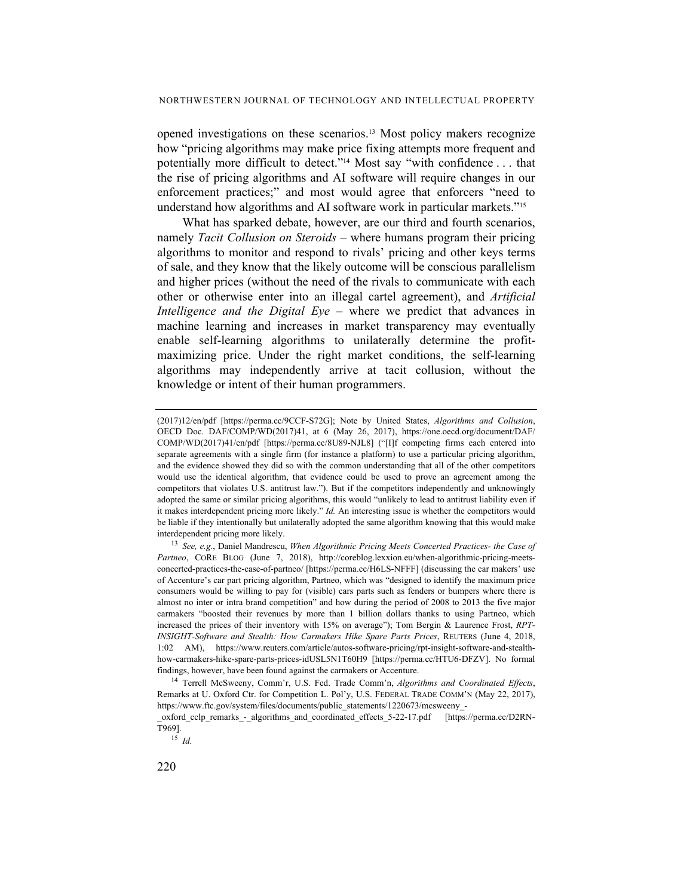opened investigations on these scenarios.[13] Most policy makers recognize how "pricing algorithms may make price fixing attempts more frequent and potentially more difficult to detect."[14] Most say "with confidence . . . that the rise of pricing algorithms and AI software will require changes in our enforcement practices;" and most would agree that enforcers "need to understand how algorithms and AI software work in particular markets."[15]

What has sparked debate, however, are our third and fourth scenarios, namely *Tacit Collusion on Steroids* – where humans program their pricing algorithms to monitor and respond to rivals' pricing and other keys terms of sale, and they know that the likely outcome will be conscious parallelism and higher prices (without the need of the rivals to communicate with each other or otherwise enter into an illegal cartel agreement), and *Artificial Intelligence and the Digital Eye* – where we predict that advances in machine learning and increases in market transparency may eventually enable self-learning algorithms to unilaterally determine the profit-maximizing price. Under the right market conditions, the self-learning algorithms may independently arrive at tacit collusion, without the knowledge or intent of their human programmers.

---

(2017)12/en/pdf [https://perma.cc/9CCF-S72G]; Note by United States, *Algorithms and Collusion*, OECD Doc. DAF/COMP/WD(2017)41, at 6 (May 26, 2017), https://one.oecd.org/document/DAF/COMP/WD(2017)41/en/pdf [https://perma.cc/8U89-NJL8] ("[I]f competing firms each entered into separate agreements with a single firm (for instance a platform) to use a particular pricing algorithm, and the evidence showed they did so with the common understanding that all of the other competitors would use the identical algorithm, that evidence could be used to prove an agreement among the competitors that violates U.S. antitrust law."). But if the competitors independently and unknowingly adopted the same or similar pricing algorithms, this would "unlikely to lead to antitrust liability even if it makes interdependent pricing more likely." *Id.* An interesting issue is whether the competitors would be liable if they intentionally but unilaterally adopted the same algorithm knowing that this would make interdependent pricing more likely.

[13] *See, e.g.*, Daniel Mandrescu, *When Algorithmic Pricing Meets Concerted Practices- the Case of Partneo*, CORE BLOG (June 7, 2018), http://coreblog.lexxion.eu/when-algorithmic-pricing-meets-concerted-practices-the-case-of-partneo/ [https://perma.cc/H6LS-NFFF] (discussing the car makers' use of Accenture's car part pricing algorithm, Partneo, which was "designed to identify the maximum price consumers would be willing to pay for (visible) cars parts such as fenders or bumpers where there is almost no inter or intra brand competition" and how during the period of 2008 to 2013 the five major carmakers "boosted their revenues by more than 1 billion dollars thanks to using Partneo, which increased the prices of their inventory with 15% on average"); Tom Bergin & Laurence Frost, *RPT-INSIGHT-Software and Stealth: How Carmakers Hike Spare Parts Prices*, REUTERS (June 4, 2018, 1:02 AM), https://www.reuters.com/article/autos-software-pricing/rpt-insight-software-and-stealth-how-carmakers-hike-spare-parts-prices-idUSL5N1T60H9 [https://perma.cc/HTU6-DFZV]. No formal findings, however, have been found against the carmakers or Accenture.

[14] Terrell McSweeny, Comm'r, U.S. Fed. Trade Comm'n, *Algorithms and Coordinated Effects*, Remarks at U. Oxford Ctr. for Competition L. Pol'y, U.S. FEDERAL TRADE COMM'N (May 22, 2017), https://www.ftc.gov/system/files/documents/public_statements/1220673/mcsweeny_-_oxford_cclp_remarks_-_algorithms_and_coordinated_effects_5-22-17.pdf [https://perma.cc/D2RN-T969].

[15] *Id.*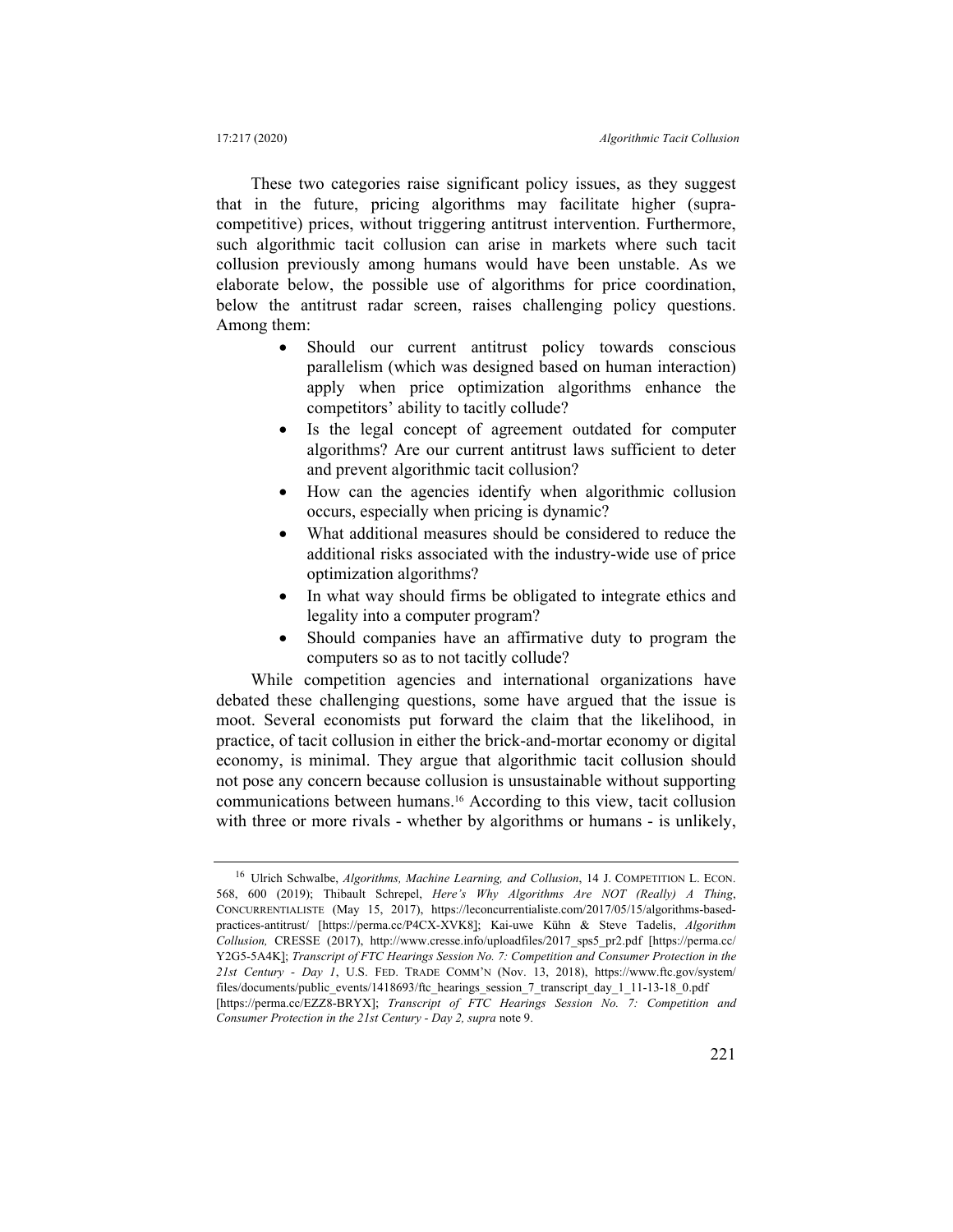These two categories raise significant policy issues, as they suggest that in the future, pricing algorithms may facilitate higher (supra-competitive) prices, without triggering antitrust intervention. Furthermore, such algorithmic tacit collusion can arise in markets where such tacit collusion previously among humans would have been unstable. As we elaborate below, the possible use of algorithms for price coordination, below the antitrust radar screen, raises challenging policy questions. Among them:

- Should our current antitrust policy towards conscious parallelism (which was designed based on human interaction) apply when price optimization algorithms enhance the competitors' ability to tacitly collude?
- Is the legal concept of agreement outdated for computer algorithms? Are our current antitrust laws sufficient to deter and prevent algorithmic tacit collusion?
- How can the agencies identify when algorithmic collusion occurs, especially when pricing is dynamic?
- What additional measures should be considered to reduce the additional risks associated with the industry-wide use of price optimization algorithms?
- In what way should firms be obligated to integrate ethics and legality into a computer program?
- Should companies have an affirmative duty to program the computers so as to not tacitly collude?

While competition agencies and international organizations have debated these challenging questions, some have argued that the issue is moot. Several economists put forward the claim that the likelihood, in practice, of tacit collusion in either the brick-and-mortar economy or digital economy, is minimal. They argue that algorithmic tacit collusion should not pose any concern because collusion is unsustainable without supporting communications between humans.[16] According to this view, tacit collusion with three or more rivals - whether by algorithms or humans - is unlikely,

---

[16] Ulrich Schwalbe, *Algorithms, Machine Learning, and Collusion*, 14 J. COMPETITION L. ECON. 568, 600 (2019); Thibault Schrepel, *Here's Why Algorithms Are NOT (Really) A Thing*, CONCURRENTIALISTE (May 15, 2017), https://leconcurrentialiste.com/2017/05/15/algorithms-based-practices-antitrust/ [https://perma.cc/P4CX-XVK8]; Kai-uwe Kühn & Steve Tadelis, *Algorithm Collusion,* CRESSE (2017), http://www.cresse.info/uploadfiles/2017_sps5_pr2.pdf [https://perma.cc/Y2G5-5A4K]; *Transcript of FTC Hearings Session No. 7: Competition and Consumer Protection in the 21st Century - Day 1*, U.S. FED. TRADE COMM'N (Nov. 13, 2018), https://www.ftc.gov/system/files/documents/public_events/1418693/ftc_hearings_session_7_transcript_day_1_11-13-18_0.pdf [https://perma.cc/EZZ8-BRYX]; *Transcript of FTC Hearings Session No. 7: Competition and Consumer Protection in the 21st Century - Day 2, supra* note 9.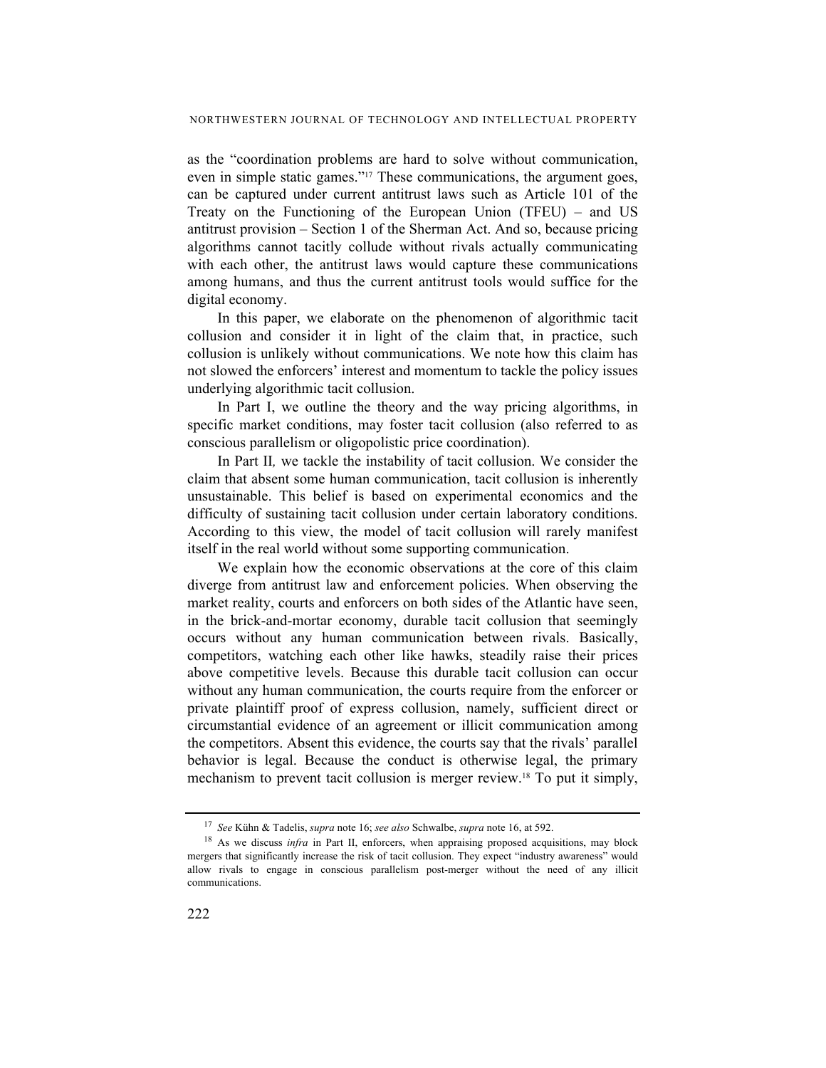as the "coordination problems are hard to solve without communication, even in simple static games."[17] These communications, the argument goes, can be captured under current antitrust laws such as Article 101 of the Treaty on the Functioning of the European Union (TFEU) – and US antitrust provision – Section 1 of the Sherman Act. And so, because pricing algorithms cannot tacitly collude without rivals actually communicating with each other, the antitrust laws would capture these communications among humans, and thus the current antitrust tools would suffice for the digital economy.

In this paper, we elaborate on the phenomenon of algorithmic tacit collusion and consider it in light of the claim that, in practice, such collusion is unlikely without communications. We note how this claim has not slowed the enforcers' interest and momentum to tackle the policy issues underlying algorithmic tacit collusion.

In Part I, we outline the theory and the way pricing algorithms, in specific market conditions, may foster tacit collusion (also referred to as conscious parallelism or oligopolistic price coordination).

In Part II*,* we tackle the instability of tacit collusion. We consider the claim that absent some human communication, tacit collusion is inherently unsustainable. This belief is based on experimental economics and the difficulty of sustaining tacit collusion under certain laboratory conditions. According to this view, the model of tacit collusion will rarely manifest itself in the real world without some supporting communication.

We explain how the economic observations at the core of this claim diverge from antitrust law and enforcement policies. When observing the market reality, courts and enforcers on both sides of the Atlantic have seen, in the brick-and-mortar economy, durable tacit collusion that seemingly occurs without any human communication between rivals. Basically, competitors, watching each other like hawks, steadily raise their prices above competitive levels. Because this durable tacit collusion can occur without any human communication, the courts require from the enforcer or private plaintiff proof of express collusion, namely, sufficient direct or circumstantial evidence of an agreement or illicit communication among the competitors. Absent this evidence, the courts say that the rivals' parallel behavior is legal. Because the conduct is otherwise legal, the primary mechanism to prevent tacit collusion is merger review.[18] To put it simply,

---

[17] *See* Kühn & Tadelis, *supra* note 16; *see also* Schwalbe, *supra* note 16, at 592.

[18] As we discuss *infra* in Part II, enforcers, when appraising proposed acquisitions, may block mergers that significantly increase the risk of tacit collusion. They expect "industry awareness" would allow rivals to engage in conscious parallelism post-merger without the need of any illicit communications.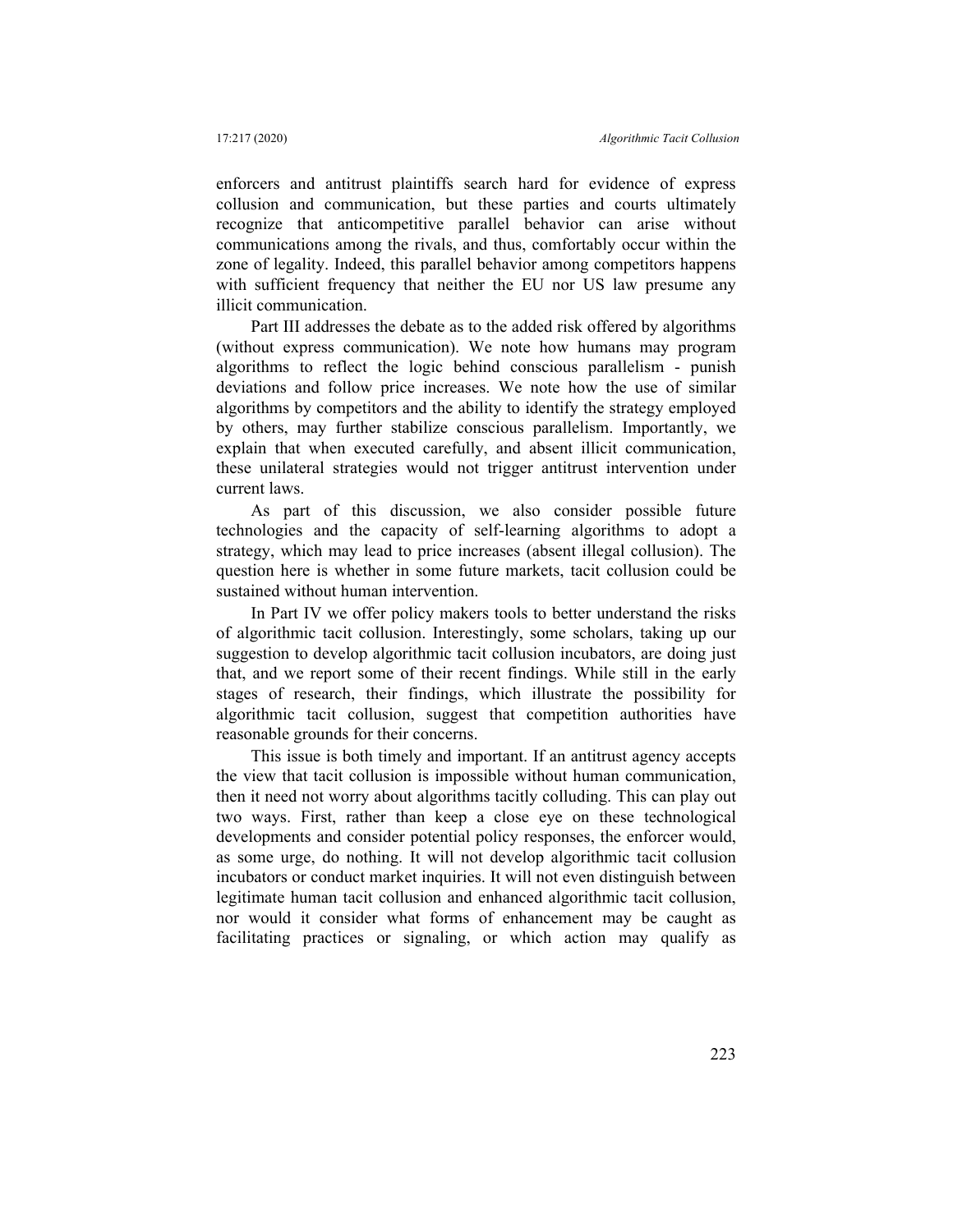enforcers and antitrust plaintiffs search hard for evidence of express collusion and communication, but these parties and courts ultimately recognize that anticompetitive parallel behavior can arise without communications among the rivals, and thus, comfortably occur within the zone of legality. Indeed, this parallel behavior among competitors happens with sufficient frequency that neither the EU nor US law presume any illicit communication.

Part III addresses the debate as to the added risk offered by algorithms (without express communication). We note how humans may program algorithms to reflect the logic behind conscious parallelism - punish deviations and follow price increases. We note how the use of similar algorithms by competitors and the ability to identify the strategy employed by others, may further stabilize conscious parallelism. Importantly, we explain that when executed carefully, and absent illicit communication, these unilateral strategies would not trigger antitrust intervention under current laws.

As part of this discussion, we also consider possible future technologies and the capacity of self-learning algorithms to adopt a strategy, which may lead to price increases (absent illegal collusion). The question here is whether in some future markets, tacit collusion could be sustained without human intervention.

In Part IV we offer policy makers tools to better understand the risks of algorithmic tacit collusion. Interestingly, some scholars, taking up our suggestion to develop algorithmic tacit collusion incubators, are doing just that, and we report some of their recent findings. While still in the early stages of research, their findings, which illustrate the possibility for algorithmic tacit collusion, suggest that competition authorities have reasonable grounds for their concerns.

This issue is both timely and important. If an antitrust agency accepts the view that tacit collusion is impossible without human communication, then it need not worry about algorithms tacitly colluding. This can play out two ways. First, rather than keep a close eye on these technological developments and consider potential policy responses, the enforcer would, as some urge, do nothing. It will not develop algorithmic tacit collusion incubators or conduct market inquiries. It will not even distinguish between legitimate human tacit collusion and enhanced algorithmic tacit collusion, nor would it consider what forms of enhancement may be caught as facilitating practices or signaling, or which action may qualify as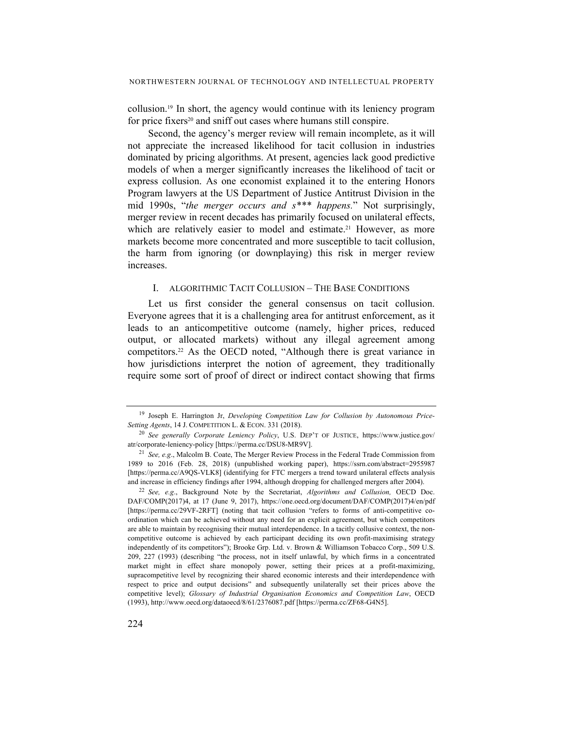collusion.[19] In short, the agency would continue with its leniency program for price fixers[20] and sniff out cases where humans still conspire.

Second, the agency's merger review will remain incomplete, as it will not appreciate the increased likelihood for tacit collusion in industries dominated by pricing algorithms. At present, agencies lack good predictive models of when a merger significantly increases the likelihood of tacit or express collusion. As one economist explained it to the entering Honors Program lawyers at the US Department of Justice Antitrust Division in the mid 1990s, "*the merger occurs and s*** happens*." Not surprisingly, merger review in recent decades has primarily focused on unilateral effects, which are relatively easier to model and estimate.[21] However, as more markets become more concentrated and more susceptible to tacit collusion, the harm from ignoring (or downplaying) this risk in merger review increases.

## I. ALGORITHMIC TACIT COLLUSION – THE BASE CONDITIONS

Let us first consider the general consensus on tacit collusion. Everyone agrees that it is a challenging area for antitrust enforcement, as it leads to an anticompetitive outcome (namely, higher prices, reduced output, or allocated markets) without any illegal agreement among competitors.[22] As the OECD noted, "Although there is great variance in how jurisdictions interpret the notion of agreement, they traditionally require some sort of proof of direct or indirect contact showing that firms

---

[19] Joseph E. Harrington Jr, *Developing Competition Law for Collusion by Autonomous Price-Setting Agents*, 14 J. COMPETITION L. & ECON. 331 (2018).

[20] *See generally Corporate Leniency Policy*, U.S. DEP'T OF JUSTICE, https://www.justice.gov/atr/corporate-leniency-policy [https://perma.cc/DSU8-MR9V].

[21] *See, e.g*., Malcolm B. Coate, The Merger Review Process in the Federal Trade Commission from 1989 to 2016 (Feb. 28, 2018) (unpublished working paper), https://ssrn.com/abstract=2955987 [https://perma.cc/A9QS-VLK8] (identifying for FTC mergers a trend toward unilateral effects analysis and increase in efficiency findings after 1994, although dropping for challenged mergers after 2004).

[22] *See, e.g*., Background Note by the Secretariat, *Algorithms and Collusion,* OECD Doc. DAF/COMP(2017)4, at 17 (June 9, 2017), https://one.oecd.org/document/DAF/COMP(2017)4/en/pdf [https://perma.cc/29VF-2RFT] (noting that tacit collusion "refers to forms of anti-competitive co-ordination which can be achieved without any need for an explicit agreement, but which competitors are able to maintain by recognising their mutual interdependence. In a tacitly collusive context, the non-competitive outcome is achieved by each participant deciding its own profit-maximising strategy independently of its competitors"); Brooke Grp. Ltd. v. Brown & Williamson Tobacco Corp., 509 U.S. 209, 227 (1993) (describing "the process, not in itself unlawful, by which firms in a concentrated market might in effect share monopoly power, setting their prices at a profit-maximizing, supracompetitive level by recognizing their shared economic interests and their interdependence with respect to price and output decisions" and subsequently unilaterally set their prices above the competitive level); *Glossary of Industrial Organisation Economics and Competition Law*, OECD (1993), http://www.oecd.org/dataoecd/8/61/2376087.pdf [https://perma.cc/ZF68-G4N5].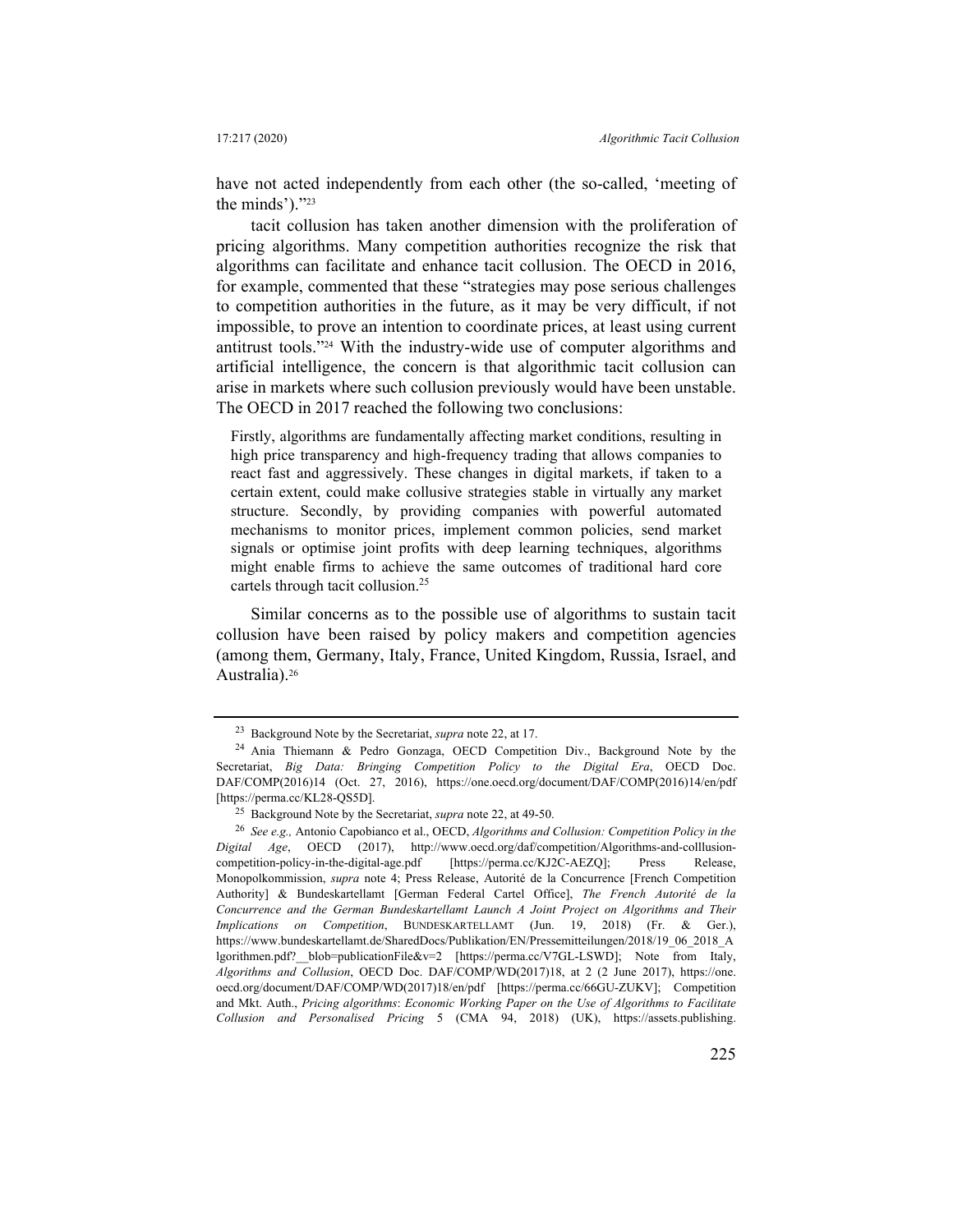have not acted independently from each other (the so-called, 'meeting of the minds')."[23]

tacit collusion has taken another dimension with the proliferation of pricing algorithms. Many competition authorities recognize the risk that algorithms can facilitate and enhance tacit collusion. The OECD in 2016, for example, commented that these "strategies may pose serious challenges to competition authorities in the future, as it may be very difficult, if not impossible, to prove an intention to coordinate prices, at least using current antitrust tools."[24] With the industry-wide use of computer algorithms and artificial intelligence, the concern is that algorithmic tacit collusion can arise in markets where such collusion previously would have been unstable. The OECD in 2017 reached the following two conclusions:

> Firstly, algorithms are fundamentally affecting market conditions, resulting in high price transparency and high-frequency trading that allows companies to react fast and aggressively. These changes in digital markets, if taken to a certain extent, could make collusive strategies stable in virtually any market structure. Secondly, by providing companies with powerful automated mechanisms to monitor prices, implement common policies, send market signals or optimise joint profits with deep learning techniques, algorithms might enable firms to achieve the same outcomes of traditional hard core cartels through tacit collusion.[25]

Similar concerns as to the possible use of algorithms to sustain tacit collusion have been raised by policy makers and competition agencies (among them, Germany, Italy, France, United Kingdom, Russia, Israel, and Australia).[26]

---

[23] Background Note by the Secretariat, *supra* note 22, at 17.

[24] Ania Thiemann & Pedro Gonzaga, OECD Competition Div., Background Note by the Secretariat, *Big Data: Bringing Competition Policy to the Digital Era*, OECD Doc. DAF/COMP(2016)14 (Oct. 27, 2016), https://one.oecd.org/document/DAF/COMP(2016)14/en/pdf [https://perma.cc/KL28-QS5D].

[25] Background Note by the Secretariat, *supra* note 22, at 49-50.

[26] *See e.g.,* Antonio Capobianco et al., OECD, *Algorithms and Collusion: Competition Policy in the Digital Age*, OECD (2017), http://www.oecd.org/daf/competition/Algorithms-and-colllusion-competition-policy-in-the-digital-age.pdf [https://perma.cc/KJ2C-AEZQ]; Press Release, Monopolkommission, *supra* note 4; Press Release, Autorité de la Concurrence [French Competition Authority] & Bundeskartellamt [German Federal Cartel Office], *The French Autorité de la Concurrence and the German Bundeskartellamt Launch A Joint Project on Algorithms and Their Implications on Competition*, BUNDESKARTELLAMT (Jun. 19, 2018) (Fr. & Ger.), https://www.bundeskartellamt.de/SharedDocs/Publikation/EN/Pressemitteilungen/2018/19_06_2018_Algorithmen.pdf?__blob=publicationFile&v=2 [https://perma.cc/V7GL-LSWD]; Note from Italy, *Algorithms and Collusion*, OECD Doc. DAF/COMP/WD(2017)18, at 2 (2 June 2017), https://one.oecd.org/document/DAF/COMP/WD(2017)18/en/pdf [https://perma.cc/66GU-ZUKV]; Competition and Mkt. Auth., *Pricing algorithms*: *Economic Working Paper on the Use of Algorithms to Facilitate Collusion and Personalised Pricing* 5 (CMA 94, 2018) (UK), https://assets.publishing.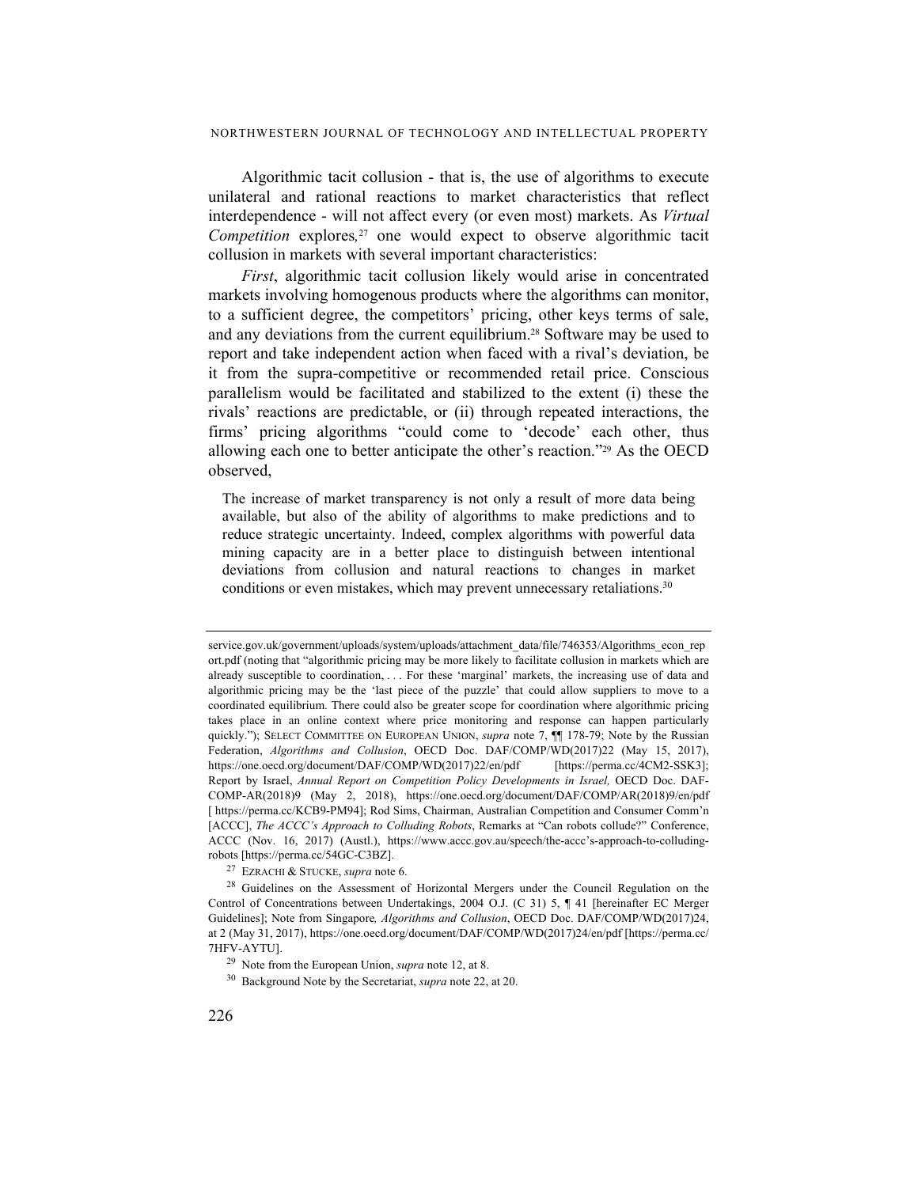Algorithmic tacit collusion - that is, the use of algorithms to execute unilateral and rational reactions to market characteristics that reflect interdependence - will not affect every (or even most) markets. As *Virtual Competition* explores,[27] one would expect to observe algorithmic tacit collusion in markets with several important characteristics:

*First*, algorithmic tacit collusion likely would arise in concentrated markets involving homogenous products where the algorithms can monitor, to a sufficient degree, the competitors' pricing, other keys terms of sale, and any deviations from the current equilibrium.[28] Software may be used to report and take independent action when faced with a rival's deviation, be it from the supra-competitive or recommended retail price. Conscious parallelism would be facilitated and stabilized to the extent (i) these the rivals' reactions are predictable, or (ii) through repeated interactions, the firms' pricing algorithms "could come to 'decode' each other, thus allowing each one to better anticipate the other's reaction."[29] As the OECD observed,

> The increase of market transparency is not only a result of more data being available, but also of the ability of algorithms to make predictions and to reduce strategic uncertainty. Indeed, complex algorithms with powerful data mining capacity are in a better place to distinguish between intentional deviations from collusion and natural reactions to changes in market conditions or even mistakes, which may prevent unnecessary retaliations.[30]

---

service.gov.uk/government/uploads/system/uploads/attachment_data/file/746353/Algorithms_econ_report.pdf (noting that "algorithmic pricing may be more likely to facilitate collusion in markets which are already susceptible to coordination, . . . For these 'marginal' markets, the increasing use of data and algorithmic pricing may be the 'last piece of the puzzle' that could allow suppliers to move to a coordinated equilibrium. There could also be greater scope for coordination where algorithmic pricing takes place in an online context where price monitoring and response can happen particularly quickly."); SELECT COMMITTEE ON EUROPEAN UNION, *supra* note 7, ¶¶ 178-79; Note by the Russian Federation, *Algorithms and Collusion*, OECD Doc. DAF/COMP/WD(2017)22 (May 15, 2017), https://one.oecd.org/document/DAF/COMP/WD(2017)22/en/pdf [https://perma.cc/4CM2-SSK3]; Report by Israel, *Annual Report on Competition Policy Developments in Israel,* OECD Doc. DAF-COMP-AR(2018)9 (May 2, 2018), https://one.oecd.org/document/DAF/COMP/AR(2018)9/en/pdf [ https://perma.cc/KCB9-PM94]; Rod Sims, Chairman, Australian Competition and Consumer Comm'n [ACCC], *The ACCC's Approach to Colluding Robots*, Remarks at "Can robots collude?" Conference, ACCC (Nov. 16, 2017) (Austl.), https://www.accc.gov.au/speech/the-accc's-approach-to-colluding-robots [https://perma.cc/54GC-C3BZ].

[27] EZRACHI & STUCKE, *supra* note 6.

[28] Guidelines on the Assessment of Horizontal Mergers under the Council Regulation on the Control of Concentrations between Undertakings, 2004 O.J. (C 31) 5, ¶ 41 [hereinafter EC Merger Guidelines]; Note from Singapore*, Algorithms and Collusion*, OECD Doc. DAF/COMP/WD(2017)24, at 2 (May 31, 2017), https://one.oecd.org/document/DAF/COMP/WD(2017)24/en/pdf [https://perma.cc/7HFV-AYTU].

[29] Note from the European Union, *supra* note 12, at 8.

[30] Background Note by the Secretariat, *supra* note 22, at 20.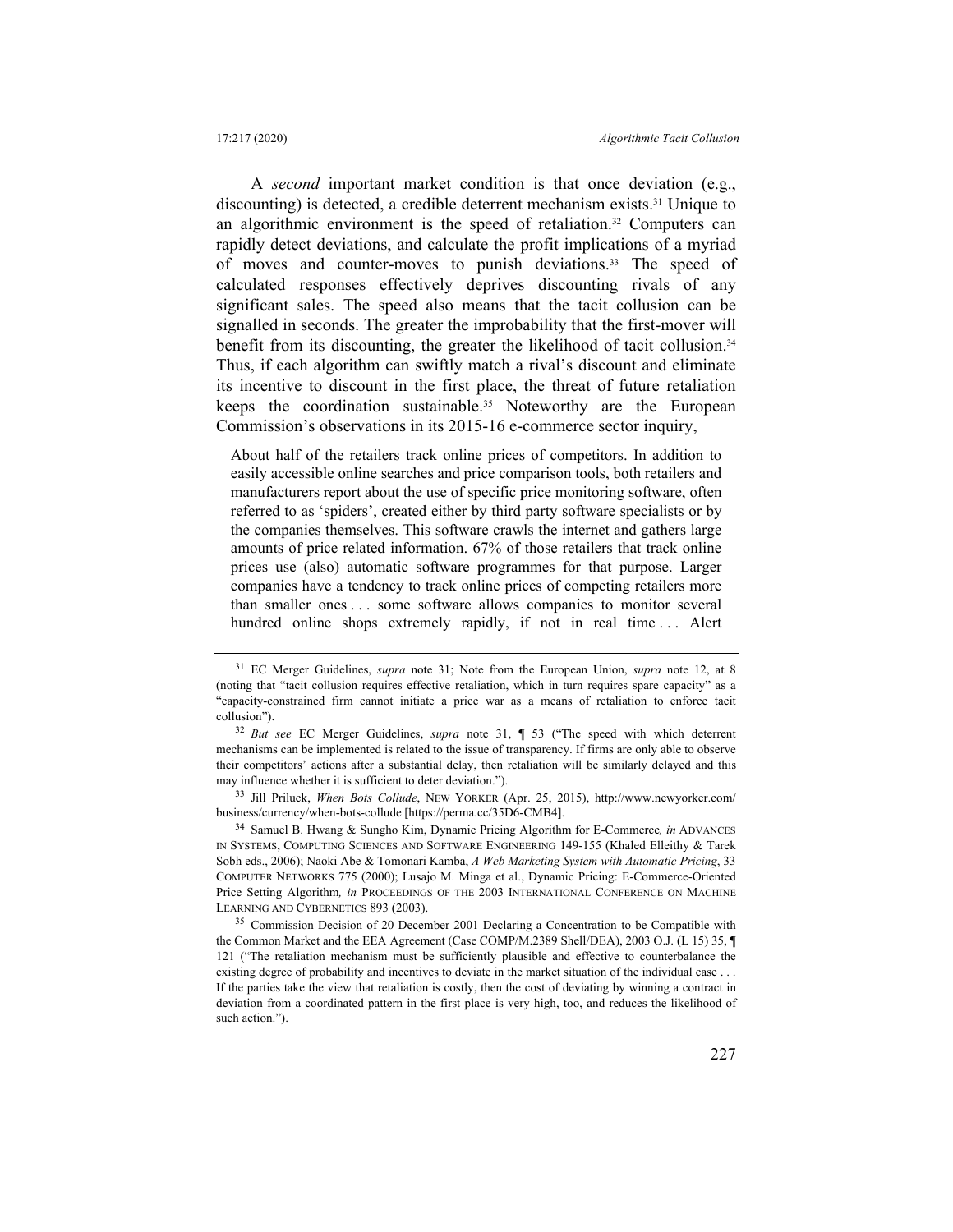A *second* important market condition is that once deviation (e.g., discounting) is detected, a credible deterrent mechanism exists.[31] Unique to an algorithmic environment is the speed of retaliation.[32] Computers can rapidly detect deviations, and calculate the profit implications of a myriad of moves and counter-moves to punish deviations.[33] The speed of calculated responses effectively deprives discounting rivals of any significant sales. The speed also means that the tacit collusion can be signalled in seconds. The greater the improbability that the first-mover will benefit from its discounting, the greater the likelihood of tacit collusion.[34] Thus, if each algorithm can swiftly match a rival's discount and eliminate its incentive to discount in the first place, the threat of future retaliation keeps the coordination sustainable.[35] Noteworthy are the European Commission's observations in its 2015-16 e-commerce sector inquiry,

> About half of the retailers track online prices of competitors. In addition to easily accessible online searches and price comparison tools, both retailers and manufacturers report about the use of specific price monitoring software, often referred to as 'spiders', created either by third party software specialists or by the companies themselves. This software crawls the internet and gathers large amounts of price related information. 67% of those retailers that track online prices use (also) automatic software programmes for that purpose. Larger companies have a tendency to track online prices of competing retailers more than smaller ones . . . some software allows companies to monitor several hundred online shops extremely rapidly, if not in real time . . . Alert

---

[31] EC Merger Guidelines, *supra* note 31; Note from the European Union, *supra* note 12, at 8 (noting that "tacit collusion requires effective retaliation, which in turn requires spare capacity" as a "capacity-constrained firm cannot initiate a price war as a means of retaliation to enforce tacit collusion").

[32] *But see* EC Merger Guidelines, *supra* note 31, ¶ 53 ("The speed with which deterrent mechanisms can be implemented is related to the issue of transparency. If firms are only able to observe their competitors' actions after a substantial delay, then retaliation will be similarly delayed and this may influence whether it is sufficient to deter deviation.").

[33] Jill Priluck, *When Bots Collude*, NEW YORKER (Apr. 25, 2015), http://www.newyorker.com/business/currency/when-bots-collude [https://perma.cc/35D6-CMB4].

[34] Samuel B. Hwang & Sungho Kim, Dynamic Pricing Algorithm for E-Commerce*, in* ADVANCES IN SYSTEMS, COMPUTING SCIENCES AND SOFTWARE ENGINEERING 149-155 (Khaled Elleithy & Tarek Sobh eds., 2006); Naoki Abe & Tomonari Kamba, *A Web Marketing System with Automatic Pricing*, 33 COMPUTER NETWORKS 775 (2000); Lusajo M. Minga et al., Dynamic Pricing: E-Commerce-Oriented Price Setting Algorithm*, in* PROCEEDINGS OF THE 2003 INTERNATIONAL CONFERENCE ON MACHINE LEARNING AND CYBERNETICS 893 (2003).

[35] Commission Decision of 20 December 2001 Declaring a Concentration to be Compatible with the Common Market and the EEA Agreement (Case COMP/M.2389 Shell/DEA), 2003 O.J. (L 15) 35, ¶ 121 ("The retaliation mechanism must be sufficiently plausible and effective to counterbalance the existing degree of probability and incentives to deviate in the market situation of the individual case . . . If the parties take the view that retaliation is costly, then the cost of deviating by winning a contract in deviation from a coordinated pattern in the first place is very high, too, and reduces the likelihood of such action.").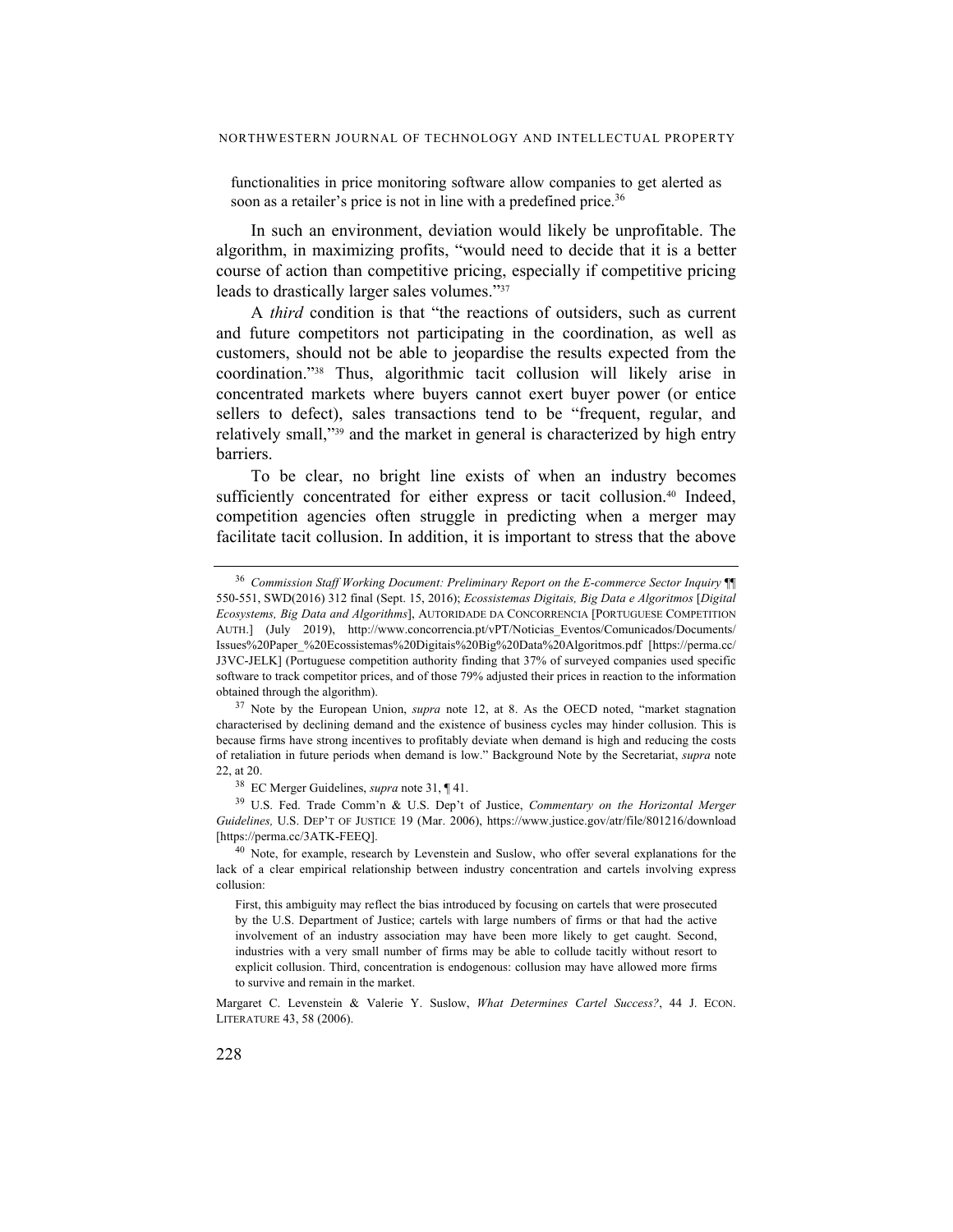functionalities in price monitoring software allow companies to get alerted as soon as a retailer's price is not in line with a predefined price.[36]

In such an environment, deviation would likely be unprofitable. The algorithm, in maximizing profits, "would need to decide that it is a better course of action than competitive pricing, especially if competitive pricing leads to drastically larger sales volumes."[37]

A *third* condition is that "the reactions of outsiders, such as current and future competitors not participating in the coordination, as well as customers, should not be able to jeopardise the results expected from the coordination."[38] Thus, algorithmic tacit collusion will likely arise in concentrated markets where buyers cannot exert buyer power (or entice sellers to defect), sales transactions tend to be "frequent, regular, and relatively small,"[39] and the market in general is characterized by high entry barriers.

To be clear, no bright line exists of when an industry becomes sufficiently concentrated for either express or tacit collusion.[40] Indeed, competition agencies often struggle in predicting when a merger may facilitate tacit collusion. In addition, it is important to stress that the above

---

[36] *Commission Staff Working Document: Preliminary Report on the E-commerce Sector Inquiry* ¶¶ 550-551, SWD(2016) 312 final (Sept. 15, 2016); *Ecossistemas Digitais, Big Data e Algoritmos* [*Digital Ecosystems, Big Data and Algorithms*], AUTORIDADE DA CONCORRENCIA [PORTUGUESE COMPETITION AUTH.] (July 2019), http://www.concorrencia.pt/vPT/Noticias_Eventos/Comunicados/Documents/Issues%20Paper_%20Ecossistemas%20Digitais%20Big%20Data%20Algoritmos.pdf [https://perma.cc/J3VC-JELK] (Portuguese competition authority finding that 37% of surveyed companies used specific software to track competitor prices, and of those 79% adjusted their prices in reaction to the information obtained through the algorithm).

[37] Note by the European Union, *supra* note 12, at 8. As the OECD noted, "market stagnation characterised by declining demand and the existence of business cycles may hinder collusion. This is because firms have strong incentives to profitably deviate when demand is high and reducing the costs of retaliation in future periods when demand is low." Background Note by the Secretariat, *supra* note 22, at 20.

[38] EC Merger Guidelines, *supra* note 31, ¶ 41.

[39] U.S. Fed. Trade Comm'n & U.S. Dep't of Justice, *Commentary on the Horizontal Merger Guidelines,* U.S. DEP'T OF JUSTICE 19 (Mar. 2006), https://www.justice.gov/atr/file/801216/download [https://perma.cc/3ATK-FEEQ].

[40] Note, for example, research by Levenstein and Suslow, who offer several explanations for the lack of a clear empirical relationship between industry concentration and cartels involving express collusion:

> First, this ambiguity may reflect the bias introduced by focusing on cartels that were prosecuted by the U.S. Department of Justice; cartels with large numbers of firms or that had the active involvement of an industry association may have been more likely to get caught. Second, industries with a very small number of firms may be able to collude tacitly without resort to explicit collusion. Third, concentration is endogenous: collusion may have allowed more firms to survive and remain in the market.

Margaret C. Levenstein & Valerie Y. Suslow, *What Determines Cartel Success?*, 44 J. ECON. LITERATURE 43, 58 (2006).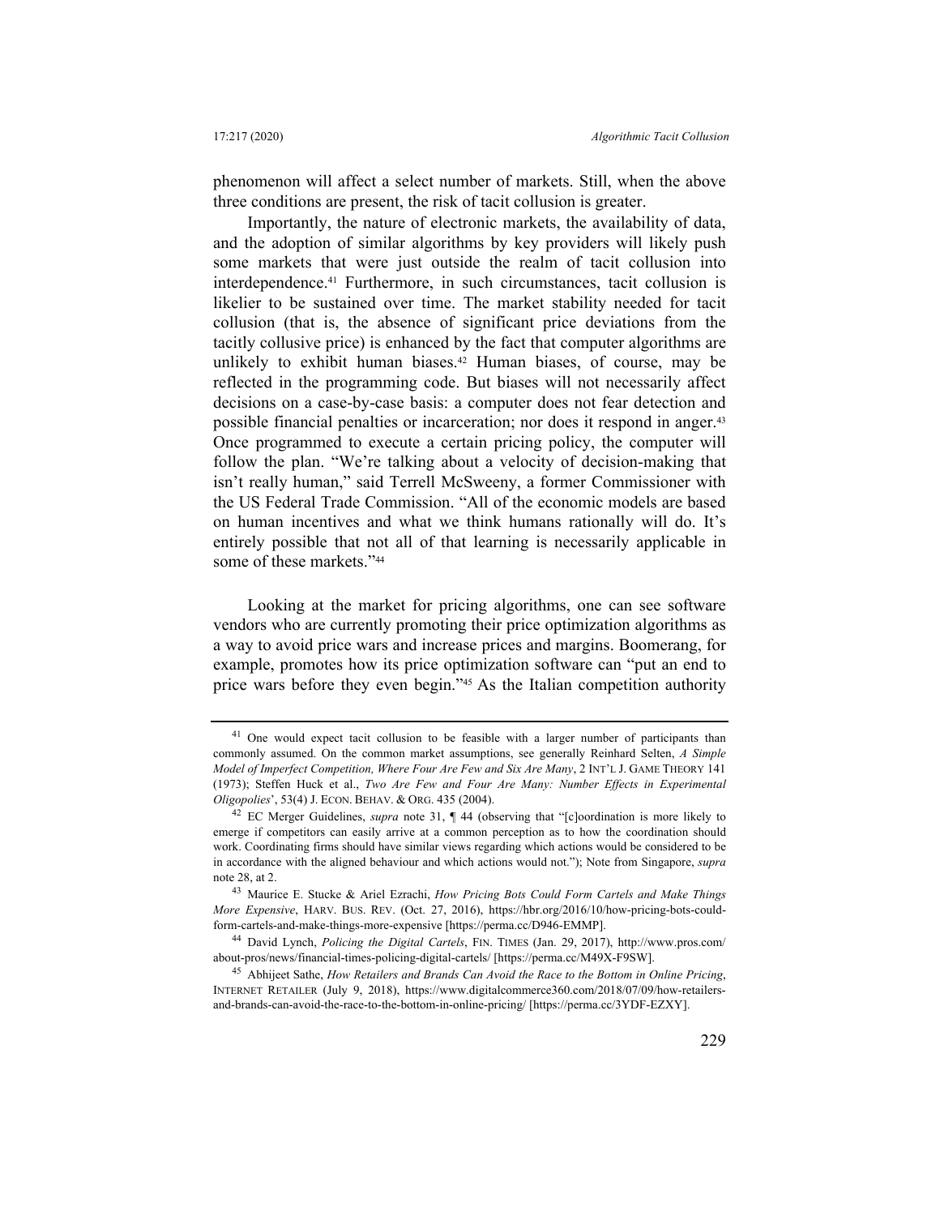phenomenon will affect a select number of markets. Still, when the above three conditions are present, the risk of tacit collusion is greater.

Importantly, the nature of electronic markets, the availability of data, and the adoption of similar algorithms by key providers will likely push some markets that were just outside the realm of tacit collusion into interdependence.[41] Furthermore, in such circumstances, tacit collusion is likelier to be sustained over time. The market stability needed for tacit collusion (that is, the absence of significant price deviations from the tacitly collusive price) is enhanced by the fact that computer algorithms are unlikely to exhibit human biases.[42] Human biases, of course, may be reflected in the programming code. But biases will not necessarily affect decisions on a case-by-case basis: a computer does not fear detection and possible financial penalties or incarceration; nor does it respond in anger.[43] Once programmed to execute a certain pricing policy, the computer will follow the plan. "We're talking about a velocity of decision-making that isn't really human," said Terrell McSweeny, a former Commissioner with the US Federal Trade Commission. "All of the economic models are based on human incentives and what we think humans rationally will do. It's entirely possible that not all of that learning is necessarily applicable in some of these markets."[44]

Looking at the market for pricing algorithms, one can see software vendors who are currently promoting their price optimization algorithms as a way to avoid price wars and increase prices and margins. Boomerang, for example, promotes how its price optimization software can "put an end to price wars before they even begin."[45] As the Italian competition authority

---

[41] One would expect tacit collusion to be feasible with a larger number of participants than commonly assumed. On the common market assumptions, see generally Reinhard Selten, *A Simple Model of Imperfect Competition, Where Four Are Few and Six Are Many*, 2 INT'L J. GAME THEORY 141 (1973); Steffen Huck et al., *Two Are Few and Four Are Many: Number Effects in Experimental Oligopolies*', 53(4) J. ECON. BEHAV. & ORG. 435 (2004).

[42] EC Merger Guidelines, *supra* note 31, ¶ 44 (observing that "[c]oordination is more likely to emerge if competitors can easily arrive at a common perception as to how the coordination should work. Coordinating firms should have similar views regarding which actions would be considered to be in accordance with the aligned behaviour and which actions would not."); Note from Singapore, *supra* note 28, at 2.

[43] Maurice E. Stucke & Ariel Ezrachi, *How Pricing Bots Could Form Cartels and Make Things More Expensive*, HARV. BUS. REV. (Oct. 27, 2016), https://hbr.org/2016/10/how-pricing-bots-could-form-cartels-and-make-things-more-expensive [https://perma.cc/D946-EMMP].

[44] David Lynch, *Policing the Digital Cartels*, FIN. TIMES (Jan. 29, 2017), http://www.pros.com/about-pros/news/financial-times-policing-digital-cartels/ [https://perma.cc/M49X-F9SW].

[45] Abhijeet Sathe, *How Retailers and Brands Can Avoid the Race to the Bottom in Online Pricing*, INTERNET RETAILER (July 9, 2018), https://www.digitalcommerce360.com/2018/07/09/how-retailers-and-brands-can-avoid-the-race-to-the-bottom-in-online-pricing/ [https://perma.cc/3YDF-EZXY].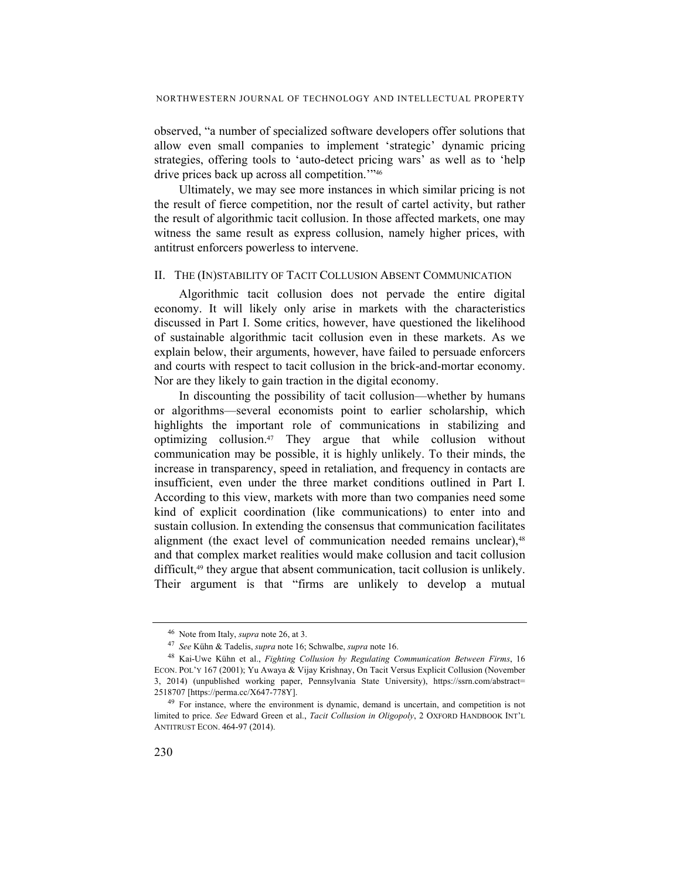observed, "a number of specialized software developers offer solutions that allow even small companies to implement 'strategic' dynamic pricing strategies, offering tools to 'auto-detect pricing wars' as well as to 'help drive prices back up across all competition.'"[46]

Ultimately, we may see more instances in which similar pricing is not the result of fierce competition, nor the result of cartel activity, but rather the result of algorithmic tacit collusion. In those affected markets, one may witness the same result as express collusion, namely higher prices, with antitrust enforcers powerless to intervene.

## II. THE (IN)STABILITY OF TACIT COLLUSION ABSENT COMMUNICATION

Algorithmic tacit collusion does not pervade the entire digital economy. It will likely only arise in markets with the characteristics discussed in Part I. Some critics, however, have questioned the likelihood of sustainable algorithmic tacit collusion even in these markets. As we explain below, their arguments, however, have failed to persuade enforcers and courts with respect to tacit collusion in the brick-and-mortar economy. Nor are they likely to gain traction in the digital economy.

In discounting the possibility of tacit collusion—whether by humans or algorithms—several economists point to earlier scholarship, which highlights the important role of communications in stabilizing and optimizing collusion.[47] They argue that while collusion without communication may be possible, it is highly unlikely. To their minds, the increase in transparency, speed in retaliation, and frequency in contacts are insufficient, even under the three market conditions outlined in Part I. According to this view, markets with more than two companies need some kind of explicit coordination (like communications) to enter into and sustain collusion. In extending the consensus that communication facilitates alignment (the exact level of communication needed remains unclear),[48] and that complex market realities would make collusion and tacit collusion difficult,[49] they argue that absent communication, tacit collusion is unlikely. Their argument is that "firms are unlikely to develop a mutual

---

[46] Note from Italy, *supra* note 26, at 3.

[47] *See* Kühn & Tadelis, *supra* note 16; Schwalbe, *supra* note 16.

[48] Kai-Uwe Kühn et al., *Fighting Collusion by Regulating Communication Between Firms*, 16 ECON. POL'Y 167 (2001); Yu Awaya & Vijay Krishnay, On Tacit Versus Explicit Collusion (November 3, 2014) (unpublished working paper, Pennsylvania State University), https://ssrn.com/abstract=2518707 [https://perma.cc/X647-778Y].

[49] For instance, where the environment is dynamic, demand is uncertain, and competition is not limited to price. *See* Edward Green et al., *Tacit Collusion in Oligopoly*, 2 OXFORD HANDBOOK INT'L ANTITRUST ECON. 464-97 (2014).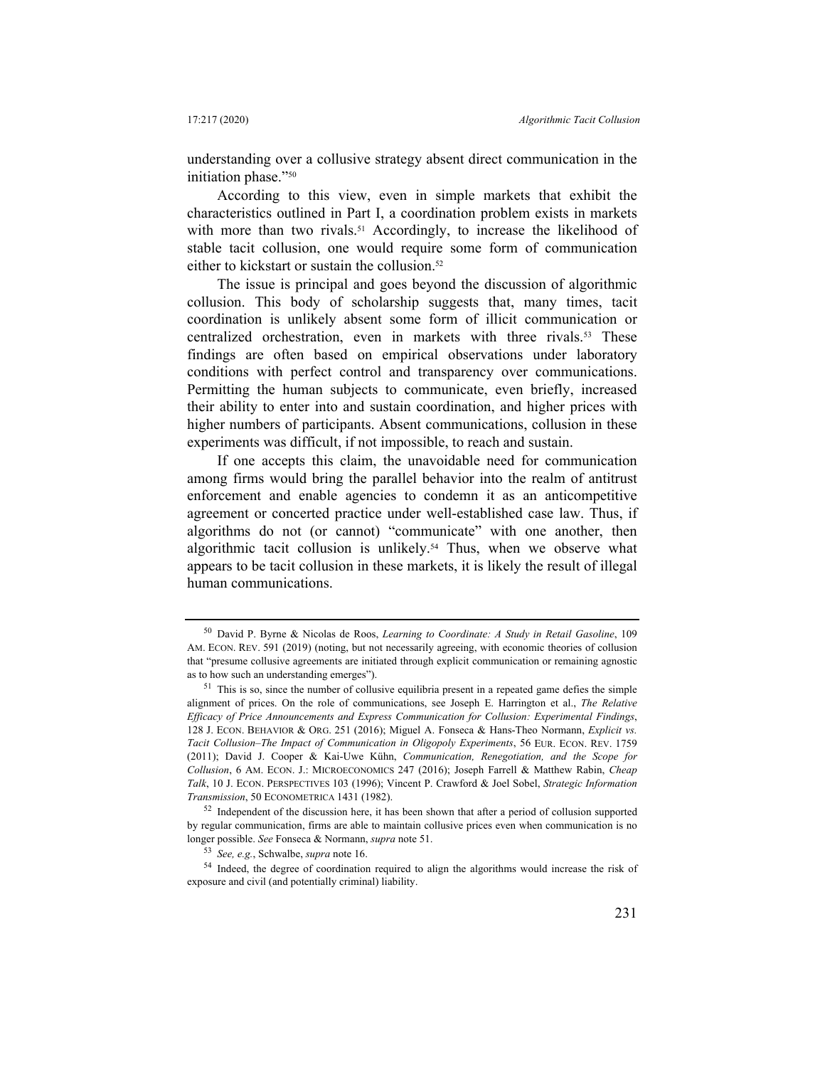understanding over a collusive strategy absent direct communication in the initiation phase."[50]

According to this view, even in simple markets that exhibit the characteristics outlined in Part I, a coordination problem exists in markets with more than two rivals.[51] Accordingly, to increase the likelihood of stable tacit collusion, one would require some form of communication either to kickstart or sustain the collusion.[52]

The issue is principal and goes beyond the discussion of algorithmic collusion. This body of scholarship suggests that, many times, tacit coordination is unlikely absent some form of illicit communication or centralized orchestration, even in markets with three rivals.[53] These findings are often based on empirical observations under laboratory conditions with perfect control and transparency over communications. Permitting the human subjects to communicate, even briefly, increased their ability to enter into and sustain coordination, and higher prices with higher numbers of participants. Absent communications, collusion in these experiments was difficult, if not impossible, to reach and sustain.

If one accepts this claim, the unavoidable need for communication among firms would bring the parallel behavior into the realm of antitrust enforcement and enable agencies to condemn it as an anticompetitive agreement or concerted practice under well-established case law. Thus, if algorithms do not (or cannot) "communicate" with one another, then algorithmic tacit collusion is unlikely.[54] Thus, when we observe what appears to be tacit collusion in these markets, it is likely the result of illegal human communications.

---

[50] David P. Byrne & Nicolas de Roos, *Learning to Coordinate: A Study in Retail Gasoline*, 109 AM. ECON. REV. 591 (2019) (noting, but not necessarily agreeing, with economic theories of collusion that "presume collusive agreements are initiated through explicit communication or remaining agnostic as to how such an understanding emerges").

[51] This is so, since the number of collusive equilibria present in a repeated game defies the simple alignment of prices. On the role of communications, see Joseph E. Harrington et al., *The Relative Efficacy of Price Announcements and Express Communication for Collusion: Experimental Findings*, 128 J. ECON. BEHAVIOR & ORG. 251 (2016); Miguel A. Fonseca & Hans-Theo Normann, *Explicit vs. Tacit Collusion–The Impact of Communication in Oligopoly Experiments*, 56 EUR. ECON. REV. 1759 (2011); David J. Cooper & Kai-Uwe Kühn, *Communication, Renegotiation, and the Scope for Collusion*, 6 AM. ECON. J.: MICROECONOMICS 247 (2016); Joseph Farrell & Matthew Rabin, *Cheap Talk*, 10 J. ECON. PERSPECTIVES 103 (1996); Vincent P. Crawford & Joel Sobel, *Strategic Information Transmission*, 50 ECONOMETRICA 1431 (1982).

[52] Independent of the discussion here, it has been shown that after a period of collusion supported by regular communication, firms are able to maintain collusive prices even when communication is no longer possible. *See* Fonseca & Normann, *supra* note 51.

[53] *See, e.g.*, Schwalbe, *supra* note 16.

[54] Indeed, the degree of coordination required to align the algorithms would increase the risk of exposure and civil (and potentially criminal) liability.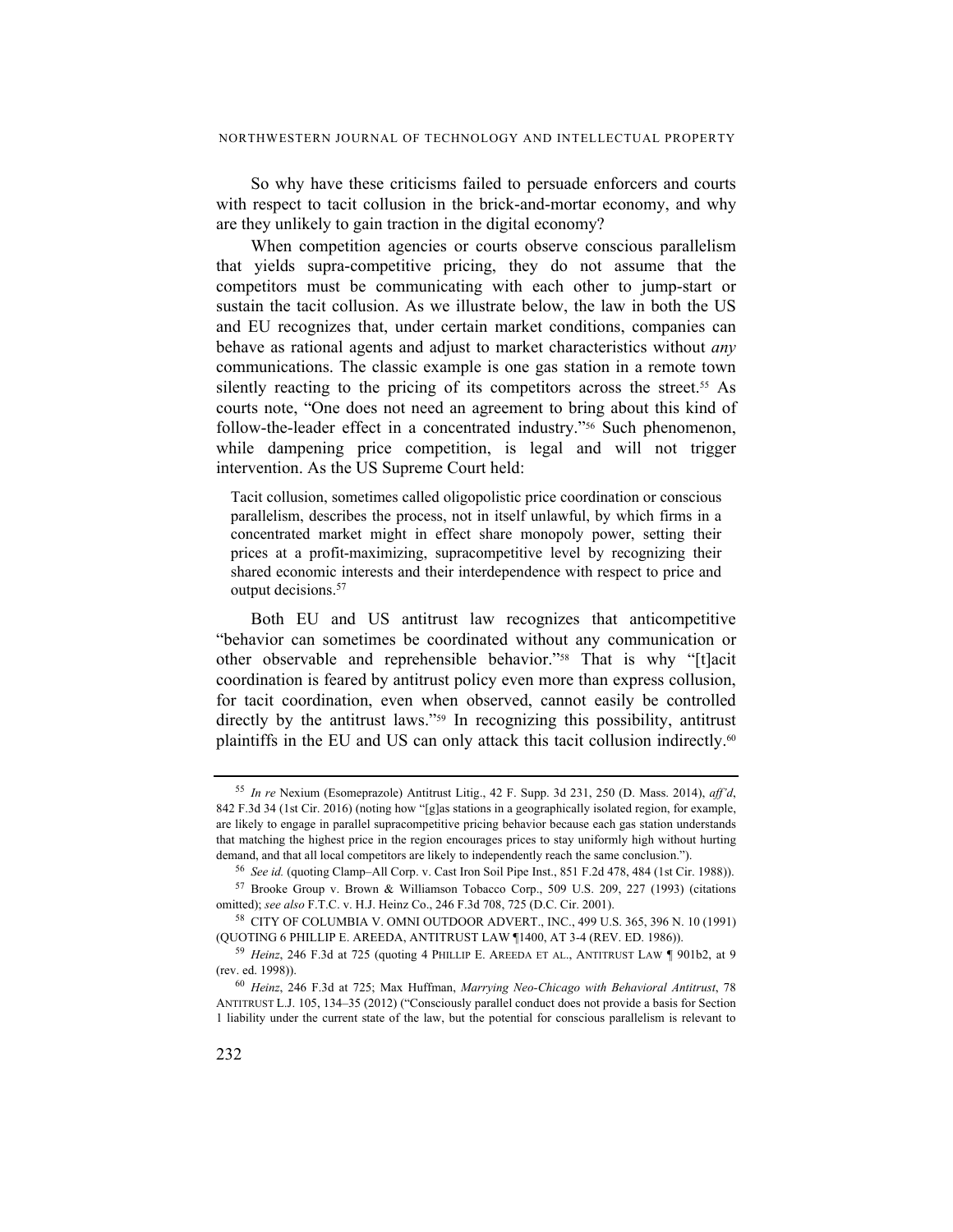So why have these criticisms failed to persuade enforcers and courts with respect to tacit collusion in the brick-and-mortar economy, and why are they unlikely to gain traction in the digital economy?

When competition agencies or courts observe conscious parallelism that yields supra-competitive pricing, they do not assume that the competitors must be communicating with each other to jump-start or sustain the tacit collusion. As we illustrate below, the law in both the US and EU recognizes that, under certain market conditions, companies can behave as rational agents and adjust to market characteristics without *any* communications. The classic example is one gas station in a remote town silently reacting to the pricing of its competitors across the street.[55] As courts note, "One does not need an agreement to bring about this kind of follow-the-leader effect in a concentrated industry."[56] Such phenomenon, while dampening price competition, is legal and will not trigger intervention. As the US Supreme Court held:

> Tacit collusion, sometimes called oligopolistic price coordination or conscious parallelism, describes the process, not in itself unlawful, by which firms in a concentrated market might in effect share monopoly power, setting their prices at a profit-maximizing, supracompetitive level by recognizing their shared economic interests and their interdependence with respect to price and output decisions.[57]

Both EU and US antitrust law recognizes that anticompetitive "behavior can sometimes be coordinated without any communication or other observable and reprehensible behavior."[58] That is why "[t]acit coordination is feared by antitrust policy even more than express collusion, for tacit coordination, even when observed, cannot easily be controlled directly by the antitrust laws."[59] In recognizing this possibility, antitrust plaintiffs in the EU and US can only attack this tacit collusion indirectly.[60]

---

[55] *In re* Nexium (Esomeprazole) Antitrust Litig., 42 F. Supp. 3d 231, 250 (D. Mass. 2014), *aff'd*, 842 F.3d 34 (1st Cir. 2016) (noting how "[g]as stations in a geographically isolated region, for example, are likely to engage in parallel supracompetitive pricing behavior because each gas station understands that matching the highest price in the region encourages prices to stay uniformly high without hurting demand, and that all local competitors are likely to independently reach the same conclusion.").

[56] *See id.* (quoting Clamp–All Corp. v. Cast Iron Soil Pipe Inst., 851 F.2d 478, 484 (1st Cir. 1988)).

[57] Brooke Group v. Brown & Williamson Tobacco Corp., 509 U.S. 209, 227 (1993) (citations omitted); *see also* F.T.C. v. H.J. Heinz Co., 246 F.3d 708, 725 (D.C. Cir. 2001).

[58] CITY OF COLUMBIA V. OMNI OUTDOOR ADVERT., INC., 499 U.S. 365, 396 N. 10 (1991) (QUOTING 6 PHILLIP E. AREEDA, ANTITRUST LAW ¶1400, AT 3-4 (REV. ED. 1986)).

[59] *Heinz*, 246 F.3d at 725 (quoting 4 PHILLIP E. AREEDA ET AL., ANTITRUST LAW ¶ 901b2, at 9 (rev. ed. 1998)).

[60] *Heinz*, 246 F.3d at 725; Max Huffman, *Marrying Neo-Chicago with Behavioral Antitrust*, 78 ANTITRUST L.J. 105, 134–35 (2012) ("Consciously parallel conduct does not provide a basis for Section 1 liability under the current state of the law, but the potential for conscious parallelism is relevant to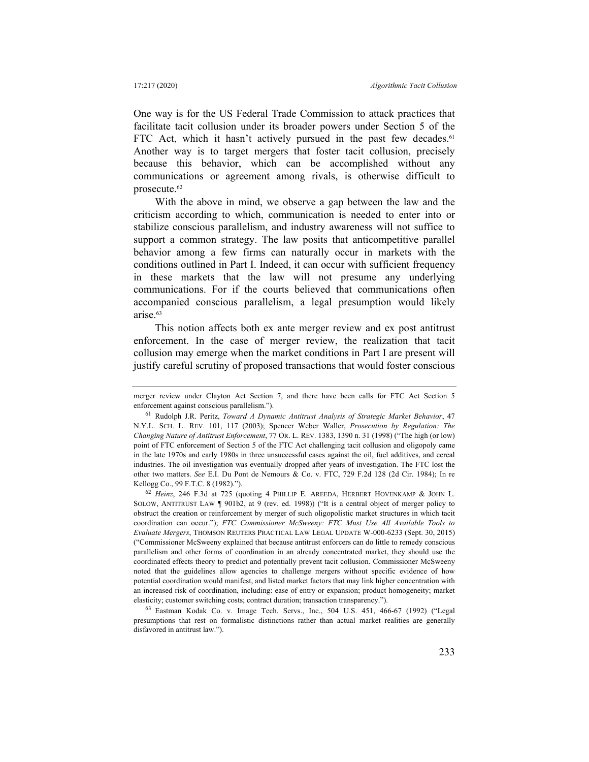One way is for the US Federal Trade Commission to attack practices that facilitate tacit collusion under its broader powers under Section 5 of the FTC Act, which it hasn't actively pursued in the past few decades.[61] Another way is to target mergers that foster tacit collusion, precisely because this behavior, which can be accomplished without any communications or agreement among rivals, is otherwise difficult to prosecute.[62]

With the above in mind, we observe a gap between the law and the criticism according to which, communication is needed to enter into or stabilize conscious parallelism, and industry awareness will not suffice to support a common strategy. The law posits that anticompetitive parallel behavior among a few firms can naturally occur in markets with the conditions outlined in Part I. Indeed, it can occur with sufficient frequency in these markets that the law will not presume any underlying communications. For if the courts believed that communications often accompanied conscious parallelism, a legal presumption would likely arise.[63]

This notion affects both ex ante merger review and ex post antitrust enforcement. In the case of merger review, the realization that tacit collusion may emerge when the market conditions in Part I are present will justify careful scrutiny of proposed transactions that would foster conscious

---

merger review under Clayton Act Section 7, and there have been calls for FTC Act Section 5 enforcement against conscious parallelism.").

[61] Rudolph J.R. Peritz, *Toward A Dynamic Antitrust Analysis of Strategic Market Behavior*, 47 N.Y.L. SCH. L. REV. 101, 117 (2003); Spencer Weber Waller, *Prosecution by Regulation: The Changing Nature of Antitrust Enforcement*, 77 OR. L. REV. 1383, 1390 n. 31 (1998) ("The high (or low) point of FTC enforcement of Section 5 of the FTC Act challenging tacit collusion and oligopoly came in the late 1970s and early 1980s in three unsuccessful cases against the oil, fuel additives, and cereal industries. The oil investigation was eventually dropped after years of investigation. The FTC lost the other two matters. *See* E.I. Du Pont de Nemours & Co. v. FTC, 729 F.2d 128 (2d Cir. 1984); In re Kellogg Co., 99 F.T.C. 8 (1982).").

[62] *Heinz*, 246 F.3d at 725 (quoting 4 PHILLIP E. AREEDA, HERBERT HOVENKAMP & JOHN L. SOLOW, ANTITRUST LAW ¶ 901b2, at 9 (rev. ed. 1998)) ("It is a central object of merger policy to obstruct the creation or reinforcement by merger of such oligopolistic market structures in which tacit coordination can occur."); *FTC Commissioner McSweeny: FTC Must Use All Available Tools to Evaluate Mergers*, THOMSON REUTERS PRACTICAL LAW LEGAL UPDATE W-000-6233 (Sept. 30, 2015) ("Commissioner McSweeny explained that because antitrust enforcers can do little to remedy conscious parallelism and other forms of coordination in an already concentrated market, they should use the coordinated effects theory to predict and potentially prevent tacit collusion. Commissioner McSweeny noted that the guidelines allow agencies to challenge mergers without specific evidence of how potential coordination would manifest, and listed market factors that may link higher concentration with an increased risk of coordination, including: ease of entry or expansion; product homogeneity; market elasticity; customer switching costs; contract duration; transaction transparency.").

[63] Eastman Kodak Co. v. Image Tech. Servs., Inc., 504 U.S. 451, 466-67 (1992) ("Legal presumptions that rest on formalistic distinctions rather than actual market realities are generally disfavored in antitrust law.").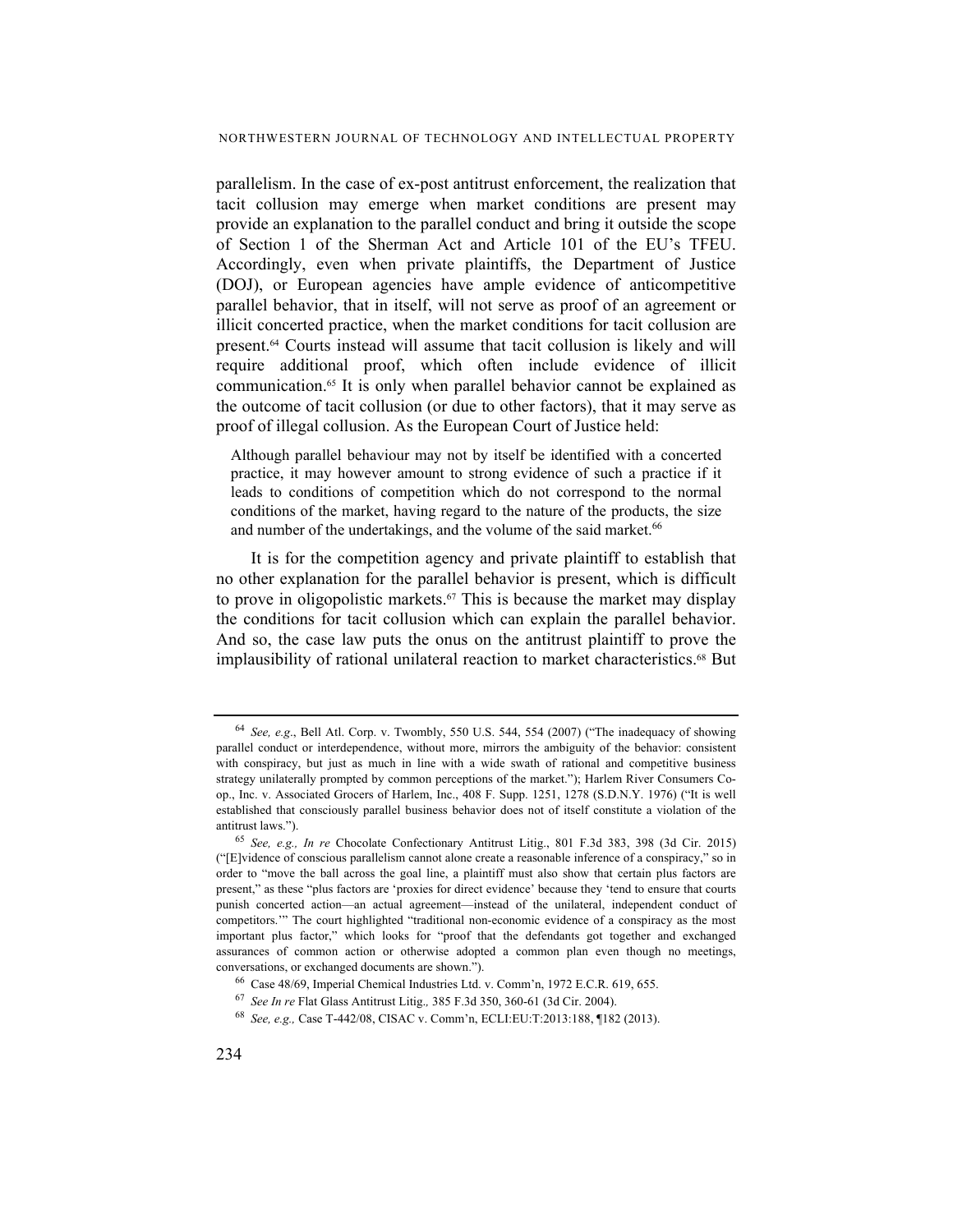parallelism. In the case of ex-post antitrust enforcement, the realization that tacit collusion may emerge when market conditions are present may provide an explanation to the parallel conduct and bring it outside the scope of Section 1 of the Sherman Act and Article 101 of the EU's TFEU. Accordingly, even when private plaintiffs, the Department of Justice (DOJ), or European agencies have ample evidence of anticompetitive parallel behavior, that in itself, will not serve as proof of an agreement or illicit concerted practice, when the market conditions for tacit collusion are present.[64] Courts instead will assume that tacit collusion is likely and will require additional proof, which often include evidence of illicit communication.[65] It is only when parallel behavior cannot be explained as the outcome of tacit collusion (or due to other factors), that it may serve as proof of illegal collusion. As the European Court of Justice held:

> Although parallel behaviour may not by itself be identified with a concerted practice, it may however amount to strong evidence of such a practice if it leads to conditions of competition which do not correspond to the normal conditions of the market, having regard to the nature of the products, the size and number of the undertakings, and the volume of the said market.[66]

It is for the competition agency and private plaintiff to establish that no other explanation for the parallel behavior is present, which is difficult to prove in oligopolistic markets.[67] This is because the market may display the conditions for tacit collusion which can explain the parallel behavior. And so, the case law puts the onus on the antitrust plaintiff to prove the implausibility of rational unilateral reaction to market characteristics.[68] But

---

[64] *See, e.g.*, Bell Atl. Corp. v. Twombly, 550 U.S. 544, 554 (2007) ("The inadequacy of showing parallel conduct or interdependence, without more, mirrors the ambiguity of the behavior: consistent with conspiracy, but just as much in line with a wide swath of rational and competitive business strategy unilaterally prompted by common perceptions of the market."); Harlem River Consumers Co-op., Inc. v. Associated Grocers of Harlem, Inc., 408 F. Supp. 1251, 1278 (S.D.N.Y. 1976) ("It is well established that consciously parallel business behavior does not of itself constitute a violation of the antitrust laws.").

[65] *See, e.g., In re* Chocolate Confectionary Antitrust Litig., 801 F.3d 383, 398 (3d Cir. 2015) ("[E]vidence of conscious parallelism cannot alone create a reasonable inference of a conspiracy," so in order to "move the ball across the goal line, a plaintiff must also show that certain plus factors are present," as these "plus factors are 'proxies for direct evidence' because they 'tend to ensure that courts punish concerted action—an actual agreement—instead of the unilateral, independent conduct of competitors.'" The court highlighted "traditional non-economic evidence of a conspiracy as the most important plus factor," which looks for "proof that the defendants got together and exchanged assurances of common action or otherwise adopted a common plan even though no meetings, conversations, or exchanged documents are shown.").

[66] Case 48/69, Imperial Chemical Industries Ltd. v. Comm'n, 1972 E.C.R. 619, 655.

[67] *See In re* Flat Glass Antitrust Litig.*,* 385 F.3d 350, 360-61 (3d Cir. 2004).

[68] *See, e.g.,* Case T-442/08, CISAC v. Comm'n, ECLI:EU:T:2013:188, ¶182 (2013).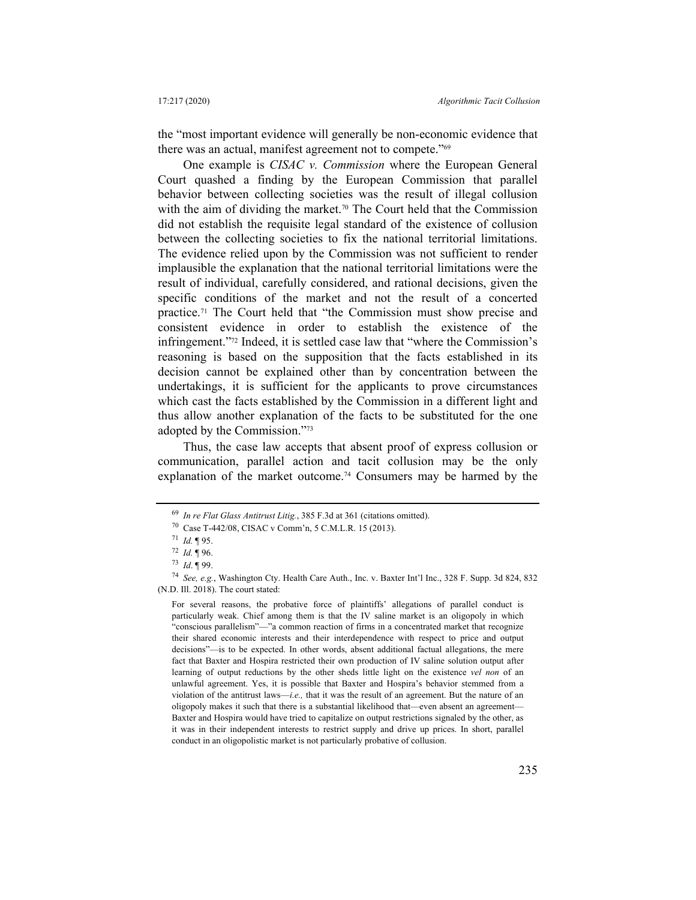the "most important evidence will generally be non-economic evidence that there was an actual, manifest agreement not to compete."[69]

One example is *CISAC v. Commission* where the European General Court quashed a finding by the European Commission that parallel behavior between collecting societies was the result of illegal collusion with the aim of dividing the market.[70] The Court held that the Commission did not establish the requisite legal standard of the existence of collusion between the collecting societies to fix the national territorial limitations. The evidence relied upon by the Commission was not sufficient to render implausible the explanation that the national territorial limitations were the result of individual, carefully considered, and rational decisions, given the specific conditions of the market and not the result of a concerted practice.[71] The Court held that "the Commission must show precise and consistent evidence in order to establish the existence of the infringement."[72] Indeed, it is settled case law that "where the Commission's reasoning is based on the supposition that the facts established in its decision cannot be explained other than by concentration between the undertakings, it is sufficient for the applicants to prove circumstances which cast the facts established by the Commission in a different light and thus allow another explanation of the facts to be substituted for the one adopted by the Commission."[73]

Thus, the case law accepts that absent proof of express collusion or communication, parallel action and tacit collusion may be the only explanation of the market outcome.[74] Consumers may be harmed by the

---

[69] *In re Flat Glass Antitrust Litig.*, 385 F.3d at 361 (citations omitted).

[70] Case T-442/08, CISAC v Comm'n, 5 C.M.L.R. 15 (2013).

[71] *Id.* ¶ 95.

[72] *Id.* ¶ 96.

[73] *Id*. ¶ 99.

[74] *See, e.g.*, Washington Cty. Health Care Auth., Inc. v. Baxter Int'l Inc., 328 F. Supp. 3d 824, 832 (N.D. Ill. 2018). The court stated:

> For several reasons, the probative force of plaintiffs' allegations of parallel conduct is particularly weak. Chief among them is that the IV saline market is an oligopoly in which "conscious parallelism"—"a common reaction of firms in a concentrated market that recognize their shared economic interests and their interdependence with respect to price and output decisions"—is to be expected. In other words, absent additional factual allegations, the mere fact that Baxter and Hospira restricted their own production of IV saline solution output after learning of output reductions by the other sheds little light on the existence *vel non* of an unlawful agreement. Yes, it is possible that Baxter and Hospira's behavior stemmed from a violation of the antitrust laws—*i.e.,* that it was the result of an agreement. But the nature of an oligopoly makes it such that there is a substantial likelihood that—even absent an agreement—Baxter and Hospira would have tried to capitalize on output restrictions signaled by the other, as it was in their independent interests to restrict supply and drive up prices. In short, parallel conduct in an oligopolistic market is not particularly probative of collusion.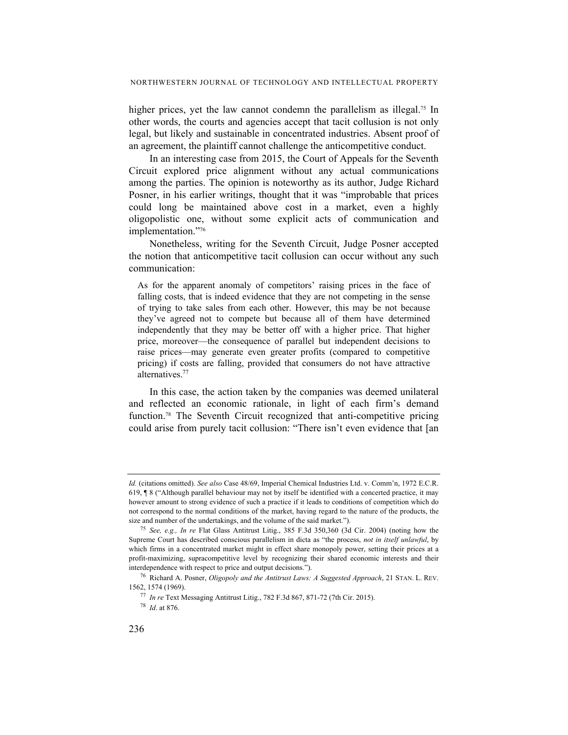higher prices, yet the law cannot condemn the parallelism as illegal.[75] In other words, the courts and agencies accept that tacit collusion is not only legal, but likely and sustainable in concentrated industries. Absent proof of an agreement, the plaintiff cannot challenge the anticompetitive conduct.

In an interesting case from 2015, the Court of Appeals for the Seventh Circuit explored price alignment without any actual communications among the parties. The opinion is noteworthy as its author, Judge Richard Posner, in his earlier writings, thought that it was "improbable that prices could long be maintained above cost in a market, even a highly oligopolistic one, without some explicit acts of communication and implementation."[76]

Nonetheless, writing for the Seventh Circuit, Judge Posner accepted the notion that anticompetitive tacit collusion can occur without any such communication:

> As for the apparent anomaly of competitors' raising prices in the face of falling costs, that is indeed evidence that they are not competing in the sense of trying to take sales from each other. However, this may be not because they've agreed not to compete but because all of them have determined independently that they may be better off with a higher price. That higher price, moreover—the consequence of parallel but independent decisions to raise prices—may generate even greater profits (compared to competitive pricing) if costs are falling, provided that consumers do not have attractive alternatives.[77]

In this case, the action taken by the companies was deemed unilateral and reflected an economic rationale, in light of each firm's demand function.[78] The Seventh Circuit recognized that anti-competitive pricing could arise from purely tacit collusion: "There isn't even evidence that [an

---

*Id.* (citations omitted). *See also* Case 48/69, Imperial Chemical Industries Ltd. v. Comm'n, 1972 E.C.R. 619, ¶ 8 ("Although parallel behaviour may not by itself be identified with a concerted practice, it may however amount to strong evidence of such a practice if it leads to conditions of competition which do not correspond to the normal conditions of the market, having regard to the nature of the products, the size and number of the undertakings, and the volume of the said market.").

[75] *See, e.g., In re* Flat Glass Antitrust Litig., 385 F.3d 350,360 (3d Cir. 2004) (noting how the Supreme Court has described conscious parallelism in dicta as "the process, *not in itself unlawful*, by which firms in a concentrated market might in effect share monopoly power, setting their prices at a profit-maximizing, supracompetitive level by recognizing their shared economic interests and their interdependence with respect to price and output decisions.").

[76] Richard A. Posner, *Oligopoly and the Antitrust Laws: A Suggested Approach*, 21 STAN. L. REV. 1562, 1574 (1969).

[77] *In re* Text Messaging Antitrust Litig., 782 F.3d 867, 871-72 (7th Cir. 2015).

[78] *Id.* at 876.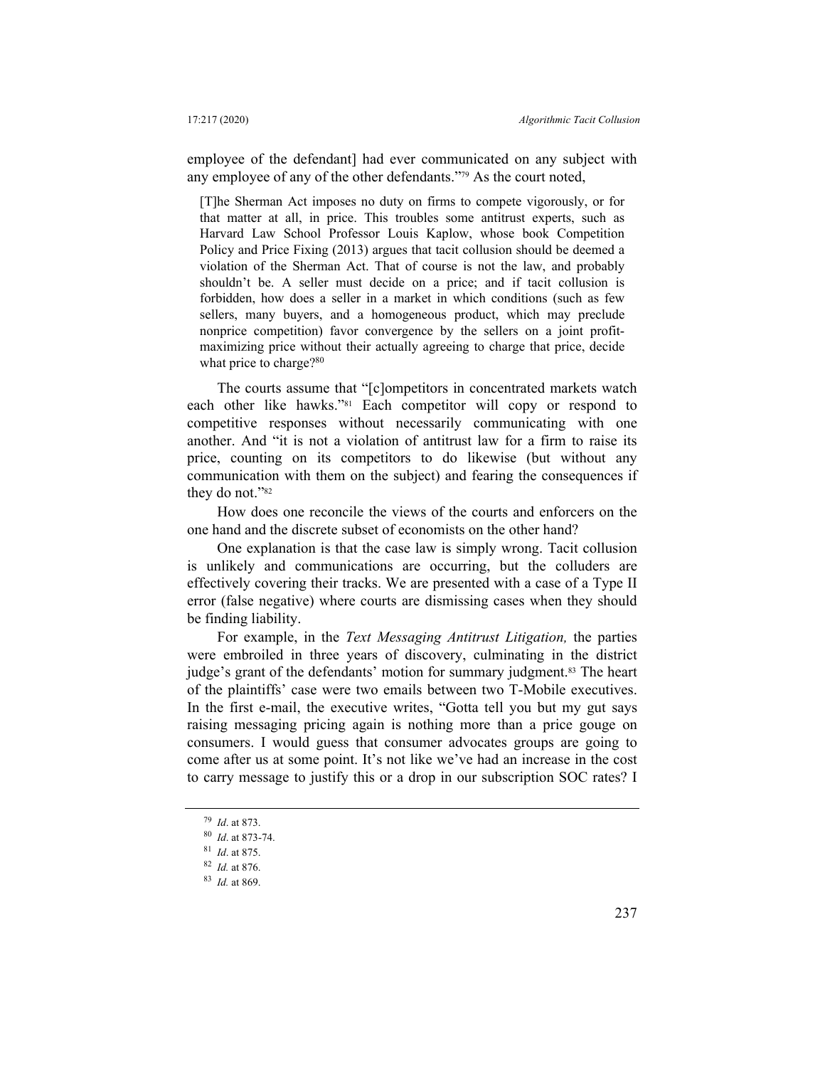employee of the defendant] had ever communicated on any subject with any employee of any of the other defendants."[79] As the court noted,

> [T]he Sherman Act imposes no duty on firms to compete vigorously, or for that matter at all, in price. This troubles some antitrust experts, such as Harvard Law School Professor Louis Kaplow, whose book Competition Policy and Price Fixing (2013) argues that tacit collusion should be deemed a violation of the Sherman Act. That of course is not the law, and probably shouldn't be. A seller must decide on a price; and if tacit collusion is forbidden, how does a seller in a market in which conditions (such as few sellers, many buyers, and a homogeneous product, which may preclude nonprice competition) favor convergence by the sellers on a joint profit-maximizing price without their actually agreeing to charge that price, decide what price to charge?[80]

The courts assume that "[c]ompetitors in concentrated markets watch each other like hawks."[81] Each competitor will copy or respond to competitive responses without necessarily communicating with one another. And "it is not a violation of antitrust law for a firm to raise its price, counting on its competitors to do likewise (but without any communication with them on the subject) and fearing the consequences if they do not."[82]

How does one reconcile the views of the courts and enforcers on the one hand and the discrete subset of economists on the other hand?

One explanation is that the case law is simply wrong. Tacit collusion is unlikely and communications are occurring, but the colluders are effectively covering their tracks. We are presented with a case of a Type II error (false negative) where courts are dismissing cases when they should be finding liability.

For example, in the *Text Messaging Antitrust Litigation,* the parties were embroiled in three years of discovery, culminating in the district judge's grant of the defendants' motion for summary judgment.[83] The heart of the plaintiffs' case were two emails between two T-Mobile executives. In the first e-mail, the executive writes, "Gotta tell you but my gut says raising messaging pricing again is nothing more than a price gouge on consumers. I would guess that consumer advocates groups are going to come after us at some point. It's not like we've had an increase in the cost to carry message to justify this or a drop in our subscription SOC rates? I

---

[79] *Id*. at 873.

[80] *Id*. at 873-74.

[81] *Id*. at 875.

[82] *Id.* at 876.

[83] *Id.* at 869.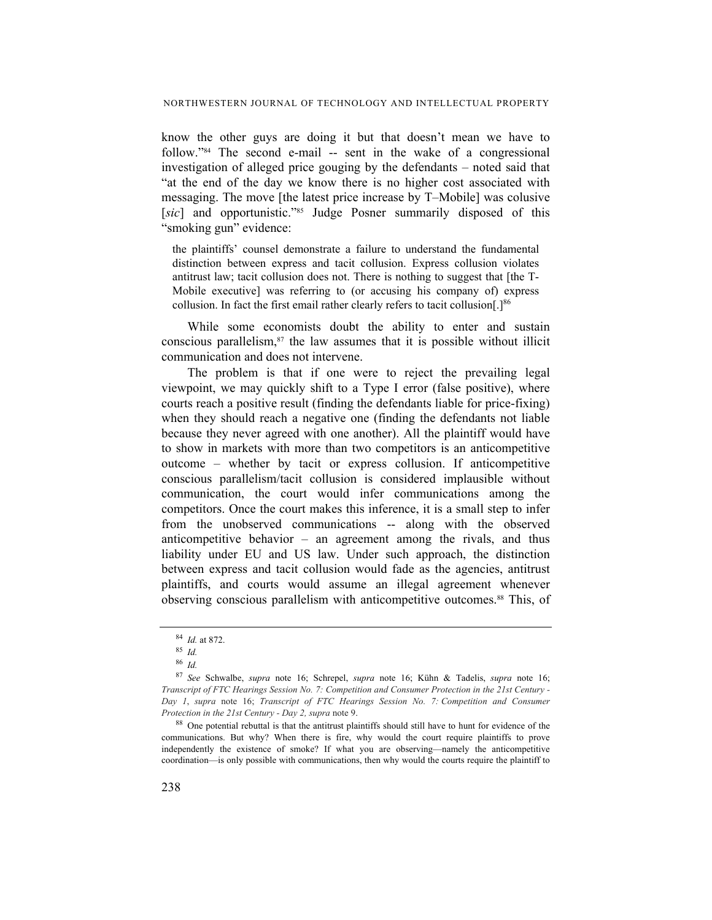know the other guys are doing it but that doesn't mean we have to follow."[84] The second e-mail -- sent in the wake of a congressional investigation of alleged price gouging by the defendants – noted said that "at the end of the day we know there is no higher cost associated with messaging. The move [the latest price increase by T–Mobile] was colusive [*sic*] and opportunistic."[85] Judge Posner summarily disposed of this "smoking gun" evidence:

> the plaintiffs' counsel demonstrate a failure to understand the fundamental distinction between express and tacit collusion. Express collusion violates antitrust law; tacit collusion does not. There is nothing to suggest that [the T-Mobile executive] was referring to (or accusing his company of) express collusion. In fact the first email rather clearly refers to tacit collusion[.][86]

While some economists doubt the ability to enter and sustain conscious parallelism,[87] the law assumes that it is possible without illicit communication and does not intervene.

The problem is that if one were to reject the prevailing legal viewpoint, we may quickly shift to a Type I error (false positive), where courts reach a positive result (finding the defendants liable for price-fixing) when they should reach a negative one (finding the defendants not liable because they never agreed with one another). All the plaintiff would have to show in markets with more than two competitors is an anticompetitive outcome – whether by tacit or express collusion. If anticompetitive conscious parallelism/tacit collusion is considered implausible without communication, the court would infer communications among the competitors. Once the court makes this inference, it is a small step to infer from the unobserved communications -- along with the observed anticompetitive behavior – an agreement among the rivals, and thus liability under EU and US law. Under such approach, the distinction between express and tacit collusion would fade as the agencies, antitrust plaintiffs, and courts would assume an illegal agreement whenever observing conscious parallelism with anticompetitive outcomes.[88] This, of

---

[84] *Id.* at 872.

[85] *Id.*

[86] *Id.*

[87] *See* Schwalbe, *supra* note 16; Schrepel, *supra* note 16; Kühn & Tadelis, *supra* note 16; *Transcript of FTC Hearings Session No. 7: Competition and Consumer Protection in the 21st Century - Day 1*, *supra* note 16; *Transcript of FTC Hearings Session No. 7: Competition and Consumer Protection in the 21st Century - Day 2, supra* note 9.

[88] One potential rebuttal is that the antitrust plaintiffs should still have to hunt for evidence of the communications. But why? When there is fire, why would the court require plaintiffs to prove independently the existence of smoke? If what you are observing—namely the anticompetitive coordination—is only possible with communications, then why would the courts require the plaintiff to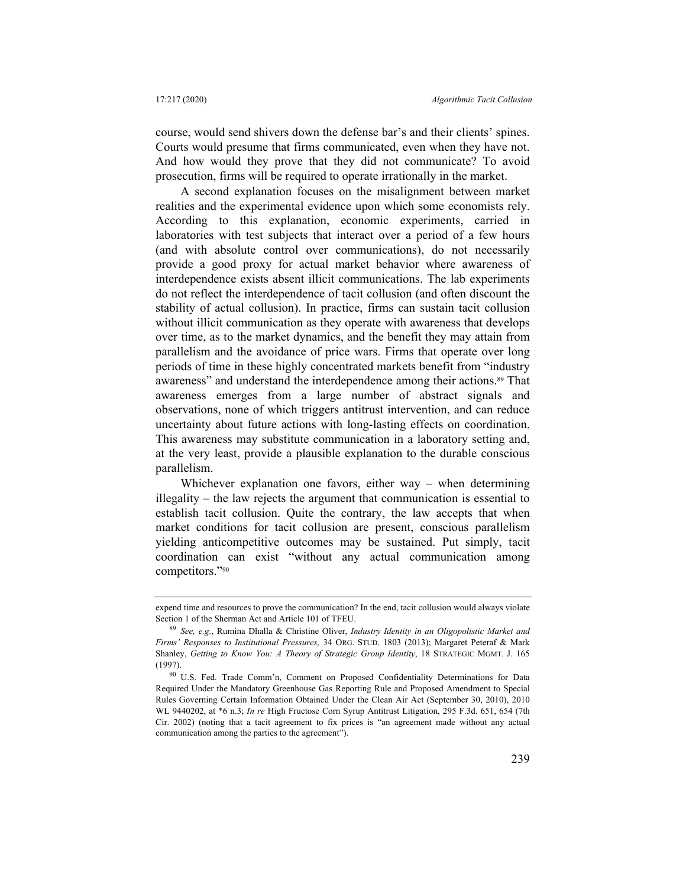course, would send shivers down the defense bar's and their clients' spines. Courts would presume that firms communicated, even when they have not. And how would they prove that they did not communicate? To avoid prosecution, firms will be required to operate irrationally in the market.

A second explanation focuses on the misalignment between market realities and the experimental evidence upon which some economists rely. According to this explanation, economic experiments, carried in laboratories with test subjects that interact over a period of a few hours (and with absolute control over communications), do not necessarily provide a good proxy for actual market behavior where awareness of interdependence exists absent illicit communications. The lab experiments do not reflect the interdependence of tacit collusion (and often discount the stability of actual collusion). In practice, firms can sustain tacit collusion without illicit communication as they operate with awareness that develops over time, as to the market dynamics, and the benefit they may attain from parallelism and the avoidance of price wars. Firms that operate over long periods of time in these highly concentrated markets benefit from "industry awareness" and understand the interdependence among their actions.[89] That awareness emerges from a large number of abstract signals and observations, none of which triggers antitrust intervention, and can reduce uncertainty about future actions with long-lasting effects on coordination. This awareness may substitute communication in a laboratory setting and, at the very least, provide a plausible explanation to the durable conscious parallelism.

Whichever explanation one favors, either way – when determining illegality – the law rejects the argument that communication is essential to establish tacit collusion. Quite the contrary, the law accepts that when market conditions for tacit collusion are present, conscious parallelism yielding anticompetitive outcomes may be sustained. Put simply, tacit coordination can exist "without any actual communication among competitors."[90]

---

expend time and resources to prove the communication? In the end, tacit collusion would always violate Section 1 of the Sherman Act and Article 101 of TFEU.

[89] *See, e.g.*, Rumina Dhalla & Christine Oliver, *Industry Identity in an Oligopolistic Market and Firms' Responses to Institutional Pressures,* 34 ORG. STUD. 1803 (2013); Margaret Peteraf & Mark Shanley, *Getting to Know You: A Theory of Strategic Group Identity*, 18 STRATEGIC MGMT. J. 165 (1997).

[90] U.S. Fed. Trade Comm'n, Comment on Proposed Confidentiality Determinations for Data Required Under the Mandatory Greenhouse Gas Reporting Rule and Proposed Amendment to Special Rules Governing Certain Information Obtained Under the Clean Air Act (September 30, 2010), 2010 WL 9440202, at *6 n.3; *In re* High Fructose Corn Syrup Antitrust Litigation, 295 F.3d. 651, 654 (7th Cir. 2002) (noting that a tacit agreement to fix prices is "an agreement made without any actual communication among the parties to the agreement").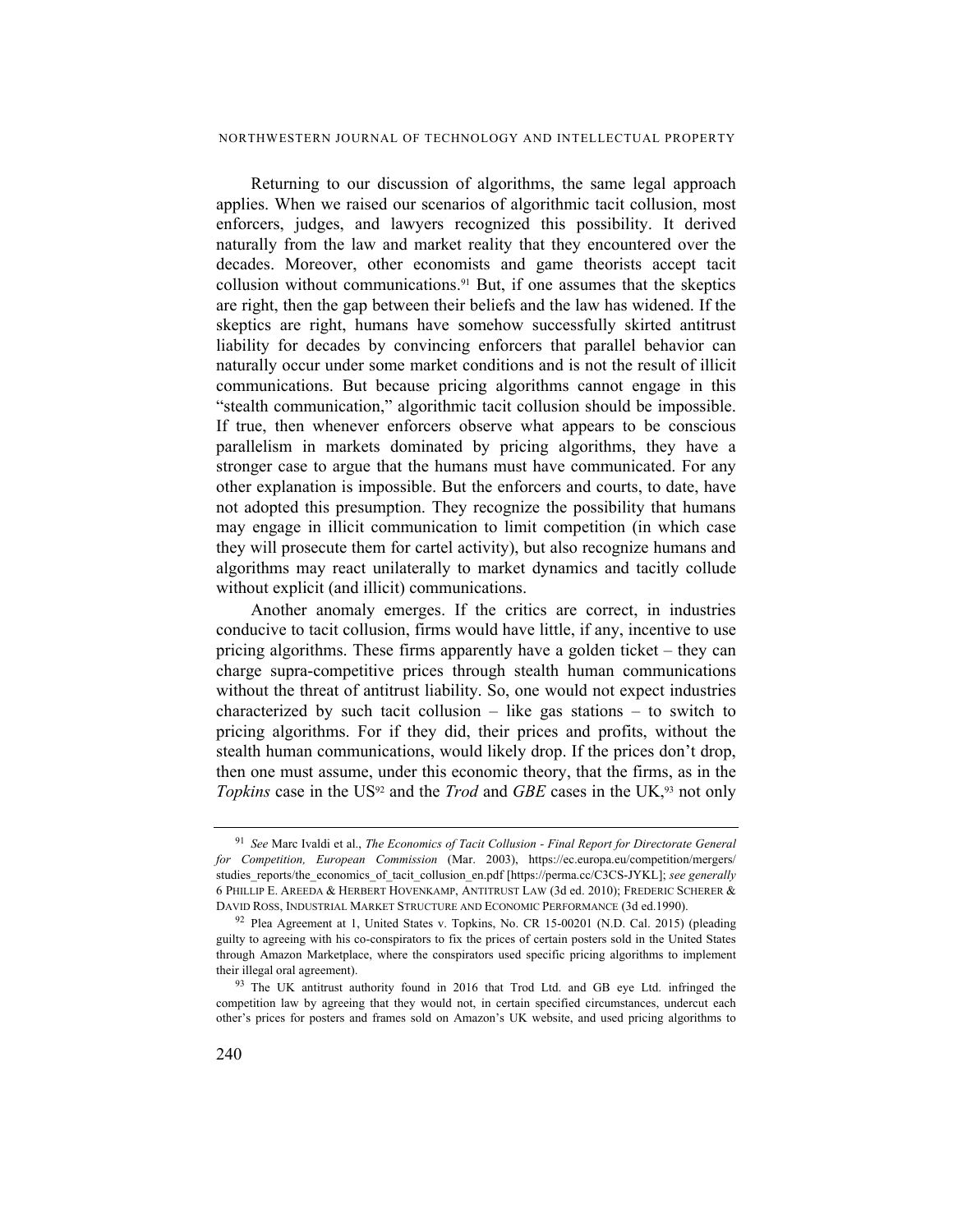Returning to our discussion of algorithms, the same legal approach applies. When we raised our scenarios of algorithmic tacit collusion, most enforcers, judges, and lawyers recognized this possibility. It derived naturally from the law and market reality that they encountered over the decades. Moreover, other economists and game theorists accept tacit collusion without communications.[91] But, if one assumes that the skeptics are right, then the gap between their beliefs and the law has widened. If the skeptics are right, humans have somehow successfully skirted antitrust liability for decades by convincing enforcers that parallel behavior can naturally occur under some market conditions and is not the result of illicit communications. But because pricing algorithms cannot engage in this "stealth communication," algorithmic tacit collusion should be impossible. If true, then whenever enforcers observe what appears to be conscious parallelism in markets dominated by pricing algorithms, they have a stronger case to argue that the humans must have communicated. For any other explanation is impossible. But the enforcers and courts, to date, have not adopted this presumption. They recognize the possibility that humans may engage in illicit communication to limit competition (in which case they will prosecute them for cartel activity), but also recognize humans and algorithms may react unilaterally to market dynamics and tacitly collude without explicit (and illicit) communications.

Another anomaly emerges. If the critics are correct, in industries conducive to tacit collusion, firms would have little, if any, incentive to use pricing algorithms. These firms apparently have a golden ticket – they can charge supra-competitive prices through stealth human communications without the threat of antitrust liability. So, one would not expect industries characterized by such tacit collusion – like gas stations – to switch to pricing algorithms. For if they did, their prices and profits, without the stealth human communications, would likely drop. If the prices don't drop, then one must assume, under this economic theory, that the firms, as in the *Topkins* case in the US[92] and the *Trod* and *GBE* cases in the UK,[93] not only

---

[91] *See* Marc Ivaldi et al., *The Economics of Tacit Collusion - Final Report for Directorate General for Competition, European Commission* (Mar. 2003), https://ec.europa.eu/competition/mergers/studies_reports/the_economics_of_tacit_collusion_en.pdf [https://perma.cc/C3CS-JYKL]; *see generally* 6 PHILLIP E. AREEDA & HERBERT HOVENKAMP, ANTITRUST LAW (3d ed. 2010); FREDERIC SCHERER & DAVID ROSS, INDUSTRIAL MARKET STRUCTURE AND ECONOMIC PERFORMANCE (3d ed.1990).

[92] Plea Agreement at 1, United States v. Topkins, No. CR 15-00201 (N.D. Cal. 2015) (pleading guilty to agreeing with his co-conspirators to fix the prices of certain posters sold in the United States through Amazon Marketplace, where the conspirators used specific pricing algorithms to implement their illegal oral agreement).

[93] The UK antitrust authority found in 2016 that Trod Ltd. and GB eye Ltd. infringed the competition law by agreeing that they would not, in certain specified circumstances, undercut each other's prices for posters and frames sold on Amazon's UK website, and used pricing algorithms to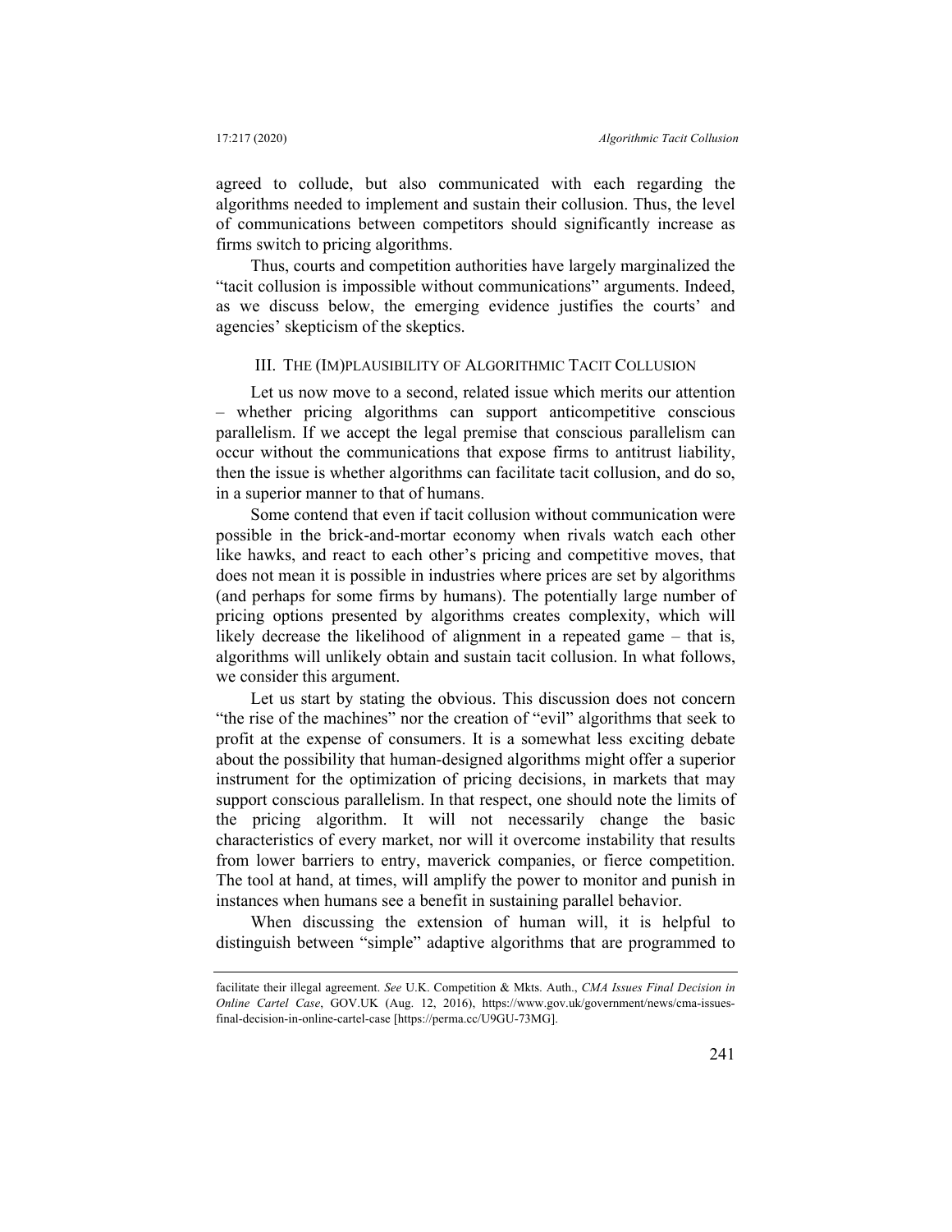agreed to collude, but also communicated with each regarding the algorithms needed to implement and sustain their collusion. Thus, the level of communications between competitors should significantly increase as firms switch to pricing algorithms.

Thus, courts and competition authorities have largely marginalized the "tacit collusion is impossible without communications" arguments. Indeed, as we discuss below, the emerging evidence justifies the courts' and agencies' skepticism of the skeptics.

## III. THE (IM)PLAUSIBILITY OF ALGORITHMIC TACIT COLLUSION

Let us now move to a second, related issue which merits our attention – whether pricing algorithms can support anticompetitive conscious parallelism. If we accept the legal premise that conscious parallelism can occur without the communications that expose firms to antitrust liability, then the issue is whether algorithms can facilitate tacit collusion, and do so, in a superior manner to that of humans.

Some contend that even if tacit collusion without communication were possible in the brick-and-mortar economy when rivals watch each other like hawks, and react to each other's pricing and competitive moves, that does not mean it is possible in industries where prices are set by algorithms (and perhaps for some firms by humans). The potentially large number of pricing options presented by algorithms creates complexity, which will likely decrease the likelihood of alignment in a repeated game – that is, algorithms will unlikely obtain and sustain tacit collusion. In what follows, we consider this argument.

Let us start by stating the obvious. This discussion does not concern "the rise of the machines" nor the creation of "evil" algorithms that seek to profit at the expense of consumers. It is a somewhat less exciting debate about the possibility that human-designed algorithms might offer a superior instrument for the optimization of pricing decisions, in markets that may support conscious parallelism. In that respect, one should note the limits of the pricing algorithm. It will not necessarily change the basic characteristics of every market, nor will it overcome instability that results from lower barriers to entry, maverick companies, or fierce competition. The tool at hand, at times, will amplify the power to monitor and punish in instances when humans see a benefit in sustaining parallel behavior.

When discussing the extension of human will, it is helpful to distinguish between "simple" adaptive algorithms that are programmed to

---

facilitate their illegal agreement. *See* U.K. Competition & Mkts. Auth., *CMA Issues Final Decision in Online Cartel Case*, GOV.UK (Aug. 12, 2016), https://www.gov.uk/government/news/cma-issues-final-decision-in-online-cartel-case [https://perma.cc/U9GU-73MG].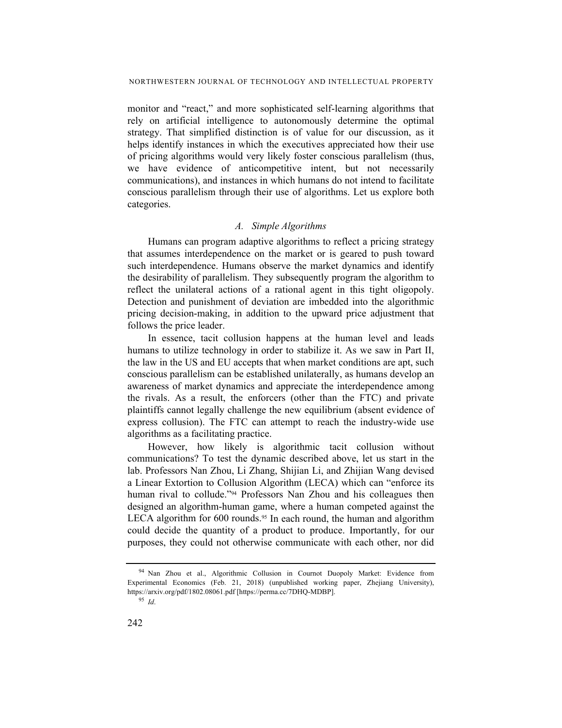monitor and "react," and more sophisticated self-learning algorithms that rely on artificial intelligence to autonomously determine the optimal strategy. That simplified distinction is of value for our discussion, as it helps identify instances in which the executives appreciated how their use of pricing algorithms would very likely foster conscious parallelism (thus, we have evidence of anticompetitive intent, but not necessarily communications), and instances in which humans do not intend to facilitate conscious parallelism through their use of algorithms. Let us explore both categories.

### *A. Simple Algorithms*

Humans can program adaptive algorithms to reflect a pricing strategy that assumes interdependence on the market or is geared to push toward such interdependence. Humans observe the market dynamics and identify the desirability of parallelism. They subsequently program the algorithm to reflect the unilateral actions of a rational agent in this tight oligopoly. Detection and punishment of deviation are imbedded into the algorithmic pricing decision-making, in addition to the upward price adjustment that follows the price leader.

In essence, tacit collusion happens at the human level and leads humans to utilize technology in order to stabilize it. As we saw in Part II, the law in the US and EU accepts that when market conditions are apt, such conscious parallelism can be established unilaterally, as humans develop an awareness of market dynamics and appreciate the interdependence among the rivals. As a result, the enforcers (other than the FTC) and private plaintiffs cannot legally challenge the new equilibrium (absent evidence of express collusion). The FTC can attempt to reach the industry-wide use algorithms as a facilitating practice.

However, how likely is algorithmic tacit collusion without communications? To test the dynamic described above, let us start in the lab. Professors Nan Zhou, Li Zhang, Shijian Li, and Zhijian Wang devised a Linear Extortion to Collusion Algorithm (LECA) which can "enforce its human rival to collude."[94] Professors Nan Zhou and his colleagues then designed an algorithm-human game, where a human competed against the LECA algorithm for 600 rounds.[95] In each round, the human and algorithm could decide the quantity of a product to produce. Importantly, for our purposes, they could not otherwise communicate with each other, nor did

---

[94] Nan Zhou et al., Algorithmic Collusion in Cournot Duopoly Market: Evidence from Experimental Economics (Feb. 21, 2018) (unpublished working paper, Zhejiang University), https://arxiv.org/pdf/1802.08061.pdf [https://perma.cc/7DHQ-MDBP].

[95] *Id.*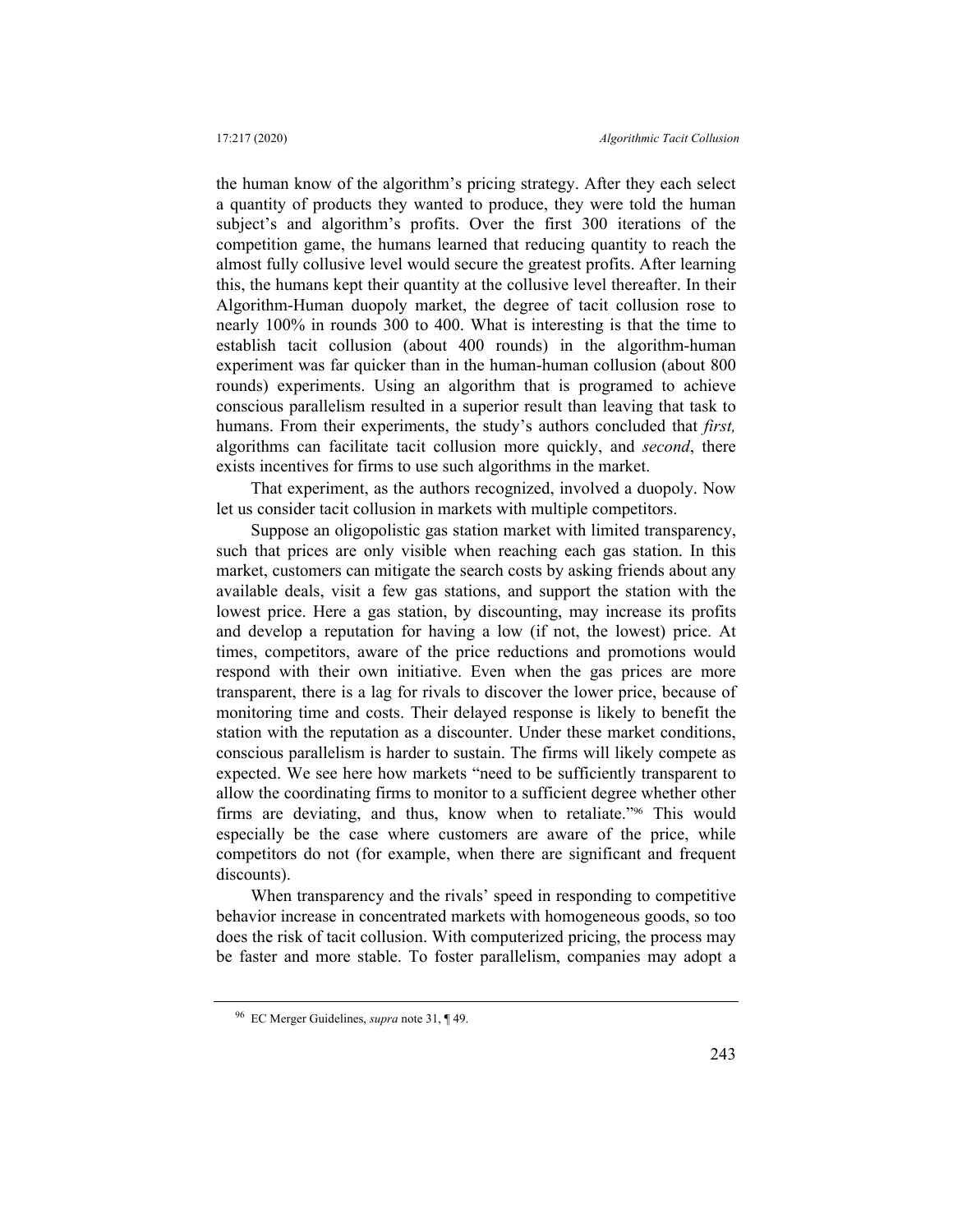the human know of the algorithm's pricing strategy. After they each select a quantity of products they wanted to produce, they were told the human subject's and algorithm's profits. Over the first 300 iterations of the competition game, the humans learned that reducing quantity to reach the almost fully collusive level would secure the greatest profits. After learning this, the humans kept their quantity at the collusive level thereafter. In their Algorithm-Human duopoly market, the degree of tacit collusion rose to nearly 100% in rounds 300 to 400. What is interesting is that the time to establish tacit collusion (about 400 rounds) in the algorithm-human experiment was far quicker than in the human-human collusion (about 800 rounds) experiments. Using an algorithm that is programed to achieve conscious parallelism resulted in a superior result than leaving that task to humans. From their experiments, the study's authors concluded that *first,* algorithms can facilitate tacit collusion more quickly, and *second*, there exists incentives for firms to use such algorithms in the market.

That experiment, as the authors recognized, involved a duopoly. Now let us consider tacit collusion in markets with multiple competitors.

Suppose an oligopolistic gas station market with limited transparency, such that prices are only visible when reaching each gas station. In this market, customers can mitigate the search costs by asking friends about any available deals, visit a few gas stations, and support the station with the lowest price. Here a gas station, by discounting, may increase its profits and develop a reputation for having a low (if not, the lowest) price. At times, competitors, aware of the price reductions and promotions would respond with their own initiative. Even when the gas prices are more transparent, there is a lag for rivals to discover the lower price, because of monitoring time and costs. Their delayed response is likely to benefit the station with the reputation as a discounter. Under these market conditions, conscious parallelism is harder to sustain. The firms will likely compete as expected. We see here how markets "need to be sufficiently transparent to allow the coordinating firms to monitor to a sufficient degree whether other firms are deviating, and thus, know when to retaliate."[96] This would especially be the case where customers are aware of the price, while competitors do not (for example, when there are significant and frequent discounts).

When transparency and the rivals' speed in responding to competitive behavior increase in concentrated markets with homogeneous goods, so too does the risk of tacit collusion. With computerized pricing, the process may be faster and more stable. To foster parallelism, companies may adopt a

---

[96] EC Merger Guidelines, *supra* note 31, ¶ 49.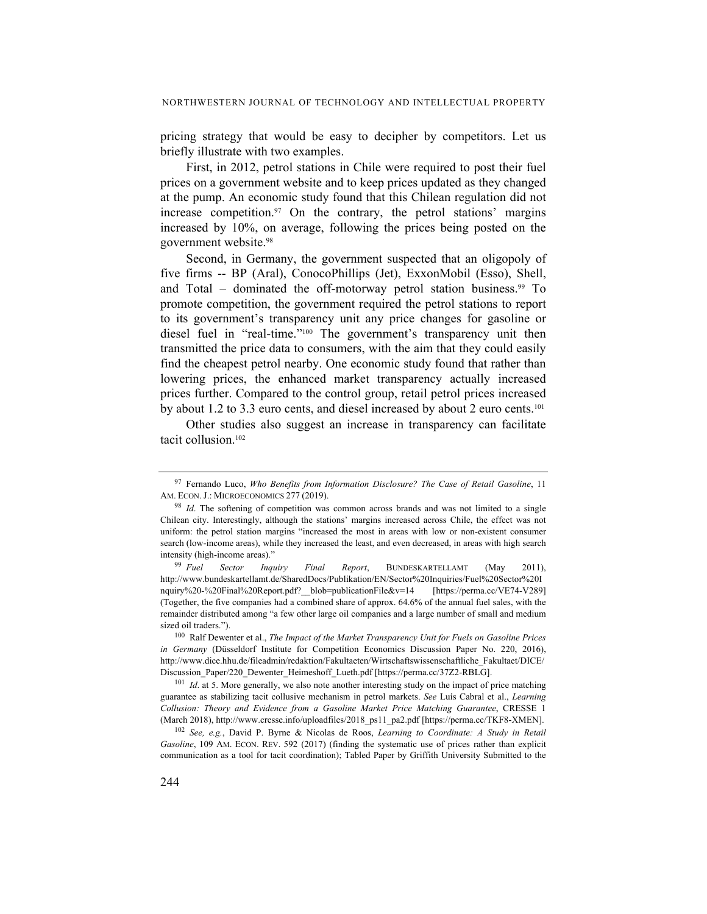pricing strategy that would be easy to decipher by competitors. Let us briefly illustrate with two examples.

First, in 2012, petrol stations in Chile were required to post their fuel prices on a government website and to keep prices updated as they changed at the pump. An economic study found that this Chilean regulation did not increase competition.[97] On the contrary, the petrol stations' margins increased by 10%, on average, following the prices being posted on the government website.[98]

Second, in Germany, the government suspected that an oligopoly of five firms -- BP (Aral), ConocoPhillips (Jet), ExxonMobil (Esso), Shell, and Total – dominated the off-motorway petrol station business.[99] To promote competition, the government required the petrol stations to report to its government's transparency unit any price changes for gasoline or diesel fuel in "real-time."[100] The government's transparency unit then transmitted the price data to consumers, with the aim that they could easily find the cheapest petrol nearby. One economic study found that rather than lowering prices, the enhanced market transparency actually increased prices further. Compared to the control group, retail petrol prices increased by about 1.2 to 3.3 euro cents, and diesel increased by about 2 euro cents.[101]

Other studies also suggest an increase in transparency can facilitate tacit collusion.[102]

---

[97] Fernando Luco, *Who Benefits from Information Disclosure? The Case of Retail Gasoline*, 11 AM. ECON. J.: MICROECONOMICS 277 (2019).

[98] *Id*. The softening of competition was common across brands and was not limited to a single Chilean city. Interestingly, although the stations' margins increased across Chile, the effect was not uniform: the petrol station margins "increased the most in areas with low or non-existent consumer search (low-income areas), while they increased the least, and even decreased, in areas with high search intensity (high-income areas)."

[99] *Fuel Sector Inquiry Final Report*, BUNDESKARTELLAMT (May 2011), http://www.bundeskartellamt.de/SharedDocs/Publikation/EN/Sector%20Inquiries/Fuel%20Sector%20Inquiry%20-%20Final%20Report.pdf?__blob=publicationFile&v=14 [https://perma.cc/VE74-V289] (Together, the five companies had a combined share of approx. 64.6% of the annual fuel sales, with the remainder distributed among "a few other large oil companies and a large number of small and medium sized oil traders.").

[100] Ralf Dewenter et al., *The Impact of the Market Transparency Unit for Fuels on Gasoline Prices in Germany* (Düsseldorf Institute for Competition Economics Discussion Paper No. 220, 2016), http://www.dice.hhu.de/fileadmin/redaktion/Fakultaeten/Wirtschaftswissenschaftliche_Fakultaet/DICE/Discussion_Paper/220_Dewenter_Heimeshoff_Lueth.pdf [https://perma.cc/37Z2-RBLG].

[101] *Id.* at 5. More generally, we also note another interesting study on the impact of price matching guarantee as stabilizing tacit collusive mechanism in petrol markets. *See* Luís Cabral et al., *Learning Collusion: Theory and Evidence from a Gasoline Market Price Matching Guarantee*, CRESSE 1 (March 2018), http://www.cresse.info/uploadfiles/2018_ps11_pa2.pdf [https://perma.cc/TKF8-XMEN].

[102] *See, e.g.*, David P. Byrne & Nicolas de Roos, *Learning to Coordinate: A Study in Retail Gasoline*, 109 AM. ECON. REV. 592 (2017) (finding the systematic use of prices rather than explicit communication as a tool for tacit coordination); Tabled Paper by Griffith University Submitted to the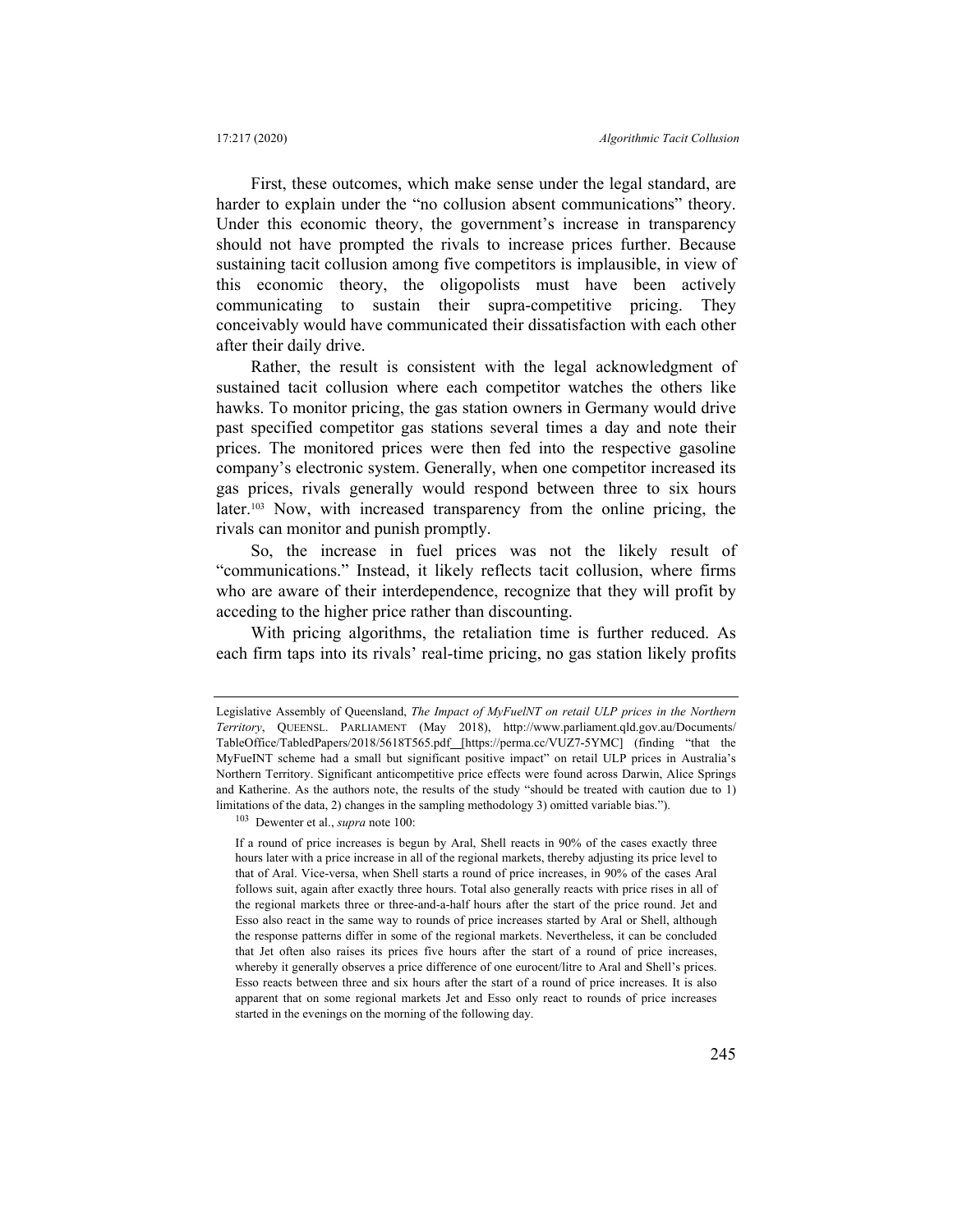First, these outcomes, which make sense under the legal standard, are harder to explain under the "no collusion absent communications" theory. Under this economic theory, the government's increase in transparency should not have prompted the rivals to increase prices further. Because sustaining tacit collusion among five competitors is implausible, in view of this economic theory, the oligopolists must have been actively communicating to sustain their supra-competitive pricing. They conceivably would have communicated their dissatisfaction with each other after their daily drive.

Rather, the result is consistent with the legal acknowledgment of sustained tacit collusion where each competitor watches the others like hawks. To monitor pricing, the gas station owners in Germany would drive past specified competitor gas stations several times a day and note their prices. The monitored prices were then fed into the respective gasoline company's electronic system. Generally, when one competitor increased its gas prices, rivals generally would respond between three to six hours later.[103] Now, with increased transparency from the online pricing, the rivals can monitor and punish promptly.

So, the increase in fuel prices was not the likely result of "communications." Instead, it likely reflects tacit collusion, where firms who are aware of their interdependence, recognize that they will profit by acceding to the higher price rather than discounting.

With pricing algorithms, the retaliation time is further reduced. As each firm taps into its rivals' real-time pricing, no gas station likely profits

---

Legislative Assembly of Queensland, *The Impact of MyFuelNT on retail ULP prices in the Northern Territory*, QUEENSL. PARLIAMENT (May 2018), http://www.parliament.qld.gov.au/Documents/TableOffice/TabledPapers/2018/5618T565.pdf [https://perma.cc/VUZ7-5YMC] (finding "that the MyFueINT scheme had a small but significant positive impact" on retail ULP prices in Australia's Northern Territory. Significant anticompetitive price effects were found across Darwin, Alice Springs and Katherine. As the authors note, the results of the study "should be treated with caution due to 1) limitations of the data, 2) changes in the sampling methodology 3) omitted variable bias.").

[103] Dewenter et al., *supra* note 100:

> If a round of price increases is begun by Aral, Shell reacts in 90% of the cases exactly three hours later with a price increase in all of the regional markets, thereby adjusting its price level to that of Aral. Vice-versa, when Shell starts a round of price increases, in 90% of the cases Aral follows suit, again after exactly three hours. Total also generally reacts with price rises in all of the regional markets three or three-and-a-half hours after the start of the price round. Jet and Esso also react in the same way to rounds of price increases started by Aral or Shell, although the response patterns differ in some of the regional markets. Nevertheless, it can be concluded that Jet often also raises its prices five hours after the start of a round of price increases, whereby it generally observes a price difference of one eurocent/litre to Aral and Shell's prices. Esso reacts between three and six hours after the start of a round of price increases. It is also apparent that on some regional markets Jet and Esso only react to rounds of price increases started in the evenings on the morning of the following day.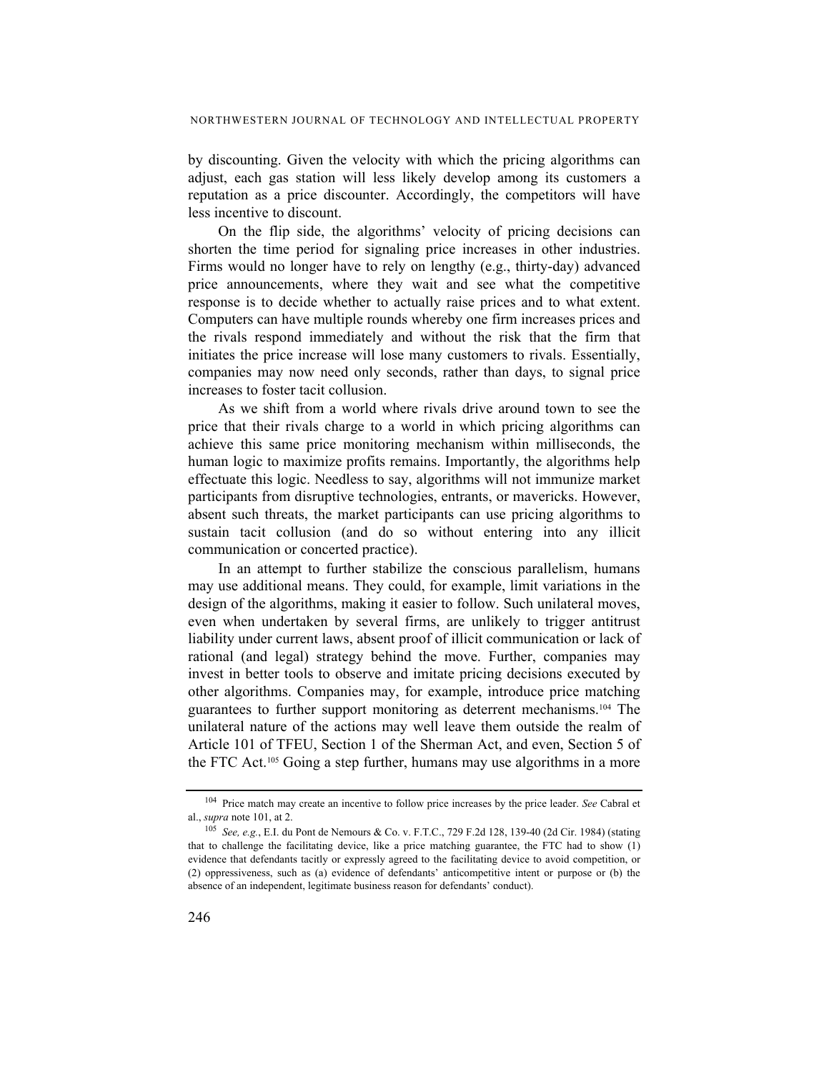by discounting. Given the velocity with which the pricing algorithms can adjust, each gas station will less likely develop among its customers a reputation as a price discounter. Accordingly, the competitors will have less incentive to discount.

On the flip side, the algorithms' velocity of pricing decisions can shorten the time period for signaling price increases in other industries. Firms would no longer have to rely on lengthy (e.g., thirty-day) advanced price announcements, where they wait and see what the competitive response is to decide whether to actually raise prices and to what extent. Computers can have multiple rounds whereby one firm increases prices and the rivals respond immediately and without the risk that the firm that initiates the price increase will lose many customers to rivals. Essentially, companies may now need only seconds, rather than days, to signal price increases to foster tacit collusion.

As we shift from a world where rivals drive around town to see the price that their rivals charge to a world in which pricing algorithms can achieve this same price monitoring mechanism within milliseconds, the human logic to maximize profits remains. Importantly, the algorithms help effectuate this logic. Needless to say, algorithms will not immunize market participants from disruptive technologies, entrants, or mavericks. However, absent such threats, the market participants can use pricing algorithms to sustain tacit collusion (and do so without entering into any illicit communication or concerted practice).

In an attempt to further stabilize the conscious parallelism, humans may use additional means. They could, for example, limit variations in the design of the algorithms, making it easier to follow. Such unilateral moves, even when undertaken by several firms, are unlikely to trigger antitrust liability under current laws, absent proof of illicit communication or lack of rational (and legal) strategy behind the move. Further, companies may invest in better tools to observe and imitate pricing decisions executed by other algorithms. Companies may, for example, introduce price matching guarantees to further support monitoring as deterrent mechanisms.[104] The unilateral nature of the actions may well leave them outside the realm of Article 101 of TFEU, Section 1 of the Sherman Act, and even, Section 5 of the FTC Act.[105] Going a step further, humans may use algorithms in a more

---

[104] Price match may create an incentive to follow price increases by the price leader. *See* Cabral et al., *supra* note 101, at 2.

[105] *See, e.g.*, E.I. du Pont de Nemours & Co. v. F.T.C., 729 F.2d 128, 139-40 (2d Cir. 1984) (stating that to challenge the facilitating device, like a price matching guarantee, the FTC had to show (1) evidence that defendants tacitly or expressly agreed to the facilitating device to avoid competition, or (2) oppressiveness, such as (a) evidence of defendants' anticompetitive intent or purpose or (b) the absence of an independent, legitimate business reason for defendants' conduct).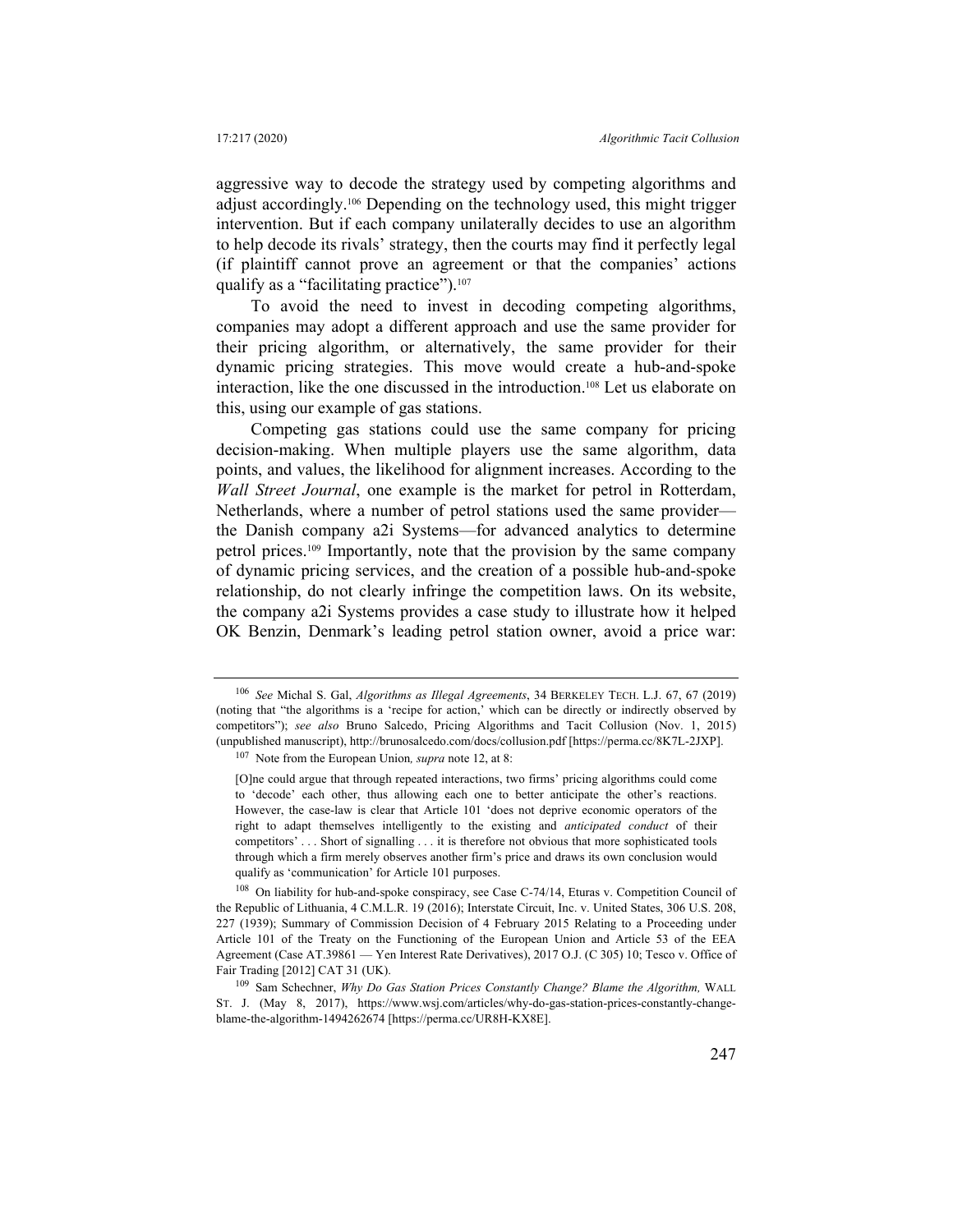aggressive way to decode the strategy used by competing algorithms and adjust accordingly.[106] Depending on the technology used, this might trigger intervention. But if each company unilaterally decides to use an algorithm to help decode its rivals' strategy, then the courts may find it perfectly legal (if plaintiff cannot prove an agreement or that the companies' actions qualify as a "facilitating practice").[107]

To avoid the need to invest in decoding competing algorithms, companies may adopt a different approach and use the same provider for their pricing algorithm, or alternatively, the same provider for their dynamic pricing strategies. This move would create a hub-and-spoke interaction, like the one discussed in the introduction.[108] Let us elaborate on this, using our example of gas stations.

Competing gas stations could use the same company for pricing decision-making. When multiple players use the same algorithm, data points, and values, the likelihood for alignment increases. According to the *Wall Street Journal*, one example is the market for petrol in Rotterdam, Netherlands, where a number of petrol stations used the same provider—the Danish company a2i Systems—for advanced analytics to determine petrol prices.[109] Importantly, note that the provision by the same company of dynamic pricing services, and the creation of a possible hub-and-spoke relationship, do not clearly infringe the competition laws. On its website, the company a2i Systems provides a case study to illustrate how it helped OK Benzin, Denmark's leading petrol station owner, avoid a price war:

---

[106] *See* Michal S. Gal, *Algorithms as Illegal Agreements*, 34 BERKELEY TECH. L.J. 67, 67 (2019) (noting that "the algorithms is a 'recipe for action,' which can be directly or indirectly observed by competitors"); *see also* Bruno Salcedo, Pricing Algorithms and Tacit Collusion (Nov. 1, 2015) (unpublished manuscript), http://brunosalcedo.com/docs/collusion.pdf [https://perma.cc/8K7L-2JXP].

[107] Note from the European Union, *supra* note 12, at 8:

> [O]ne could argue that through repeated interactions, two firms' pricing algorithms could come to 'decode' each other, thus allowing each one to better anticipate the other's reactions. However, the case-law is clear that Article 101 'does not deprive economic operators of the right to adapt themselves intelligently to the existing and *anticipated conduct* of their competitors' . . . Short of signalling . . . it is therefore not obvious that more sophisticated tools through which a firm merely observes another firm's price and draws its own conclusion would qualify as 'communication' for Article 101 purposes.

[108] On liability for hub-and-spoke conspiracy, see Case C-74/14, Eturas v. Competition Council of the Republic of Lithuania, 4 C.M.L.R. 19 (2016); Interstate Circuit, Inc. v. United States, 306 U.S. 208, 227 (1939); Summary of Commission Decision of 4 February 2015 Relating to a Proceeding under Article 101 of the Treaty on the Functioning of the European Union and Article 53 of the EEA Agreement (Case AT.39861 — Yen Interest Rate Derivatives), 2017 O.J. (C 305) 10; Tesco v. Office of Fair Trading [2012] CAT 31 (UK).

[109] Sam Schechner, *Why Do Gas Station Prices Constantly Change? Blame the Algorithm,* WALL ST. J. (May 8, 2017), https://www.wsj.com/articles/why-do-gas-station-prices-constantly-change-blame-the-algorithm-1494262674 [https://perma.cc/UR8H-KX8E].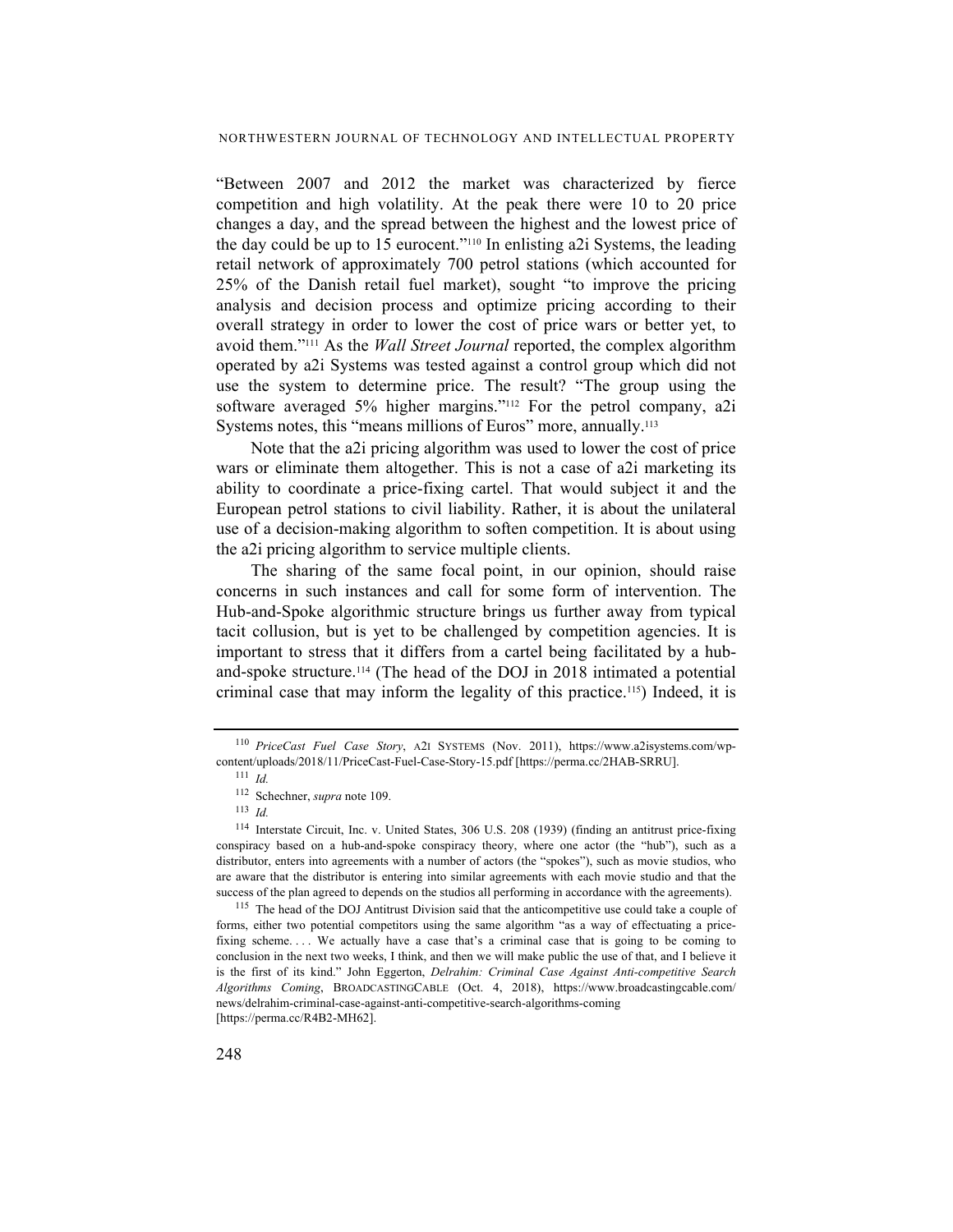"Between 2007 and 2012 the market was characterized by fierce competition and high volatility. At the peak there were 10 to 20 price changes a day, and the spread between the highest and the lowest price of the day could be up to 15 eurocent."[110] In enlisting a2i Systems, the leading retail network of approximately 700 petrol stations (which accounted for 25% of the Danish retail fuel market), sought "to improve the pricing analysis and decision process and optimize pricing according to their overall strategy in order to lower the cost of price wars or better yet, to avoid them."[111] As the *Wall Street Journal* reported, the complex algorithm operated by a2i Systems was tested against a control group which did not use the system to determine price. The result? "The group using the software averaged 5% higher margins."[112] For the petrol company, a2i Systems notes, this "means millions of Euros" more, annually.[113]

Note that the a2i pricing algorithm was used to lower the cost of price wars or eliminate them altogether. This is not a case of a2i marketing its ability to coordinate a price-fixing cartel. That would subject it and the European petrol stations to civil liability. Rather, it is about the unilateral use of a decision-making algorithm to soften competition. It is about using the a2i pricing algorithm to service multiple clients.

The sharing of the same focal point, in our opinion, should raise concerns in such instances and call for some form of intervention. The Hub-and-Spoke algorithmic structure brings us further away from typical tacit collusion, but is yet to be challenged by competition agencies. It is important to stress that it differs from a cartel being facilitated by a hub-and-spoke structure.[114] (The head of the DOJ in 2018 intimated a potential criminal case that may inform the legality of this practice.[115]) Indeed, it is

---

[110] *PriceCast Fuel Case Story*, A2I SYSTEMS (Nov. 2011), https://www.a2isystems.com/wp-content/uploads/2018/11/PriceCast-Fuel-Case-Story-15.pdf [https://perma.cc/2HAB-SRRU].

[111] *Id.*

[112] Schechner, *supra* note 109.

[113] *Id.*

[114] Interstate Circuit, Inc. v. United States, 306 U.S. 208 (1939) (finding an antitrust price-fixing conspiracy based on a hub-and-spoke conspiracy theory, where one actor (the "hub"), such as a distributor, enters into agreements with a number of actors (the "spokes"), such as movie studios, who are aware that the distributor is entering into similar agreements with each movie studio and that the success of the plan agreed to depends on the studios all performing in accordance with the agreements).

[115] The head of the DOJ Antitrust Division said that the anticompetitive use could take a couple of forms, either two potential competitors using the same algorithm "as a way of effectuating a price-fixing scheme. . . . We actually have a case that's a criminal case that is going to be coming to conclusion in the next two weeks, I think, and then we will make public the use of that, and I believe it is the first of its kind." John Eggerton, *Delrahim: Criminal Case Against Anti-competitive Search Algorithms Coming*, BROADCASTINGCABLE (Oct. 4, 2018), https://www.broadcastingcable.com/news/delrahim-criminal-case-against-anti-competitive-search-algorithms-coming [https://perma.cc/R4B2-MH62].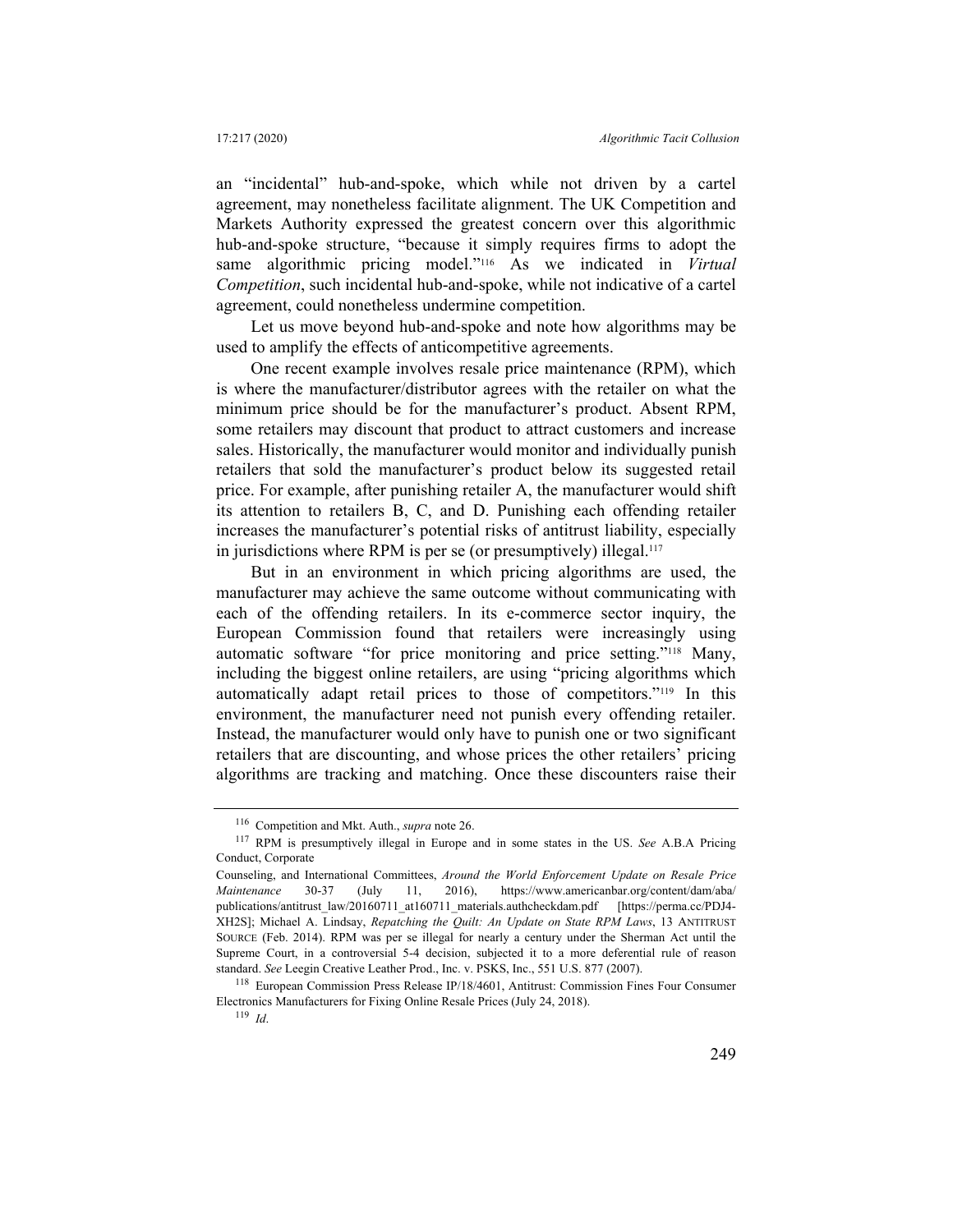an "incidental" hub-and-spoke, which while not driven by a cartel agreement, may nonetheless facilitate alignment. The UK Competition and Markets Authority expressed the greatest concern over this algorithmic hub-and-spoke structure, "because it simply requires firms to adopt the same algorithmic pricing model."[116] As we indicated in *Virtual Competition*, such incidental hub-and-spoke, while not indicative of a cartel agreement, could nonetheless undermine competition.

Let us move beyond hub-and-spoke and note how algorithms may be used to amplify the effects of anticompetitive agreements.

One recent example involves resale price maintenance (RPM), which is where the manufacturer/distributor agrees with the retailer on what the minimum price should be for the manufacturer's product. Absent RPM, some retailers may discount that product to attract customers and increase sales. Historically, the manufacturer would monitor and individually punish retailers that sold the manufacturer's product below its suggested retail price. For example, after punishing retailer A, the manufacturer would shift its attention to retailers B, C, and D. Punishing each offending retailer increases the manufacturer's potential risks of antitrust liability, especially in jurisdictions where RPM is per se (or presumptively) illegal.[117]

But in an environment in which pricing algorithms are used, the manufacturer may achieve the same outcome without communicating with each of the offending retailers. In its e-commerce sector inquiry, the European Commission found that retailers were increasingly using automatic software "for price monitoring and price setting."[118] Many, including the biggest online retailers, are using "pricing algorithms which automatically adapt retail prices to those of competitors."[119] In this environment, the manufacturer need not punish every offending retailer. Instead, the manufacturer would only have to punish one or two significant retailers that are discounting, and whose prices the other retailers' pricing algorithms are tracking and matching. Once these discounters raise their

---

[116] Competition and Mkt. Auth., *supra* note 26.

[117] RPM is presumptively illegal in Europe and in some states in the US. *See* A.B.A Pricing Conduct, Corporate Counseling, and International Committees, *Around the World Enforcement Update on Resale Price Maintenance* 30-37 (July 11, 2016), https://www.americanbar.org/content/dam/aba/publications/antitrust_law/20160711_at160711_materials.authcheckdam.pdf [https://perma.cc/PDJ4-XH2S]; Michael A. Lindsay, *Repatching the Quilt: An Update on State RPM Laws*, 13 ANTITRUST SOURCE (Feb. 2014). RPM was per se illegal for nearly a century under the Sherman Act until the Supreme Court, in a controversial 5-4 decision, subjected it to a more deferential rule of reason standard. *See* Leegin Creative Leather Prod., Inc. v. PSKS, Inc., 551 U.S. 877 (2007).

[118] European Commission Press Release IP/18/4601, Antitrust: Commission Fines Four Consumer Electronics Manufacturers for Fixing Online Resale Prices (July 24, 2018).

[119] *Id*.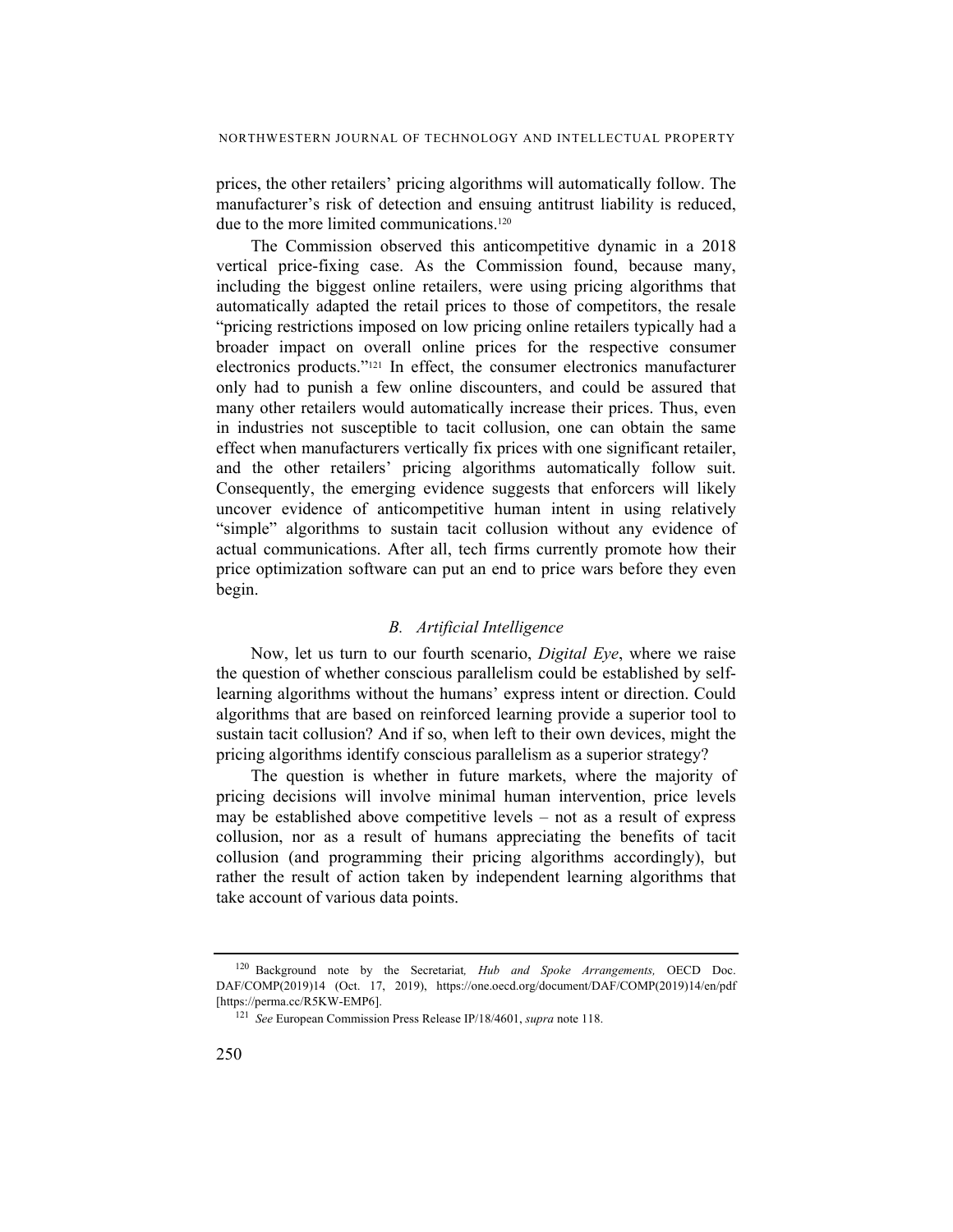prices, the other retailers' pricing algorithms will automatically follow. The manufacturer's risk of detection and ensuing antitrust liability is reduced, due to the more limited communications.[120]

The Commission observed this anticompetitive dynamic in a 2018 vertical price-fixing case. As the Commission found, because many, including the biggest online retailers, were using pricing algorithms that automatically adapted the retail prices to those of competitors, the resale "pricing restrictions imposed on low pricing online retailers typically had a broader impact on overall online prices for the respective consumer electronics products."[121] In effect, the consumer electronics manufacturer only had to punish a few online discounters, and could be assured that many other retailers would automatically increase their prices. Thus, even in industries not susceptible to tacit collusion, one can obtain the same effect when manufacturers vertically fix prices with one significant retailer, and the other retailers' pricing algorithms automatically follow suit. Consequently, the emerging evidence suggests that enforcers will likely uncover evidence of anticompetitive human intent in using relatively "simple" algorithms to sustain tacit collusion without any evidence of actual communications. After all, tech firms currently promote how their price optimization software can put an end to price wars before they even begin.

### *B. Artificial Intelligence*

Now, let us turn to our fourth scenario, *Digital Eye*, where we raise the question of whether conscious parallelism could be established by self-learning algorithms without the humans' express intent or direction. Could algorithms that are based on reinforced learning provide a superior tool to sustain tacit collusion? And if so, when left to their own devices, might the pricing algorithms identify conscious parallelism as a superior strategy?

The question is whether in future markets, where the majority of pricing decisions will involve minimal human intervention, price levels may be established above competitive levels – not as a result of express collusion, nor as a result of humans appreciating the benefits of tacit collusion (and programming their pricing algorithms accordingly), but rather the result of action taken by independent learning algorithms that take account of various data points.

---

[120] Background note by the Secretariat*, Hub and Spoke Arrangements,* OECD Doc. DAF/COMP(2019)14 (Oct. 17, 2019), https://one.oecd.org/document/DAF/COMP(2019)14/en/pdf [https://perma.cc/R5KW-EMP6].

[121] *See* European Commission Press Release IP/18/4601, *supra* note 118.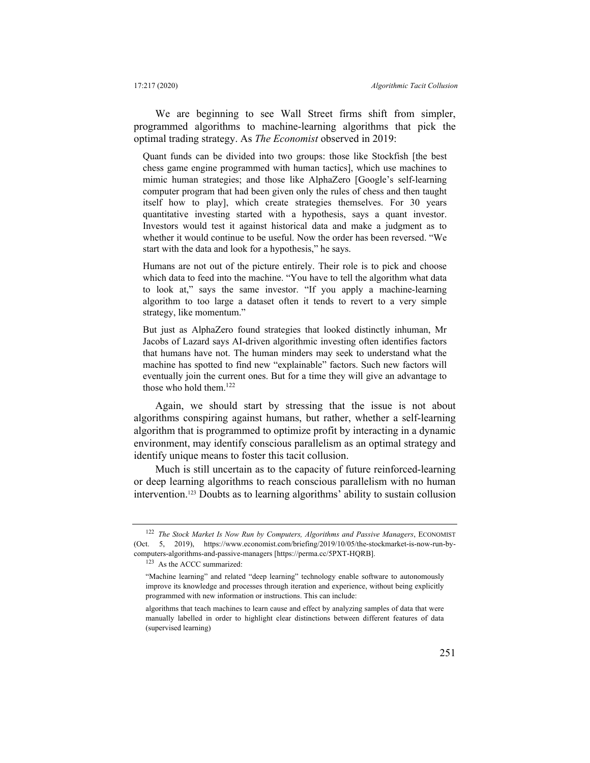We are beginning to see Wall Street firms shift from simpler, programmed algorithms to machine-learning algorithms that pick the optimal trading strategy. As *The Economist* observed in 2019:

> Quant funds can be divided into two groups: those like Stockfish [the best chess game engine programmed with human tactics], which use machines to mimic human strategies; and those like AlphaZero [Google's self-learning computer program that had been given only the rules of chess and then taught itself how to play], which create strategies themselves. For 30 years quantitative investing started with a hypothesis, says a quant investor. Investors would test it against historical data and make a judgment as to whether it would continue to be useful. Now the order has been reversed. "We start with the data and look for a hypothesis," he says.
>
> Humans are not out of the picture entirely. Their role is to pick and choose which data to feed into the machine. "You have to tell the algorithm what data to look at," says the same investor. "If you apply a machine-learning algorithm to too large a dataset often it tends to revert to a very simple strategy, like momentum."
>
> But just as AlphaZero found strategies that looked distinctly inhuman, Mr Jacobs of Lazard says AI-driven algorithmic investing often identifies factors that humans have not. The human minders may seek to understand what the machine has spotted to find new "explainable" factors. Such new factors will eventually join the current ones. But for a time they will give an advantage to those who hold them.[122]

Again, we should start by stressing that the issue is not about algorithms conspiring against humans, but rather, whether a self-learning algorithm that is programmed to optimize profit by interacting in a dynamic environment, may identify conscious parallelism as an optimal strategy and identify unique means to foster this tacit collusion.

Much is still uncertain as to the capacity of future reinforced-learning or deep learning algorithms to reach conscious parallelism with no human intervention.[123] Doubts as to learning algorithms' ability to sustain collusion

---

[122] *The Stock Market Is Now Run by Computers, Algorithms and Passive Managers*, ECONOMIST (Oct. 5, 2019), https://www.economist.com/briefing/2019/10/05/the-stockmarket-is-now-run-by-computers-algorithms-and-passive-managers [https://perma.cc/5PXT-HQRB].

[123] As the ACCC summarized:

> "Machine learning" and related "deep learning" technology enable software to autonomously improve its knowledge and processes through iteration and experience, without being explicitly programmed with new information or instructions. This can include:
>
> algorithms that teach machines to learn cause and effect by analyzing samples of data that were manually labelled in order to highlight clear distinctions between different features of data (supervised learning)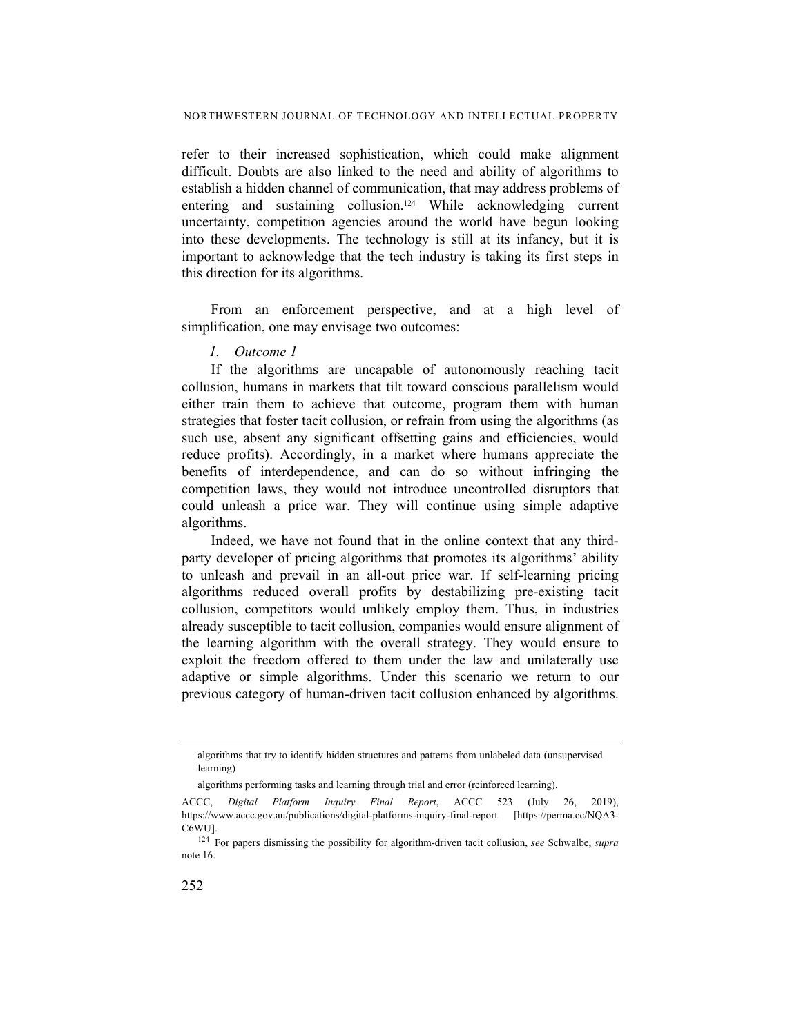refer to their increased sophistication, which could make alignment difficult. Doubts are also linked to the need and ability of algorithms to establish a hidden channel of communication, that may address problems of entering and sustaining collusion.[124] While acknowledging current uncertainty, competition agencies around the world have begun looking into these developments. The technology is still at its infancy, but it is important to acknowledge that the tech industry is taking its first steps in this direction for its algorithms.

From an enforcement perspective, and at a high level of simplification, one may envisage two outcomes:

#### *1. Outcome 1*

If the algorithms are uncapable of autonomously reaching tacit collusion, humans in markets that tilt toward conscious parallelism would either train them to achieve that outcome, program them with human strategies that foster tacit collusion, or refrain from using the algorithms (as such use, absent any significant offsetting gains and efficiencies, would reduce profits). Accordingly, in a market where humans appreciate the benefits of interdependence, and can do so without infringing the competition laws, they would not introduce uncontrolled disruptors that could unleash a price war. They will continue using simple adaptive algorithms.

Indeed, we have not found that in the online context that any third-party developer of pricing algorithms that promotes its algorithms' ability to unleash and prevail in an all-out price war. If self-learning pricing algorithms reduced overall profits by destabilizing pre-existing tacit collusion, competitors would unlikely employ them. Thus, in industries already susceptible to tacit collusion, companies would ensure alignment of the learning algorithm with the overall strategy. They would ensure to exploit the freedom offered to them under the law and unilaterally use adaptive or simple algorithms. Under this scenario we return to our previous category of human-driven tacit collusion enhanced by algorithms.

---

algorithms that try to identify hidden structures and patterns from unlabeled data (unsupervised learning)

algorithms performing tasks and learning through trial and error (reinforced learning).

ACCC, *Digital Platform Inquiry Final Report*, ACCC 523 (July 26, 2019), https://www.accc.gov.au/publications/digital-platforms-inquiry-final-report [https://perma.cc/NQA3-C6WU].

[124] For papers dismissing the possibility for algorithm-driven tacit collusion, *see* Schwalbe, *supra* note 16.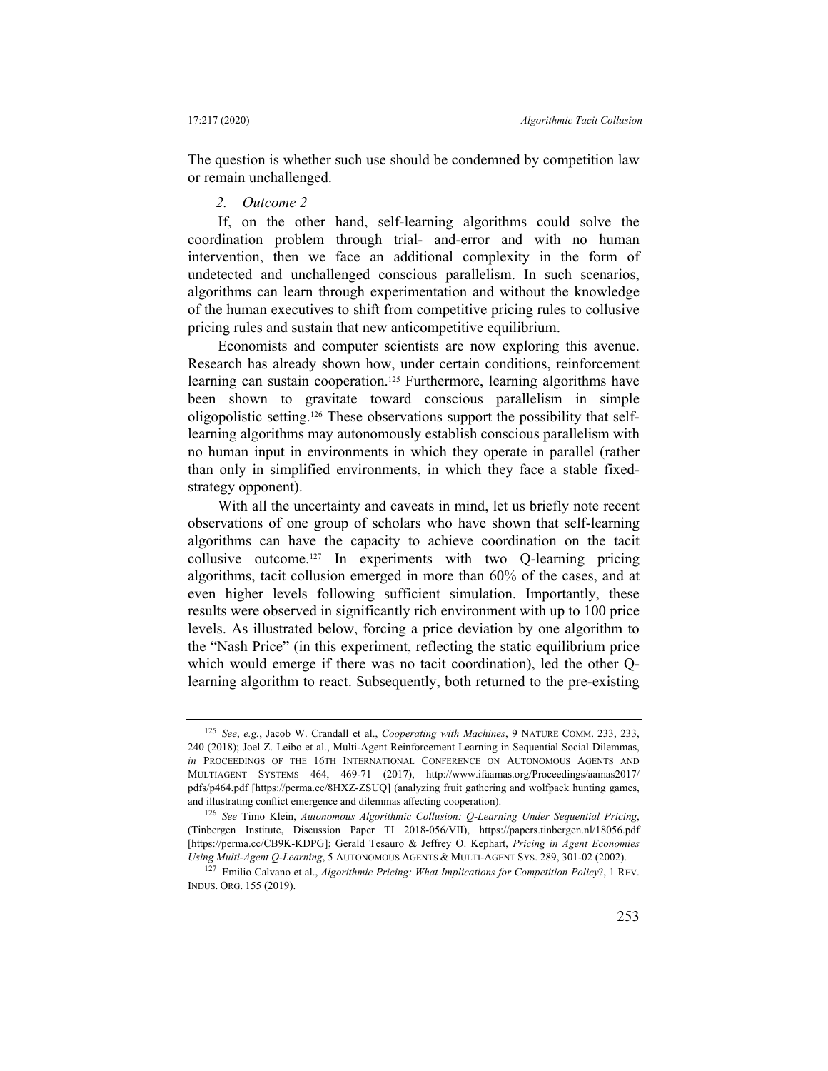The question is whether such use should be condemned by competition law or remain unchallenged.

### *2. Outcome 2*

If, on the other hand, self-learning algorithms could solve the coordination problem through trial- and-error and with no human intervention, then we face an additional complexity in the form of undetected and unchallenged conscious parallelism. In such scenarios, algorithms can learn through experimentation and without the knowledge of the human executives to shift from competitive pricing rules to collusive pricing rules and sustain that new anticompetitive equilibrium.

Economists and computer scientists are now exploring this avenue. Research has already shown how, under certain conditions, reinforcement learning can sustain cooperation.[125] Furthermore, learning algorithms have been shown to gravitate toward conscious parallelism in simple oligopolistic setting.[126] These observations support the possibility that self-learning algorithms may autonomously establish conscious parallelism with no human input in environments in which they operate in parallel (rather than only in simplified environments, in which they face a stable fixed-strategy opponent).

With all the uncertainty and caveats in mind, let us briefly note recent observations of one group of scholars who have shown that self-learning algorithms can have the capacity to achieve coordination on the tacit collusive outcome.[127] In experiments with two Q-learning pricing algorithms, tacit collusion emerged in more than 60% of the cases, and at even higher levels following sufficient simulation. Importantly, these results were observed in significantly rich environment with up to 100 price levels. As illustrated below, forcing a price deviation by one algorithm to the "Nash Price" (in this experiment, reflecting the static equilibrium price which would emerge if there was no tacit coordination), led the other Q-learning algorithm to react. Subsequently, both returned to the pre-existing

---

[125] *See*, *e.g.*, Jacob W. Crandall et al., *Cooperating with Machines*, 9 NATURE COMM. 233, 233, 240 (2018); Joel Z. Leibo et al., Multi-Agent Reinforcement Learning in Sequential Social Dilemmas, *in* PROCEEDINGS OF THE 16TH INTERNATIONAL CONFERENCE ON AUTONOMOUS AGENTS AND MULTIAGENT SYSTEMS 464, 469-71 (2017), http://www.ifaamas.org/Proceedings/aamas2017/pdfs/p464.pdf [https://perma.cc/8HXZ-ZSUQ] (analyzing fruit gathering and wolfpack hunting games, and illustrating conflict emergence and dilemmas affecting cooperation).

[126] *See* Timo Klein, *Autonomous Algorithmic Collusion: Q-Learning Under Sequential Pricing*, (Tinbergen Institute, Discussion Paper TI 2018-056/VII), https://papers.tinbergen.nl/18056.pdf [https://perma.cc/CB9K-KDPG]; Gerald Tesauro & Jeffrey O. Kephart, *Pricing in Agent Economies Using Multi-Agent Q-Learning*, 5 AUTONOMOUS AGENTS & MULTI-AGENT SYS. 289, 301-02 (2002).

[127] Emilio Calvano et al., *Algorithmic Pricing: What Implications for Competition Policy*?, 1 REV. INDUS. ORG. 155 (2019).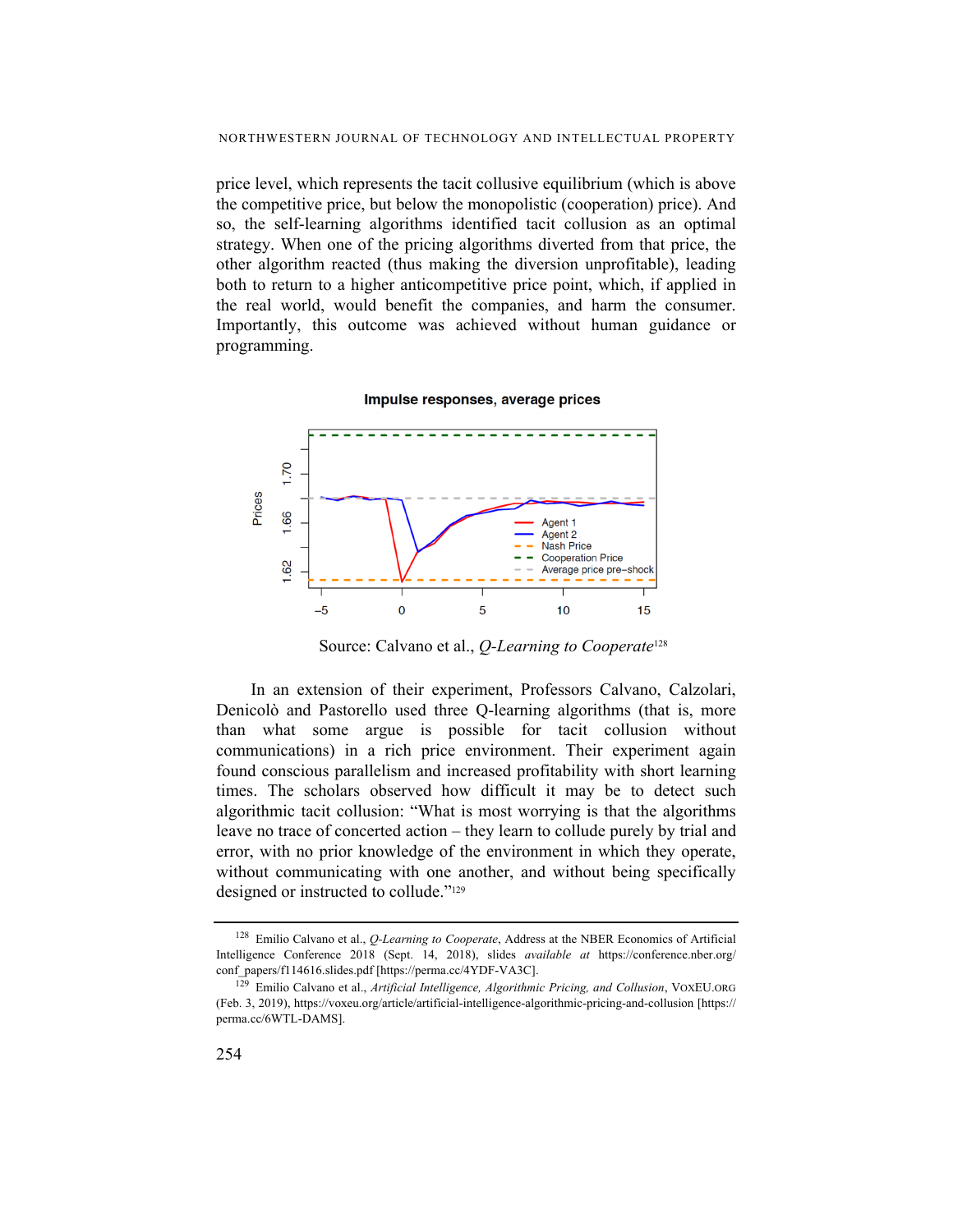price level, which represents the tacit collusive equilibrium (which is above the competitive price, but below the monopolistic (cooperation) price). And so, the self-learning algorithms identified tacit collusion as an optimal strategy. When one of the pricing algorithms diverted from that price, the other algorithm reacted (thus making the diversion unprofitable), leading both to return to a higher anticompetitive price point, which, if applied in the real world, would benefit the companies, and harm the consumer. Importantly, this outcome was achieved without human guidance or programming.

**Impulse responses, average prices**

Source: Calvano et al., *Q-Learning to Cooperate*[128]

In an extension of their experiment, Professors Calvano, Calzolari, Denicolò and Pastorello used three Q-learning algorithms (that is, more than what some argue is possible for tacit collusion without communications) in a rich price environment. Their experiment again found conscious parallelism and increased profitability with short learning times. The scholars observed how difficult it may be to detect such algorithmic tacit collusion: "What is most worrying is that the algorithms leave no trace of concerted action – they learn to collude purely by trial and error, with no prior knowledge of the environment in which they operate, without communicating with one another, and without being specifically designed or instructed to collude."[129]

---

[128] Emilio Calvano et al., *Q-Learning to Cooperate*, Address at the NBER Economics of Artificial Intelligence Conference 2018 (Sept. 14, 2018), slides *available at* https://conference.nber.org/conf_papers/f114616.slides.pdf [https://perma.cc/4YDF-VA3C].

[129] Emilio Calvano et al., *Artificial Intelligence, Algorithmic Pricing, and Collusion*, VOXEU.ORG (Feb. 3, 2019), https://voxeu.org/article/artificial-intelligence-algorithmic-pricing-and-collusion [https://perma.cc/6WTL-DAMS].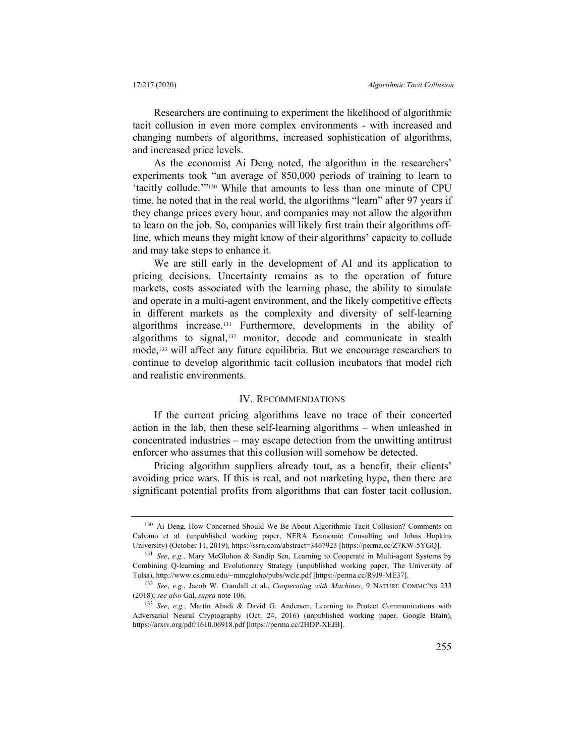Researchers are continuing to experiment the likelihood of algorithmic tacit collusion in even more complex environments - with increased and changing numbers of algorithms, increased sophistication of algorithms, and increased price levels.

As the economist Ai Deng noted, the algorithm in the researchers' experiments took "an average of 850,000 periods of training to learn to 'tacitly collude.'"[130] While that amounts to less than one minute of CPU time, he noted that in the real world, the algorithms "learn" after 97 years if they change prices every hour, and companies may not allow the algorithm to learn on the job. So, companies will likely first train their algorithms off-line, which means they might know of their algorithms' capacity to collude and may take steps to enhance it.

We are still early in the development of AI and its application to pricing decisions. Uncertainty remains as to the operation of future markets, costs associated with the learning phase, the ability to simulate and operate in a multi-agent environment, and the likely competitive effects in different markets as the complexity and diversity of self-learning algorithms increase.[131] Furthermore, developments in the ability of algorithms to signal,[132] monitor, decode and communicate in stealth mode,[133] will affect any future equilibria. But we encourage researchers to continue to develop algorithmic tacit collusion incubators that model rich and realistic environments.

## IV. RECOMMENDATIONS

If the current pricing algorithms leave no trace of their concerted action in the lab, then these self-learning algorithms – when unleashed in concentrated industries – may escape detection from the unwitting antitrust enforcer who assumes that this collusion will somehow be detected.

Pricing algorithm suppliers already tout, as a benefit, their clients' avoiding price wars. If this is real, and not marketing hype, then there are significant potential profits from algorithms that can foster tacit collusion.

---

[130] Ai Deng, How Concerned Should We Be About Algorithmic Tacit Collusion? Comments on Calvano et al. (unpublished working paper, NERA Economic Consulting and Johns Hopkins University) (October 11, 2019), https://ssrn.com/abstract=3467923 [https://perma.cc/Z7KW-5YGQ].

[131] *See*, *e.g.*, Mary McGlohon & Sandip Sen, Learning to Cooperate in Multi-agent Systems by Combining Q-learning and Evolutionary Strategy (unpublished working paper, The University of Tulsa), http://www.cs.cmu.edu/~mmcgloho/pubs/wclc.pdf [https://perma.cc/R9J9-ME37].

[132] *See*, *e.g.*, Jacob W. Crandall et al., *Cooperating with Machines*, 9 NATURE COMMC'NS 233 (2018); *see also* Gal, *supra* note 106.

[133] *See*, *e.g.*, Martín Abadi & David G. Andersen, Learning to Protect Communications with Adversarial Neural Cryptography (Oct. 24, 2016) (unpublished working paper, Google Brain), https://arxiv.org/pdf/1610.06918.pdf [https://perma.cc/2HDP-XEJB].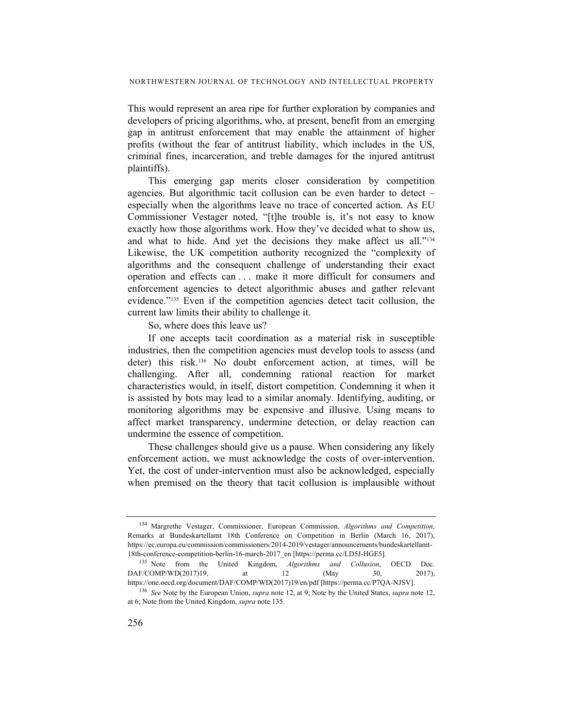This would represent an area ripe for further exploration by companies and developers of pricing algorithms, who, at present, benefit from an emerging gap in antitrust enforcement that may enable the attainment of higher profits (without the fear of antitrust liability, which includes in the US, criminal fines, incarceration, and treble damages for the injured antitrust plaintiffs).

This emerging gap merits closer consideration by competition agencies. But algorithmic tacit collusion can be even harder to detect – especially when the algorithms leave no trace of concerted action. As EU Commissioner Vestager noted, "[t]he trouble is, it's not easy to know exactly how those algorithms work. How they've decided what to show us, and what to hide. And yet the decisions they make affect us all."[134] Likewise, the UK competition authority recognized the "complexity of algorithms and the consequent challenge of understanding their exact operation and effects can . . . make it more difficult for consumers and enforcement agencies to detect algorithmic abuses and gather relevant evidence."[135] Even if the competition agencies detect tacit collusion, the current law limits their ability to challenge it.

So, where does this leave us?

If one accepts tacit coordination as a material risk in susceptible industries, then the competition agencies must develop tools to assess (and deter) this risk.[136] No doubt enforcement action, at times, will be challenging. After all, condemning rational reaction for market characteristics would, in itself, distort competition. Condemning it when it is assisted by bots may lead to a similar anomaly. Identifying, auditing, or monitoring algorithms may be expensive and illusive. Using means to affect market transparency, undermine detection, or delay reaction can undermine the essence of competition.

These challenges should give us a pause. When considering any likely enforcement action, we must acknowledge the costs of over-intervention. Yet, the cost of under-intervention must also be acknowledged, especially when premised on the theory that tacit collusion is implausible without

---

[134] Margrethe Vestager, Commissioner, European Commission, *Algorithms and Competition*, Remarks at Bundeskartellamt 18th Conference on Competition in Berlin (March 16, 2017), https://ec.europa.eu/commission/commissioners/2014-2019/vestager/announcements/bundeskartellamt-18th-conference-competition-berlin-16-march-2017_en [https://perma.cc/LD5J-HGE5].

[135] Note from the United Kingdom, *Algorithms and Collusion*, OECD Doc. DAF/COMP/WD(2017)19, at 12 (May 30, 2017), https://one.oecd.org/document/DAF/COMP/WD(2017)19/en/pdf [https://perma.cc/P7QA-NJSV].

[136] *See* Note by the European Union, *supra* note 12, at 9; Note by the United States, *supra* note 12, at 6; Note from the United Kingdom, *supra* note 135.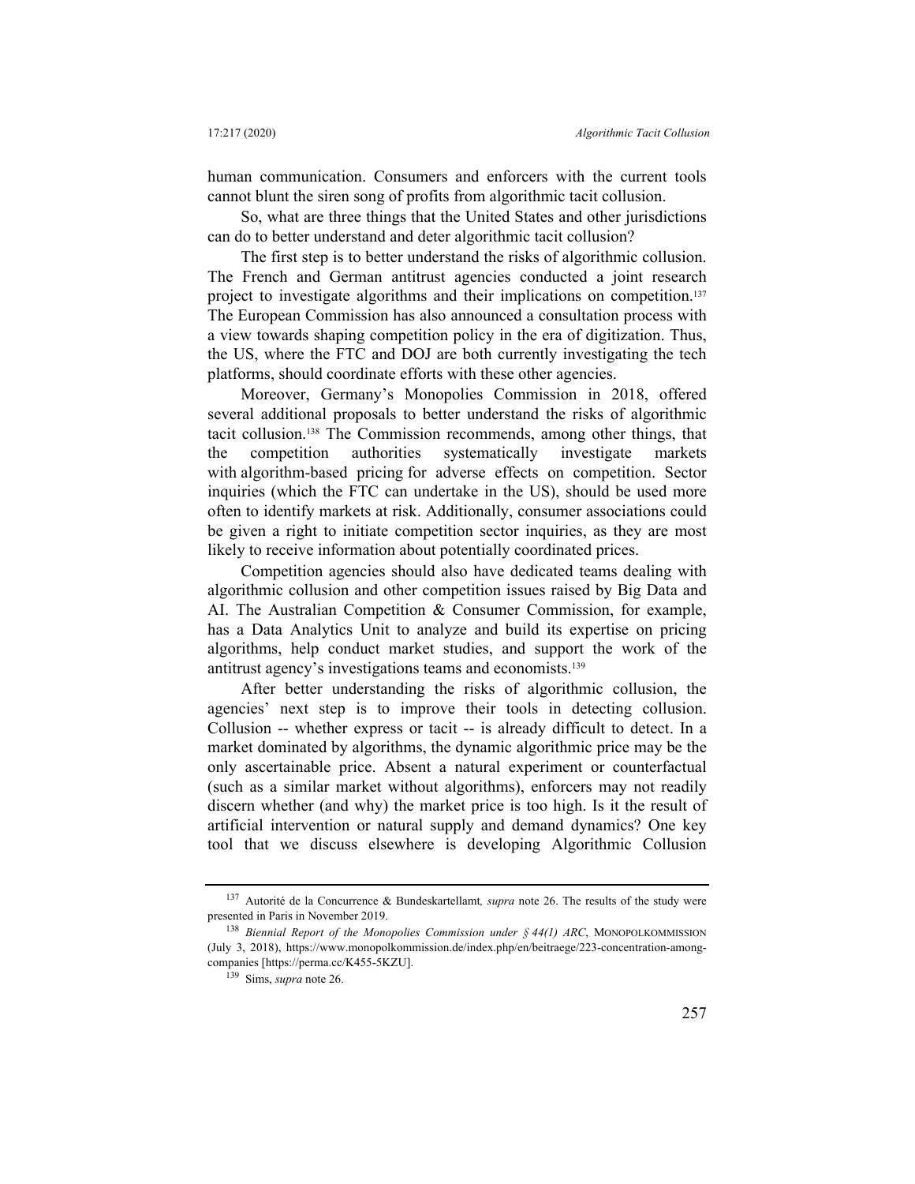human communication. Consumers and enforcers with the current tools cannot blunt the siren song of profits from algorithmic tacit collusion.

So, what are three things that the United States and other jurisdictions can do to better understand and deter algorithmic tacit collusion?

The first step is to better understand the risks of algorithmic collusion. The French and German antitrust agencies conducted a joint research project to investigate algorithms and their implications on competition.[137] The European Commission has also announced a consultation process with a view towards shaping competition policy in the era of digitization. Thus, the US, where the FTC and DOJ are both currently investigating the tech platforms, should coordinate efforts with these other agencies.

Moreover, Germany's Monopolies Commission in 2018, offered several additional proposals to better understand the risks of algorithmic tacit collusion.[138] The Commission recommends, among other things, that the competition authorities systematically investigate markets with algorithm-based pricing for adverse effects on competition. Sector inquiries (which the FTC can undertake in the US), should be used more often to identify markets at risk. Additionally, consumer associations could be given a right to initiate competition sector inquiries, as they are most likely to receive information about potentially coordinated prices.

Competition agencies should also have dedicated teams dealing with algorithmic collusion and other competition issues raised by Big Data and AI. The Australian Competition & Consumer Commission, for example, has a Data Analytics Unit to analyze and build its expertise on pricing algorithms, help conduct market studies, and support the work of the antitrust agency's investigations teams and economists.[139]

After better understanding the risks of algorithmic collusion, the agencies' next step is to improve their tools in detecting collusion. Collusion -- whether express or tacit -- is already difficult to detect. In a market dominated by algorithms, the dynamic algorithmic price may be the only ascertainable price. Absent a natural experiment or counterfactual (such as a similar market without algorithms), enforcers may not readily discern whether (and why) the market price is too high. Is it the result of artificial intervention or natural supply and demand dynamics? One key tool that we discuss elsewhere is developing Algorithmic Collusion

---

[137] Autorité de la Concurrence & Bundeskartellamt, *supra* note 26. The results of the study were presented in Paris in November 2019.

[138] *Biennial Report of the Monopolies Commission under § 44(1) ARC*, MONOPOLKOMMISSION (July 3, 2018), https://www.monopolkommission.de/index.php/en/beitraege/223-concentration-among-companies [https://perma.cc/K455-5KZU].

[139] Sims, *supra* note 26.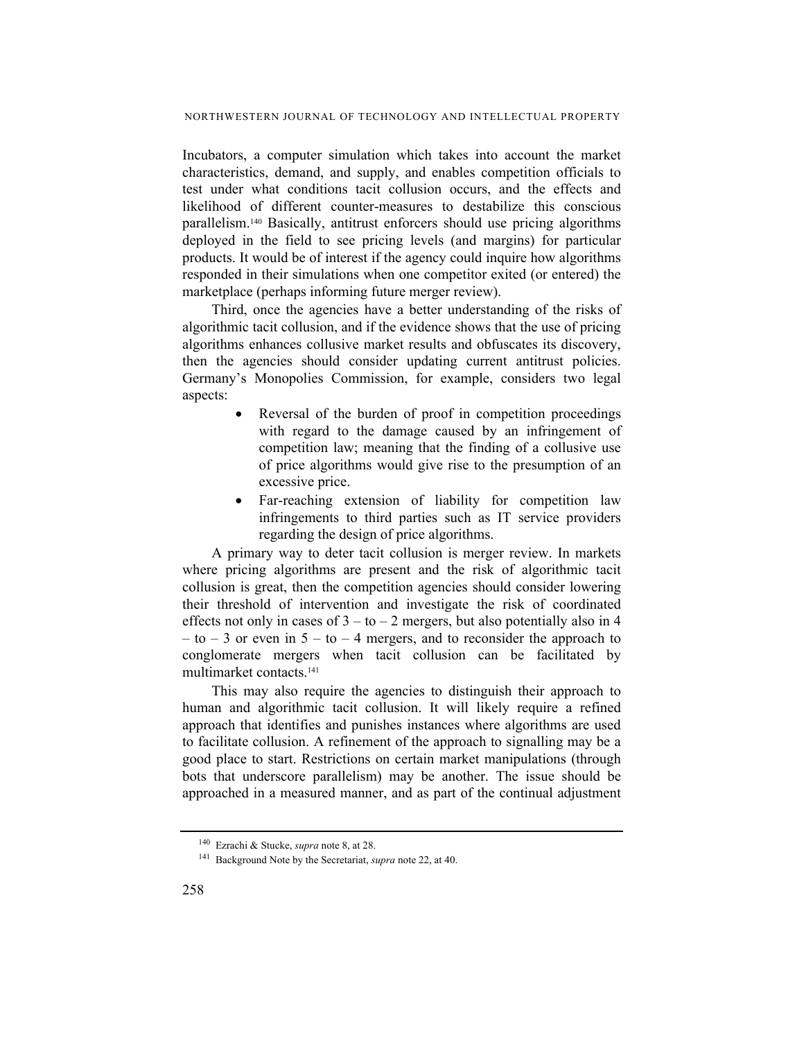Incubators, a computer simulation which takes into account the market characteristics, demand, and supply, and enables competition officials to test under what conditions tacit collusion occurs, and the effects and likelihood of different counter-measures to destabilize this conscious parallelism.[140] Basically, antitrust enforcers should use pricing algorithms deployed in the field to see pricing levels (and margins) for particular products. It would be of interest if the agency could inquire how algorithms responded in their simulations when one competitor exited (or entered) the marketplace (perhaps informing future merger review).

Third, once the agencies have a better understanding of the risks of algorithmic tacit collusion, and if the evidence shows that the use of pricing algorithms enhances collusive market results and obfuscates its discovery, then the agencies should consider updating current antitrust policies. Germany's Monopolies Commission, for example, considers two legal aspects:

- Reversal of the burden of proof in competition proceedings with regard to the damage caused by an infringement of competition law; meaning that the finding of a collusive use of price algorithms would give rise to the presumption of an excessive price.
- Far-reaching extension of liability for competition law infringements to third parties such as IT service providers regarding the design of price algorithms.

A primary way to deter tacit collusion is merger review. In markets where pricing algorithms are present and the risk of algorithmic tacit collusion is great, then the competition agencies should consider lowering their threshold of intervention and investigate the risk of coordinated effects not only in cases of 3 – to – 2 mergers, but also potentially also in 4 – to – 3 or even in 5 – to – 4 mergers, and to reconsider the approach to conglomerate mergers when tacit collusion can be facilitated by multimarket contacts.[141]

This may also require the agencies to distinguish their approach to human and algorithmic tacit collusion. It will likely require a refined approach that identifies and punishes instances where algorithms are used to facilitate collusion. A refinement of the approach to signalling may be a good place to start. Restrictions on certain market manipulations (through bots that underscore parallelism) may be another. The issue should be approached in a measured manner, and as part of the continual adjustment

---

[140] Ezrachi & Stucke, *supra* note 8, at 28.

[141] Background Note by the Secretariat, *supra* note 22, at 40.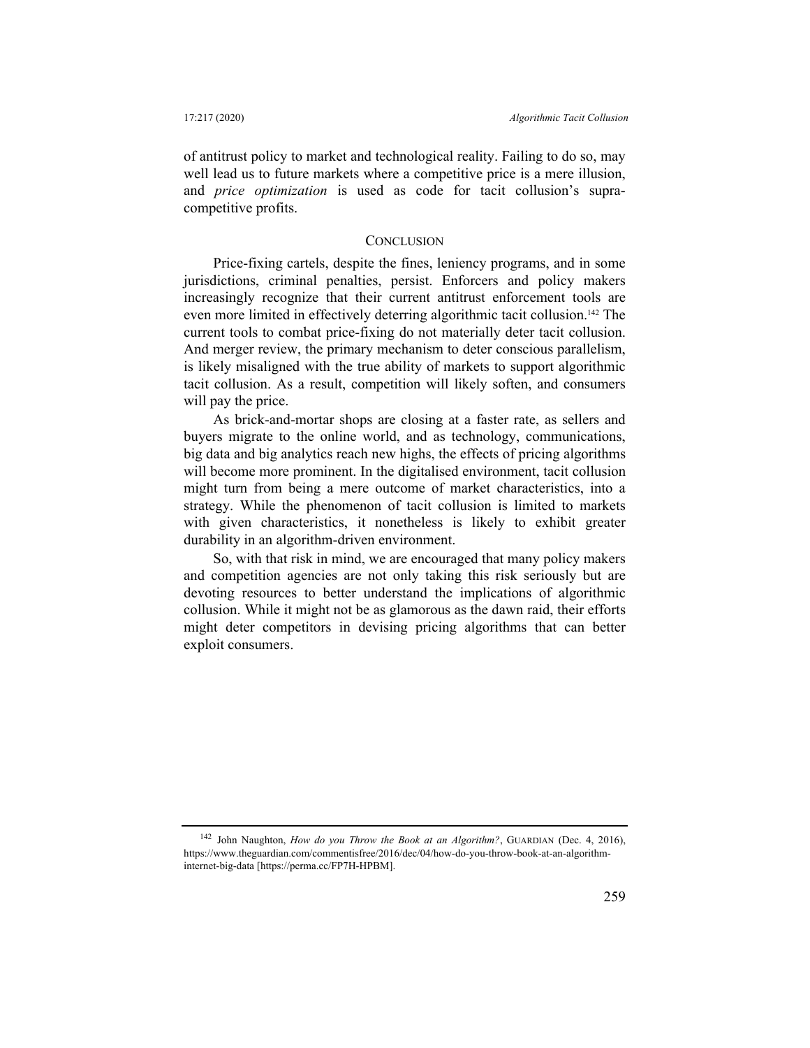of antitrust policy to market and technological reality. Failing to do so, may well lead us to future markets where a competitive price is a mere illusion, and *price optimization* is used as code for tacit collusion's supra-competitive profits.

## CONCLUSION

Price-fixing cartels, despite the fines, leniency programs, and in some jurisdictions, criminal penalties, persist. Enforcers and policy makers increasingly recognize that their current antitrust enforcement tools are even more limited in effectively deterring algorithmic tacit collusion.[142] The current tools to combat price-fixing do not materially deter tacit collusion. And merger review, the primary mechanism to deter conscious parallelism, is likely misaligned with the true ability of markets to support algorithmic tacit collusion. As a result, competition will likely soften, and consumers will pay the price.

As brick-and-mortar shops are closing at a faster rate, as sellers and buyers migrate to the online world, and as technology, communications, big data and big analytics reach new highs, the effects of pricing algorithms will become more prominent. In the digitalised environment, tacit collusion might turn from being a mere outcome of market characteristics, into a strategy. While the phenomenon of tacit collusion is limited to markets with given characteristics, it nonetheless is likely to exhibit greater durability in an algorithm-driven environment.

So, with that risk in mind, we are encouraged that many policy makers and competition agencies are not only taking this risk seriously but are devoting resources to better understand the implications of algorithmic collusion. While it might not be as glamorous as the dawn raid, their efforts might deter competitors in devising pricing algorithms that can better exploit consumers.

---

[142] John Naughton, *How do you Throw the Book at an Algorithm?*, GUARDIAN (Dec. 4, 2016), https://www.theguardian.com/commentisfree/2016/dec/04/how-do-you-throw-book-at-an-algorithm-internet-big-data [https://perma.cc/FP7H-HPBM].